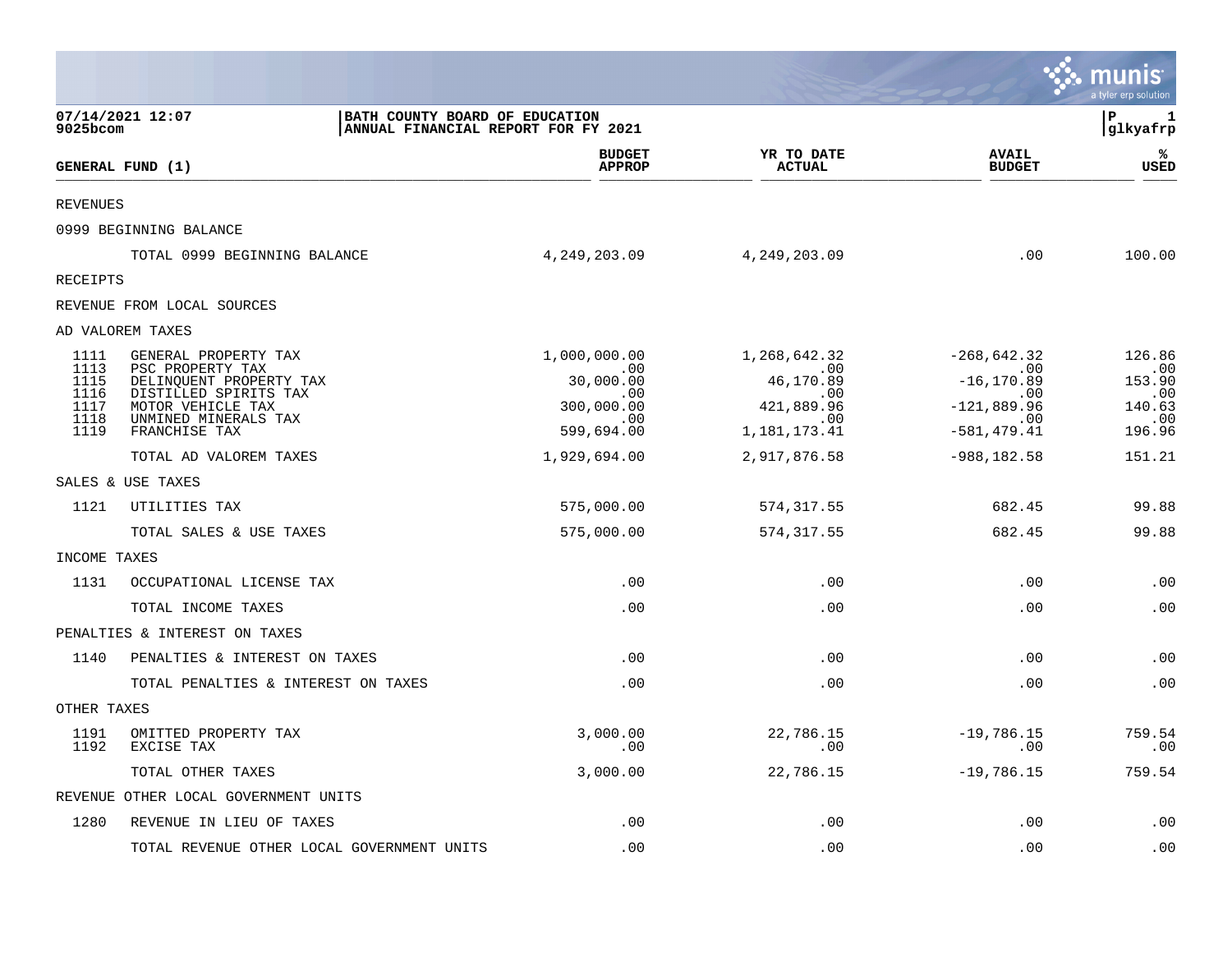07/14/2021 12:07
9025bcom

**BATH COUNTY BOARD OF EDUCATION**
**ANNUAL FINANCIAL REPORT FOR FY 2021**

P 1
glkyafrp

| GENERAL FUND (1) | | BUDGET APPROP | YR TO DATE ACTUAL | AVAIL BUDGET | % USED |
|---|---|---|---|---|---|
| REVENUES | | | | | |
| 0999 BEGINNING BALANCE | | | | | |
| | TOTAL 0999 BEGINNING BALANCE | 4,249,203.09 | 4,249,203.09 | .00 | 100.00 |
| RECEIPTS | | | | | |
| REVENUE FROM LOCAL SOURCES | | | | | |
| AD VALOREM TAXES | | | | | |
| 1111 | GENERAL PROPERTY TAX | 1,000,000.00 | 1,268,642.32 | -268,642.32 | 126.86 |
| 1113 | PSC PROPERTY TAX | .00 | .00 | .00 | .00 |
| 1115 | DELINQUENT PROPERTY TAX | 30,000.00 | 46,170.89 | -16,170.89 | 153.90 |
| 1116 | DISTILLED SPIRITS TAX | .00 | .00 | .00 | .00 |
| 1117 | MOTOR VEHICLE TAX | 300,000.00 | 421,889.96 | -121,889.96 | 140.63 |
| 1118 | UNMINED MINERALS TAX | .00 | .00 | .00 | .00 |
| 1119 | FRANCHISE TAX | 599,694.00 | 1,181,173.41 | -581,479.41 | 196.96 |
| | TOTAL AD VALOREM TAXES | 1,929,694.00 | 2,917,876.58 | -988,182.58 | 151.21 |
| SALES & USE TAXES | | | | | |
| 1121 | UTILITIES TAX | 575,000.00 | 574,317.55 | 682.45 | 99.88 |
| | TOTAL SALES & USE TAXES | 575,000.00 | 574,317.55 | 682.45 | 99.88 |
| INCOME TAXES | | | | | |
| 1131 | OCCUPATIONAL LICENSE TAX | .00 | .00 | .00 | .00 |
| | TOTAL INCOME TAXES | .00 | .00 | .00 | .00 |
| PENALTIES & INTEREST ON TAXES | | | | | |
| 1140 | PENALTIES & INTEREST ON TAXES | .00 | .00 | .00 | .00 |
| | TOTAL PENALTIES & INTEREST ON TAXES | .00 | .00 | .00 | .00 |
| OTHER TAXES | | | | | |
| 1191 | OMITTED PROPERTY TAX | 3,000.00 | 22,786.15 | -19,786.15 | 759.54 |
| 1192 | EXCISE TAX | .00 | .00 | .00 | .00 |
| | TOTAL OTHER TAXES | 3,000.00 | 22,786.15 | -19,786.15 | 759.54 |
| REVENUE OTHER LOCAL GOVERNMENT UNITS | | | | | |
| 1280 | REVENUE IN LIEU OF TAXES | .00 | .00 | .00 | .00 |
| | TOTAL REVENUE OTHER LOCAL GOVERNMENT UNITS | .00 | .00 | .00 | .00 |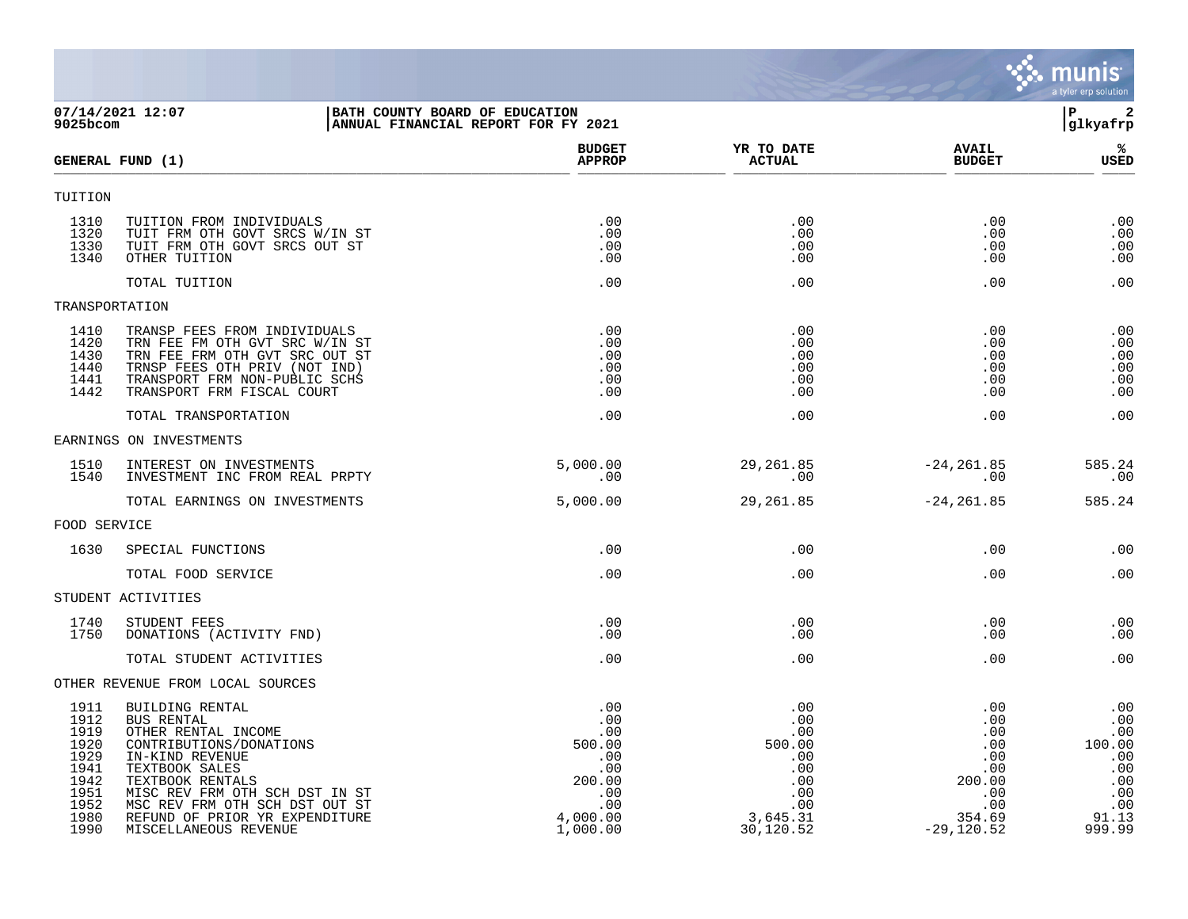07/14/2021 12:07 | BATH COUNTY BOARD OF EDUCATION | P 2
9025bcom | ANNUAL FINANCIAL REPORT FOR FY 2021 | glkyafrp

| GENERAL FUND (1) | | BUDGET APPROP | YR TO DATE ACTUAL | AVAIL BUDGET | % USED |
|---|---|---|---|---|---|
| TUITION | | | | | |
| 1310 | TUITION FROM INDIVIDUALS | .00 | .00 | .00 | .00 |
| 1320 | TUIT FRM OTH GOVT SRCS W/IN ST | .00 | .00 | .00 | .00 |
| 1330 | TUIT FRM OTH GOVT SRCS OUT ST | .00 | .00 | .00 | .00 |
| 1340 | OTHER TUITION | .00 | .00 | .00 | .00 |
| | TOTAL TUITION | .00 | .00 | .00 | .00 |
| TRANSPORTATION | | | | | |
| 1410 | TRANSP FEES FROM INDIVIDUALS | .00 | .00 | .00 | .00 |
| 1420 | TRN FEE FM OTH GVT SRC W/IN ST | .00 | .00 | .00 | .00 |
| 1430 | TRN FEE FRM OTH GVT SRC OUT ST | .00 | .00 | .00 | .00 |
| 1440 | TRNSP FEES OTH PRIV (NOT IND) | .00 | .00 | .00 | .00 |
| 1441 | TRANSPORT FRM NON-PUBLIC SCHS | .00 | .00 | .00 | .00 |
| 1442 | TRANSPORT FRM FISCAL COURT | .00 | .00 | .00 | .00 |
| | TOTAL TRANSPORTATION | .00 | .00 | .00 | .00 |
| EARNINGS ON INVESTMENTS | | | | | |
| 1510 | INTEREST ON INVESTMENTS | 5,000.00 | 29,261.85 | -24,261.85 | 585.24 |
| 1540 | INVESTMENT INC FROM REAL PRPTY | .00 | .00 | .00 | .00 |
| | TOTAL EARNINGS ON INVESTMENTS | 5,000.00 | 29,261.85 | -24,261.85 | 585.24 |
| FOOD SERVICE | | | | | |
| 1630 | SPECIAL FUNCTIONS | .00 | .00 | .00 | .00 |
| | TOTAL FOOD SERVICE | .00 | .00 | .00 | .00 |
| STUDENT ACTIVITIES | | | | | |
| 1740 | STUDENT FEES | .00 | .00 | .00 | .00 |
| 1750 | DONATIONS (ACTIVITY FND) | .00 | .00 | .00 | .00 |
| | TOTAL STUDENT ACTIVITIES | .00 | .00 | .00 | .00 |
| OTHER REVENUE FROM LOCAL SOURCES | | | | | |
| 1911 | BUILDING RENTAL | .00 | .00 | .00 | .00 |
| 1912 | BUS RENTAL | .00 | .00 | .00 | .00 |
| 1919 | OTHER RENTAL INCOME | .00 | .00 | .00 | .00 |
| 1920 | CONTRIBUTIONS/DONATIONS | 500.00 | 500.00 | .00 | 100.00 |
| 1929 | IN-KIND REVENUE | .00 | .00 | .00 | .00 |
| 1941 | TEXTBOOK SALES | .00 | .00 | .00 | .00 |
| 1942 | TEXTBOOK RENTALS | 200.00 | .00 | 200.00 | .00 |
| 1951 | MISC REV FRM OTH SCH DST IN ST | .00 | .00 | .00 | .00 |
| 1952 | MSC REV FRM OTH SCH DST OUT ST | .00 | .00 | .00 | .00 |
| 1980 | REFUND OF PRIOR YR EXPENDITURE | 4,000.00 | 3,645.31 | 354.69 | 91.13 |
| 1990 | MISCELLANEOUS REVENUE | 1,000.00 | 30,120.52 | -29,120.52 | 999.99 |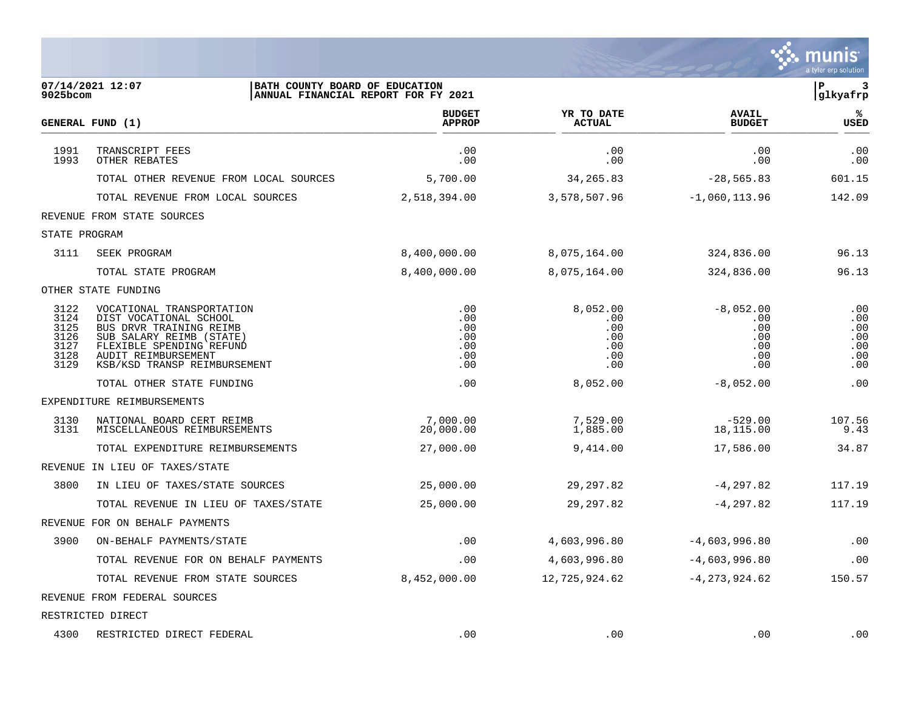BATH COUNTY BOARD OF EDUCATION
ANNUAL FINANCIAL REPORT FOR FY 2021

| GENERAL FUND (1) | | BUDGET APPROP | YR TO DATE ACTUAL | AVAIL BUDGET | % USED |
|---|---|---|---|---|---|
| 1991 | TRANSCRIPT FEES | .00 | .00 | .00 | .00 |
| 1993 | OTHER REBATES | .00 | .00 | .00 | .00 |
| | TOTAL OTHER REVENUE FROM LOCAL SOURCES | 5,700.00 | 34,265.83 | -28,565.83 | 601.15 |
| | TOTAL REVENUE FROM LOCAL SOURCES | 2,518,394.00 | 3,578,507.96 | -1,060,113.96 | 142.09 |
| REVENUE FROM STATE SOURCES | | | | | |
| STATE PROGRAM | | | | | |
| 3111 | SEEK PROGRAM | 8,400,000.00 | 8,075,164.00 | 324,836.00 | 96.13 |
| | TOTAL STATE PROGRAM | 8,400,000.00 | 8,075,164.00 | 324,836.00 | 96.13 |
| OTHER STATE FUNDING | | | | | |
| 3122 | VOCATIONAL TRANSPORTATION | .00 | 8,052.00 | -8,052.00 | .00 |
| 3124 | DIST VOCATIONAL SCHOOL | .00 | .00 | .00 | .00 |
| 3125 | BUS DRVR TRAINING REIMB | .00 | .00 | .00 | .00 |
| 3126 | SUB SALARY REIMB (STATE) | .00 | .00 | .00 | .00 |
| 3127 | FLEXIBLE SPENDING REFUND | .00 | .00 | .00 | .00 |
| 3128 | AUDIT REIMBURSEMENT | .00 | .00 | .00 | .00 |
| 3129 | KSB/KSD TRANSP REIMBURSEMENT | .00 | .00 | .00 | .00 |
| | TOTAL OTHER STATE FUNDING | .00 | 8,052.00 | -8,052.00 | .00 |
| EXPENDITURE REIMBURSEMENTS | | | | | |
| 3130 | NATIONAL BOARD CERT REIMB | 7,000.00 | 7,529.00 | -529.00 | 107.56 |
| 3131 | MISCELLANEOUS REIMBURSEMENTS | 20,000.00 | 1,885.00 | 18,115.00 | 9.43 |
| | TOTAL EXPENDITURE REIMBURSEMENTS | 27,000.00 | 9,414.00 | 17,586.00 | 34.87 |
| REVENUE IN LIEU OF TAXES/STATE | | | | | |
| 3800 | IN LIEU OF TAXES/STATE SOURCES | 25,000.00 | 29,297.82 | -4,297.82 | 117.19 |
| | TOTAL REVENUE IN LIEU OF TAXES/STATE | 25,000.00 | 29,297.82 | -4,297.82 | 117.19 |
| REVENUE FOR ON BEHALF PAYMENTS | | | | | |
| 3900 | ON-BEHALF PAYMENTS/STATE | .00 | 4,603,996.80 | -4,603,996.80 | .00 |
| | TOTAL REVENUE FOR ON BEHALF PAYMENTS | .00 | 4,603,996.80 | -4,603,996.80 | .00 |
| | TOTAL REVENUE FROM STATE SOURCES | 8,452,000.00 | 12,725,924.62 | -4,273,924.62 | 150.57 |
| REVENUE FROM FEDERAL SOURCES | | | | | |
| RESTRICTED DIRECT | | | | | |
| 4300 | RESTRICTED DIRECT FEDERAL | .00 | .00 | .00 | .00 |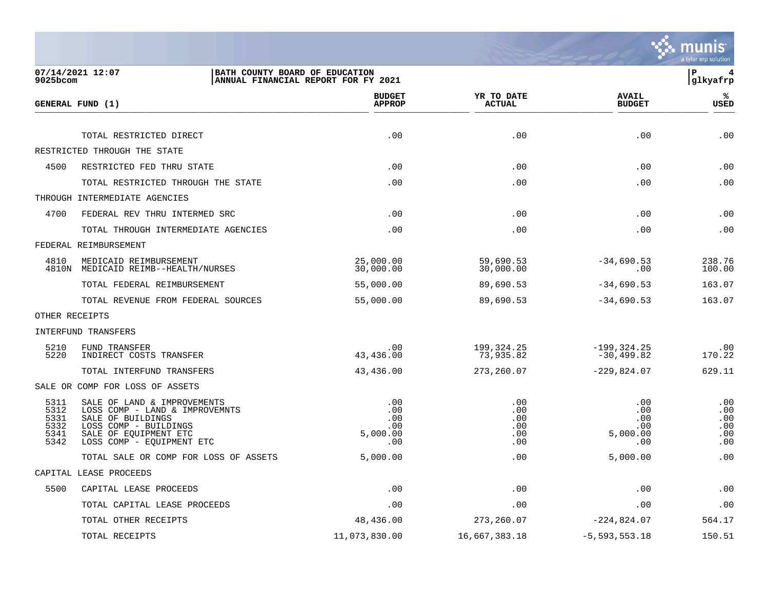07/14/2021 12:07 | BATH COUNTY BOARD OF EDUCATION | P 4
9025bcom | ANNUAL FINANCIAL REPORT FOR FY 2021 | glkyafrp

| GENERAL FUND (1) | | BUDGET APPROP | YR TO DATE ACTUAL | AVAIL BUDGET | % USED |
|---|---|---|---|---|---|
| | TOTAL RESTRICTED DIRECT | .00 | .00 | .00 | .00 |
| RESTRICTED THROUGH THE STATE | | | | | |
| 4500 | RESTRICTED FED THRU STATE | .00 | .00 | .00 | .00 |
| | TOTAL RESTRICTED THROUGH THE STATE | .00 | .00 | .00 | .00 |
| THROUGH INTERMEDIATE AGENCIES | | | | | |
| 4700 | FEDERAL REV THRU INTERMED SRC | .00 | .00 | .00 | .00 |
| | TOTAL THROUGH INTERMEDIATE AGENCIES | .00 | .00 | .00 | .00 |
| FEDERAL REIMBURSEMENT | | | | | |
| 4810 | MEDICAID REIMBURSEMENT | 25,000.00 | 59,690.53 | -34,690.53 | 238.76 |
| 4810N | MEDICAID REIMB--HEALTH/NURSES | 30,000.00 | 30,000.00 | .00 | 100.00 |
| | TOTAL FEDERAL REIMBURSEMENT | 55,000.00 | 89,690.53 | -34,690.53 | 163.07 |
| | TOTAL REVENUE FROM FEDERAL SOURCES | 55,000.00 | 89,690.53 | -34,690.53 | 163.07 |
| OTHER RECEIPTS | | | | | |
| INTERFUND TRANSFERS | | | | | |
| 5210 | FUND TRANSFER | .00 | 199,324.25 | -199,324.25 | .00 |
| 5220 | INDIRECT COSTS TRANSFER | 43,436.00 | 73,935.82 | -30,499.82 | 170.22 |
| | TOTAL INTERFUND TRANSFERS | 43,436.00 | 273,260.07 | -229,824.07 | 629.11 |
| SALE OR COMP FOR LOSS OF ASSETS | | | | | |
| 5311 | SALE OF LAND & IMPROVEMENTS | .00 | .00 | .00 | .00 |
| 5312 | LOSS COMP - LAND & IMPROVEMNTS | .00 | .00 | .00 | .00 |
| 5331 | SALE OF BUILDINGS | .00 | .00 | .00 | .00 |
| 5332 | LOSS COMP - BUILDINGS | .00 | .00 | .00 | .00 |
| 5341 | SALE OF EQUIPMENT ETC | 5,000.00 | .00 | 5,000.00 | .00 |
| 5342 | LOSS COMP - EQUIPMENT ETC | .00 | .00 | .00 | .00 |
| | TOTAL SALE OR COMP FOR LOSS OF ASSETS | 5,000.00 | .00 | 5,000.00 | .00 |
| CAPITAL LEASE PROCEEDS | | | | | |
| 5500 | CAPITAL LEASE PROCEEDS | .00 | .00 | .00 | .00 |
| | TOTAL CAPITAL LEASE PROCEEDS | .00 | .00 | .00 | .00 |
| | TOTAL OTHER RECEIPTS | 48,436.00 | 273,260.07 | -224,824.07 | 564.17 |
| | TOTAL RECEIPTS | 11,073,830.00 | 16,667,383.18 | -5,593,553.18 | 150.51 |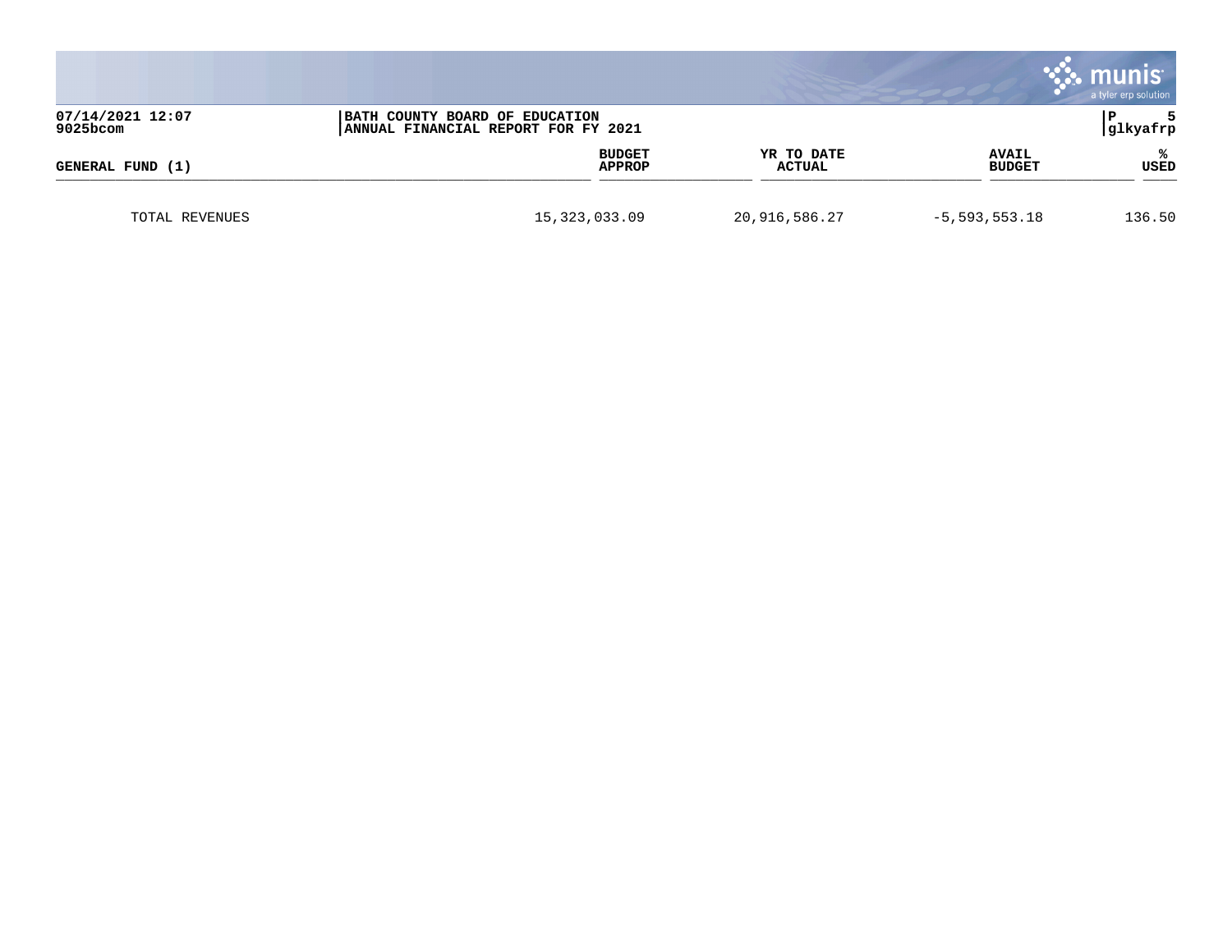| GENERAL FUND (1) | BUDGET APPROP | YR TO DATE ACTUAL | AVAIL BUDGET | % USED |
|---|---|---|---|---|
| TOTAL REVENUES | 15,323,033.09 | 20,916,586.27 | -5,593,553.18 | 136.50 |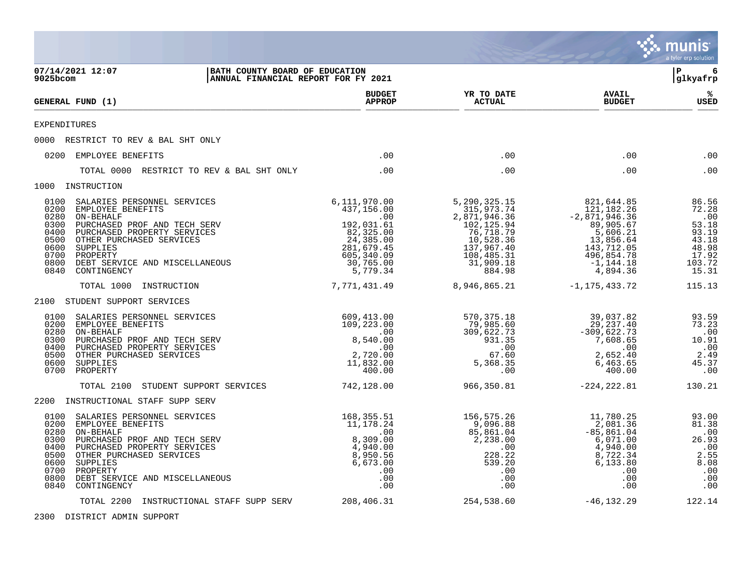**BATH COUNTY BOARD OF EDUCATION**
**ANNUAL FINANCIAL REPORT FOR FY 2021**

07/14/2021 12:07
9025bcom

| GENERAL FUND (1) | BUDGET APPROP | YR TO DATE ACTUAL | AVAIL BUDGET | % USED |
|---|---|---|---|---|
| EXPENDITURES | | | | |
| 0000 RESTRICT TO REV & BAL SHT ONLY | | | | |
| 0200 EMPLOYEE BENEFITS | .00 | .00 | .00 | .00 |
| TOTAL 0000 RESTRICT TO REV & BAL SHT ONLY | .00 | .00 | .00 | .00 |
| 1000 INSTRUCTION | | | | |
| 0100 SALARIES PERSONNEL SERVICES | 6,111,970.00 | 5,290,325.15 | 821,644.85 | 86.56 |
| 0200 EMPLOYEE BENEFITS | 437,156.00 | 315,973.74 | 121,182.26 | 72.28 |
| 0280 ON-BEHALF | .00 | 2,871,946.36 | -2,871,946.36 | .00 |
| 0300 PURCHASED PROF AND TECH SERV | 192,031.61 | 102,125.94 | 89,905.67 | 53.18 |
| 0400 PURCHASED PROPERTY SERVICES | 82,325.00 | 76,718.79 | 5,606.21 | 93.19 |
| 0500 OTHER PURCHASED SERVICES | 24,385.00 | 10,528.36 | 13,856.64 | 43.18 |
| 0600 SUPPLIES | 281,679.45 | 137,967.40 | 143,712.05 | 48.98 |
| 0700 PROPERTY | 605,340.09 | 108,485.31 | 496,854.78 | 17.92 |
| 0800 DEBT SERVICE AND MISCELLANEOUS | 30,765.00 | 31,909.18 | -1,144.18 | 103.72 |
| 0840 CONTINGENCY | 5,779.34 | 884.98 | 4,894.36 | 15.31 |
| TOTAL 1000 INSTRUCTION | 7,771,431.49 | 8,946,865.21 | -1,175,433.72 | 115.13 |
| 2100 STUDENT SUPPORT SERVICES | | | | |
| 0100 SALARIES PERSONNEL SERVICES | 609,413.00 | 570,375.18 | 39,037.82 | 93.59 |
| 0200 EMPLOYEE BENEFITS | 109,223.00 | 79,985.60 | 29,237.40 | 73.23 |
| 0280 ON-BEHALF | .00 | 309,622.73 | -309,622.73 | .00 |
| 0300 PURCHASED PROF AND TECH SERV | 8,540.00 | 931.35 | 7,608.65 | 10.91 |
| 0400 PURCHASED PROPERTY SERVICES | .00 | .00 | .00 | .00 |
| 0500 OTHER PURCHASED SERVICES | 2,720.00 | 67.60 | 2,652.40 | 2.49 |
| 0600 SUPPLIES | 11,832.00 | 5,368.35 | 6,463.65 | 45.37 |
| 0700 PROPERTY | 400.00 | .00 | 400.00 | .00 |
| TOTAL 2100 STUDENT SUPPORT SERVICES | 742,128.00 | 966,350.81 | -224,222.81 | 130.21 |
| 2200 INSTRUCTIONAL STAFF SUPP SERV | | | | |
| 0100 SALARIES PERSONNEL SERVICES | 168,355.51 | 156,575.26 | 11,780.25 | 93.00 |
| 0200 EMPLOYEE BENEFITS | 11,178.24 | 9,096.88 | 2,081.36 | 81.38 |
| 0280 ON-BEHALF | .00 | 85,861.04 | -85,861.04 | .00 |
| 0300 PURCHASED PROF AND TECH SERV | 8,309.00 | 2,238.00 | 6,071.00 | 26.93 |
| 0400 PURCHASED PROPERTY SERVICES | 4,940.00 | .00 | 4,940.00 | .00 |
| 0500 OTHER PURCHASED SERVICES | 8,950.56 | 228.22 | 8,722.34 | 2.55 |
| 0600 SUPPLIES | 6,673.00 | 539.20 | 6,133.80 | 8.08 |
| 0700 PROPERTY | .00 | .00 | .00 | .00 |
| 0800 DEBT SERVICE AND MISCELLANEOUS | .00 | .00 | .00 | .00 |
| 0840 CONTINGENCY | .00 | .00 | .00 | .00 |
| TOTAL 2200 INSTRUCTIONAL STAFF SUPP SERV | 208,406.31 | 254,538.60 | -46,132.29 | 122.14 |
| 2300 DISTRICT ADMIN SUPPORT | | | | |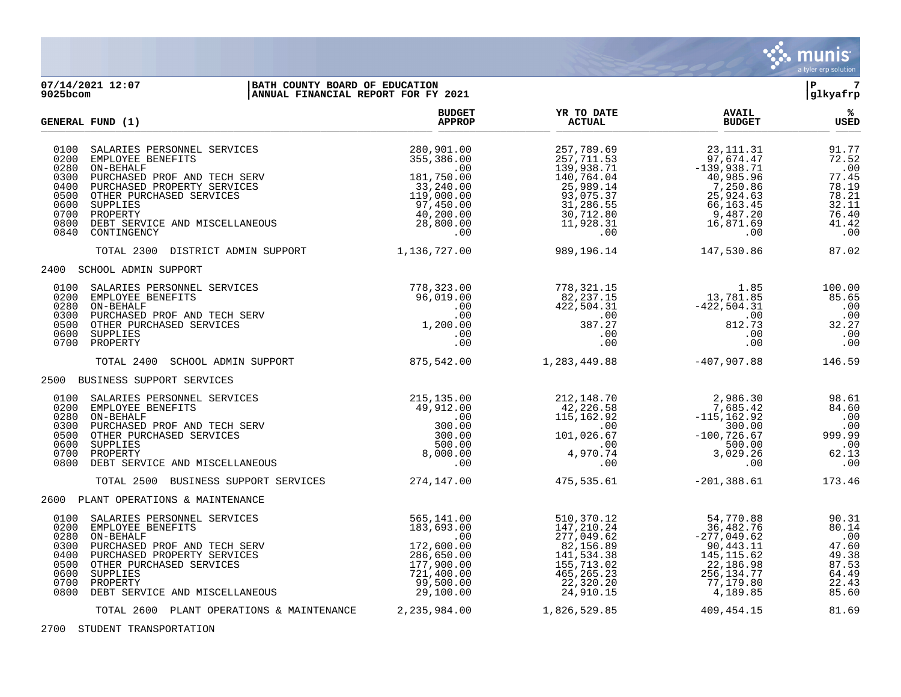**07/14/2021 12:07** | **BATH COUNTY BOARD OF EDUCATION**
**9025bcom** | **ANNUAL FINANCIAL REPORT FOR FY 2021** | glkyafrp

| GENERAL FUND (1) | BUDGET APPROP | YR TO DATE ACTUAL | AVAIL BUDGET | % USED |
|---|---|---|---|---|
| 0100 SALARIES PERSONNEL SERVICES | 280,901.00 | 257,789.69 | 23,111.31 | 91.77 |
| 0200 EMPLOYEE BENEFITS | 355,386.00 | 257,711.53 | 97,674.47 | 72.52 |
| 0280 ON-BEHALF | .00 | 139,938.71 | -139,938.71 | .00 |
| 0300 PURCHASED PROF AND TECH SERV | 181,750.00 | 140,764.04 | 40,985.96 | 77.45 |
| 0400 PURCHASED PROPERTY SERVICES | 33,240.00 | 25,989.14 | 7,250.86 | 78.19 |
| 0500 OTHER PURCHASED SERVICES | 119,000.00 | 93,075.37 | 25,924.63 | 78.21 |
| 0600 SUPPLIES | 97,450.00 | 31,286.55 | 66,163.45 | 32.11 |
| 0700 PROPERTY | 40,200.00 | 30,712.80 | 9,487.20 | 76.40 |
| 0800 DEBT SERVICE AND MISCELLANEOUS | 28,800.00 | 11,928.31 | 16,871.69 | 41.42 |
| 0840 CONTINGENCY | .00 | .00 | .00 | .00 |
| TOTAL 2300 DISTRICT ADMIN SUPPORT | 1,136,727.00 | 989,196.14 | 147,530.86 | 87.02 |
| **2400 SCHOOL ADMIN SUPPORT** | | | | |
| 0100 SALARIES PERSONNEL SERVICES | 778,323.00 | 778,321.15 | 1.85 | 100.00 |
| 0200 EMPLOYEE BENEFITS | 96,019.00 | 82,237.15 | 13,781.85 | 85.65 |
| 0280 ON-BEHALF | .00 | 422,504.31 | -422,504.31 | .00 |
| 0300 PURCHASED PROF AND TECH SERV | .00 | .00 | .00 | .00 |
| 0500 OTHER PURCHASED SERVICES | 1,200.00 | 387.27 | 812.73 | 32.27 |
| 0600 SUPPLIES | .00 | .00 | .00 | .00 |
| 0700 PROPERTY | .00 | .00 | .00 | .00 |
| TOTAL 2400 SCHOOL ADMIN SUPPORT | 875,542.00 | 1,283,449.88 | -407,907.88 | 146.59 |
| **2500 BUSINESS SUPPORT SERVICES** | | | | |
| 0100 SALARIES PERSONNEL SERVICES | 215,135.00 | 212,148.70 | 2,986.30 | 98.61 |
| 0200 EMPLOYEE BENEFITS | 49,912.00 | 42,226.58 | 7,685.42 | 84.60 |
| 0280 ON-BEHALF | .00 | 115,162.92 | -115,162.92 | .00 |
| 0300 PURCHASED PROF AND TECH SERV | 300.00 | .00 | 300.00 | .00 |
| 0500 OTHER PURCHASED SERVICES | 300.00 | 101,026.67 | -100,726.67 | 999.99 |
| 0600 SUPPLIES | 500.00 | .00 | 500.00 | .00 |
| 0700 PROPERTY | 8,000.00 | 4,970.74 | 3,029.26 | 62.13 |
| 0800 DEBT SERVICE AND MISCELLANEOUS | .00 | .00 | .00 | .00 |
| TOTAL 2500 BUSINESS SUPPORT SERVICES | 274,147.00 | 475,535.61 | -201,388.61 | 173.46 |
| **2600 PLANT OPERATIONS & MAINTENANCE** | | | | |
| 0100 SALARIES PERSONNEL SERVICES | 565,141.00 | 510,370.12 | 54,770.88 | 90.31 |
| 0200 EMPLOYEE BENEFITS | 183,693.00 | 147,210.24 | 36,482.76 | 80.14 |
| 0280 ON-BEHALF | .00 | 277,049.62 | -277,049.62 | .00 |
| 0300 PURCHASED PROF AND TECH SERV | 172,600.00 | 82,156.89 | 90,443.11 | 47.60 |
| 0400 PURCHASED PROPERTY SERVICES | 286,650.00 | 141,534.38 | 145,115.62 | 49.38 |
| 0500 OTHER PURCHASED SERVICES | 177,900.00 | 155,713.02 | 22,186.98 | 87.53 |
| 0600 SUPPLIES | 721,400.00 | 465,265.23 | 256,134.77 | 64.49 |
| 0700 PROPERTY | 99,500.00 | 22,320.20 | 77,179.80 | 22.43 |
| 0800 DEBT SERVICE AND MISCELLANEOUS | 29,100.00 | 24,910.15 | 4,189.85 | 85.60 |
| TOTAL 2600 PLANT OPERATIONS & MAINTENANCE | 2,235,984.00 | 1,826,529.85 | 409,454.15 | 81.69 |
| **2700 STUDENT TRANSPORTATION** | | | | |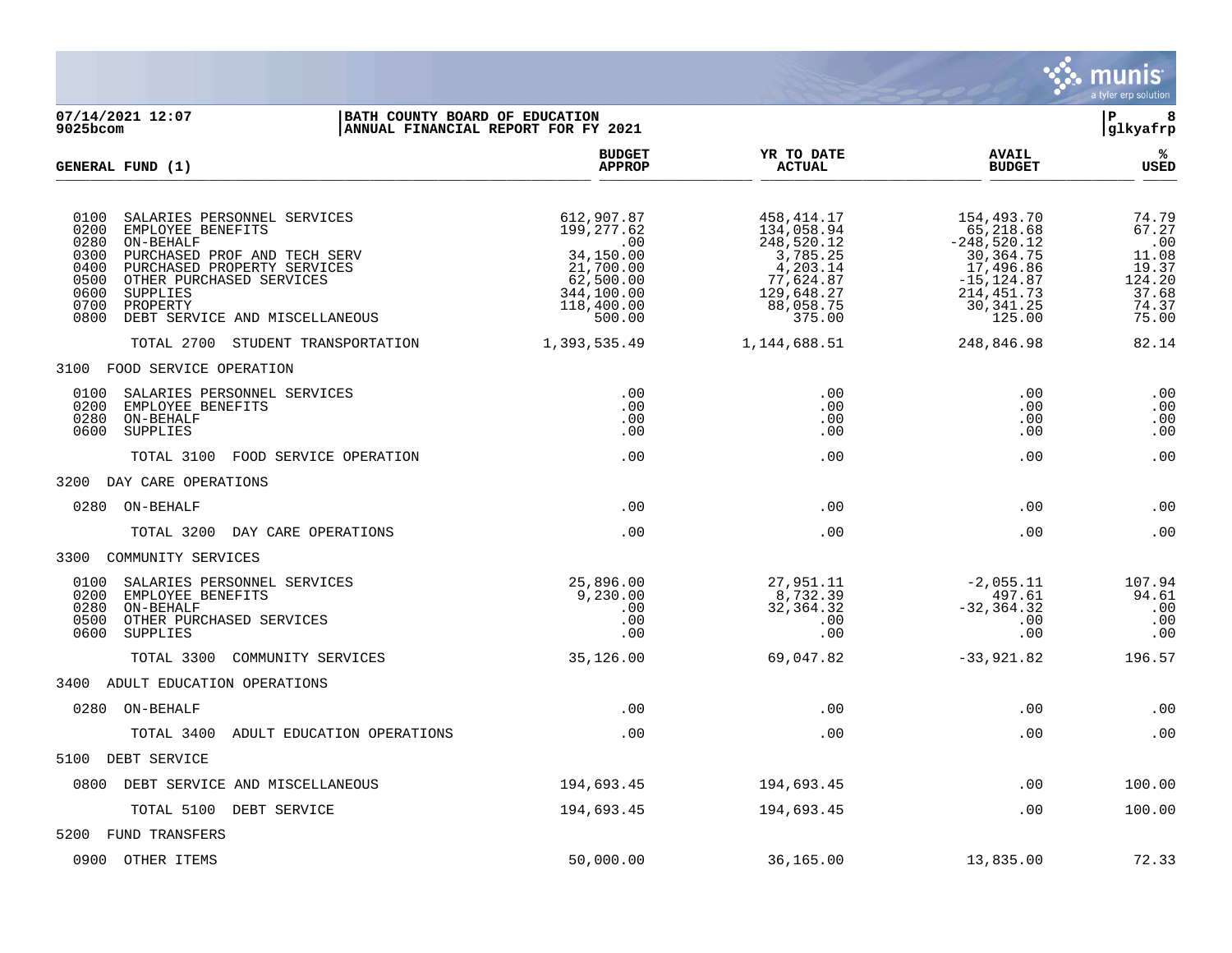**BATH COUNTY BOARD OF EDUCATION**
**ANNUAL FINANCIAL REPORT FOR FY 2021**

07/14/2021 12:07
9025bcom

| GENERAL FUND (1) | BUDGET APPROP | YR TO DATE ACTUAL | AVAIL BUDGET | % USED |
|---|---|---|---|---|
| 0100 SALARIES PERSONNEL SERVICES | 612,907.87 | 458,414.17 | 154,493.70 | 74.79 |
| 0200 EMPLOYEE BENEFITS | 199,277.62 | 134,058.94 | 65,218.68 | 67.27 |
| 0280 ON-BEHALF | .00 | 248,520.12 | -248,520.12 | .00 |
| 0300 PURCHASED PROF AND TECH SERV | 34,150.00 | 3,785.25 | 30,364.75 | 11.08 |
| 0400 PURCHASED PROPERTY SERVICES | 21,700.00 | 4,203.14 | 17,496.86 | 19.37 |
| 0500 OTHER PURCHASED SERVICES | 62,500.00 | 77,624.87 | -15,124.87 | 124.20 |
| 0600 SUPPLIES | 344,100.00 | 129,648.27 | 214,451.73 | 37.68 |
| 0700 PROPERTY | 118,400.00 | 88,058.75 | 30,341.25 | 74.37 |
| 0800 DEBT SERVICE AND MISCELLANEOUS | 500.00 | 375.00 | 125.00 | 75.00 |
| TOTAL 2700 STUDENT TRANSPORTATION | 1,393,535.49 | 1,144,688.51 | 248,846.98 | 82.14 |
| **3100 FOOD SERVICE OPERATION** | | | | |
| 0100 SALARIES PERSONNEL SERVICES | .00 | .00 | .00 | .00 |
| 0200 EMPLOYEE BENEFITS | .00 | .00 | .00 | .00 |
| 0280 ON-BEHALF | .00 | .00 | .00 | .00 |
| 0600 SUPPLIES | .00 | .00 | .00 | .00 |
| TOTAL 3100 FOOD SERVICE OPERATION | .00 | .00 | .00 | .00 |
| **3200 DAY CARE OPERATIONS** | | | | |
| 0280 ON-BEHALF | .00 | .00 | .00 | .00 |
| TOTAL 3200 DAY CARE OPERATIONS | .00 | .00 | .00 | .00 |
| **3300 COMMUNITY SERVICES** | | | | |
| 0100 SALARIES PERSONNEL SERVICES | 25,896.00 | 27,951.11 | -2,055.11 | 107.94 |
| 0200 EMPLOYEE BENEFITS | 9,230.00 | 8,732.39 | 497.61 | 94.61 |
| 0280 ON-BEHALF | .00 | 32,364.32 | -32,364.32 | .00 |
| 0500 OTHER PURCHASED SERVICES | .00 | .00 | .00 | .00 |
| 0600 SUPPLIES | .00 | .00 | .00 | .00 |
| TOTAL 3300 COMMUNITY SERVICES | 35,126.00 | 69,047.82 | -33,921.82 | 196.57 |
| **3400 ADULT EDUCATION OPERATIONS** | | | | |
| 0280 ON-BEHALF | .00 | .00 | .00 | .00 |
| TOTAL 3400 ADULT EDUCATION OPERATIONS | .00 | .00 | .00 | .00 |
| **5100 DEBT SERVICE** | | | | |
| 0800 DEBT SERVICE AND MISCELLANEOUS | 194,693.45 | 194,693.45 | .00 | 100.00 |
| TOTAL 5100 DEBT SERVICE | 194,693.45 | 194,693.45 | .00 | 100.00 |
| **5200 FUND TRANSFERS** | | | | |
| 0900 OTHER ITEMS | 50,000.00 | 36,165.00 | 13,835.00 | 72.33 |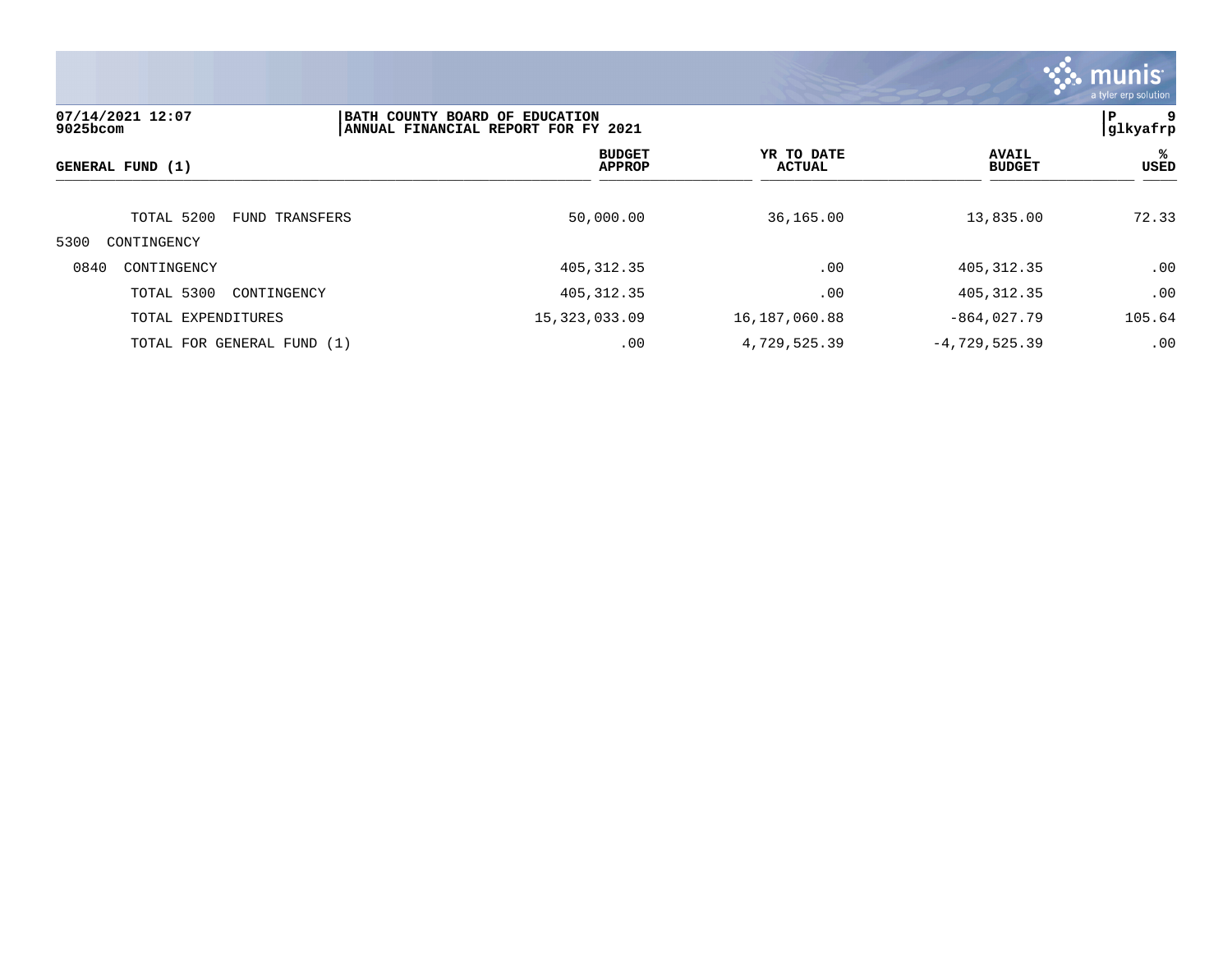| GENERAL FUND (1) | BUDGET APPROP | YR TO DATE ACTUAL | AVAIL BUDGET | % USED |
|---|---|---|---|---|
| TOTAL 5200 FUND TRANSFERS | 50,000.00 | 36,165.00 | 13,835.00 | 72.33 |
| 5300 CONTINGENCY | | | | |
| 0840 CONTINGENCY | 405,312.35 | .00 | 405,312.35 | .00 |
| TOTAL 5300 CONTINGENCY | 405,312.35 | .00 | 405,312.35 | .00 |
| TOTAL EXPENDITURES | 15,323,033.09 | 16,187,060.88 | -864,027.79 | 105.64 |
| TOTAL FOR GENERAL FUND (1) | .00 | 4,729,525.39 | -4,729,525.39 | .00 |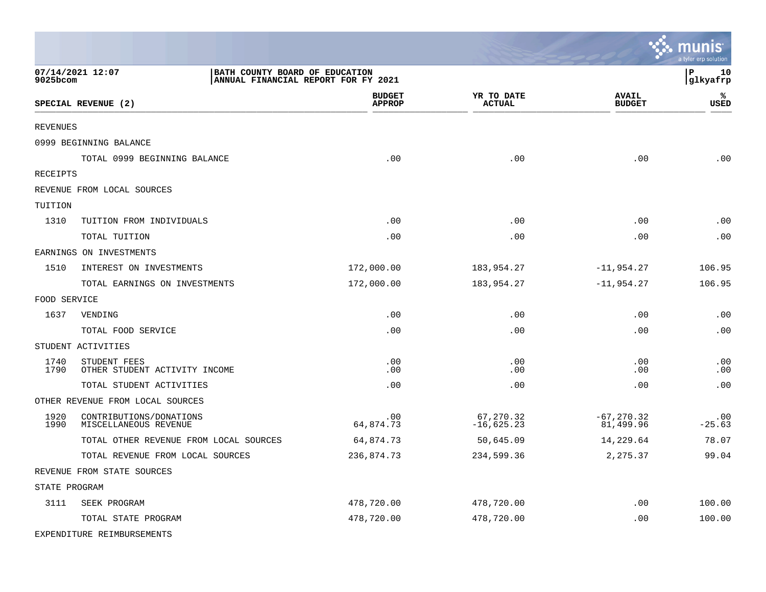BATH COUNTY BOARD OF EDUCATION
ANNUAL FINANCIAL REPORT FOR FY 2021

07/14/2021 12:07
9025bcom

| SPECIAL REVENUE (2) | | BUDGET APPROP | YR TO DATE ACTUAL | AVAIL BUDGET | % USED |
|---|---|---|---|---|---|
| REVENUES | | | | | |
| 0999 BEGINNING BALANCE | | | | | |
| | TOTAL 0999 BEGINNING BALANCE | .00 | .00 | .00 | .00 |
| RECEIPTS | | | | | |
| REVENUE FROM LOCAL SOURCES | | | | | |
| TUITION | | | | | |
| 1310 | TUITION FROM INDIVIDUALS | .00 | .00 | .00 | .00 |
| | TOTAL TUITION | .00 | .00 | .00 | .00 |
| EARNINGS ON INVESTMENTS | | | | | |
| 1510 | INTEREST ON INVESTMENTS | 172,000.00 | 183,954.27 | -11,954.27 | 106.95 |
| | TOTAL EARNINGS ON INVESTMENTS | 172,000.00 | 183,954.27 | -11,954.27 | 106.95 |
| FOOD SERVICE | | | | | |
| 1637 | VENDING | .00 | .00 | .00 | .00 |
| | TOTAL FOOD SERVICE | .00 | .00 | .00 | .00 |
| STUDENT ACTIVITIES | | | | | |
| 1740 | STUDENT FEES | .00 | .00 | .00 | .00 |
| 1790 | OTHER STUDENT ACTIVITY INCOME | .00 | .00 | .00 | .00 |
| | TOTAL STUDENT ACTIVITIES | .00 | .00 | .00 | .00 |
| OTHER REVENUE FROM LOCAL SOURCES | | | | | |
| 1920 | CONTRIBUTIONS/DONATIONS | .00 | 67,270.32 | -67,270.32 | .00 |
| 1990 | MISCELLANEOUS REVENUE | 64,874.73 | -16,625.23 | 81,499.96 | -25.63 |
| | TOTAL OTHER REVENUE FROM LOCAL SOURCES | 64,874.73 | 50,645.09 | 14,229.64 | 78.07 |
| | TOTAL REVENUE FROM LOCAL SOURCES | 236,874.73 | 234,599.36 | 2,275.37 | 99.04 |
| REVENUE FROM STATE SOURCES | | | | | |
| STATE PROGRAM | | | | | |
| 3111 | SEEK PROGRAM | 478,720.00 | 478,720.00 | .00 | 100.00 |
| | TOTAL STATE PROGRAM | 478,720.00 | 478,720.00 | .00 | 100.00 |
| EXPENDITURE REIMBURSEMENTS | | | | | |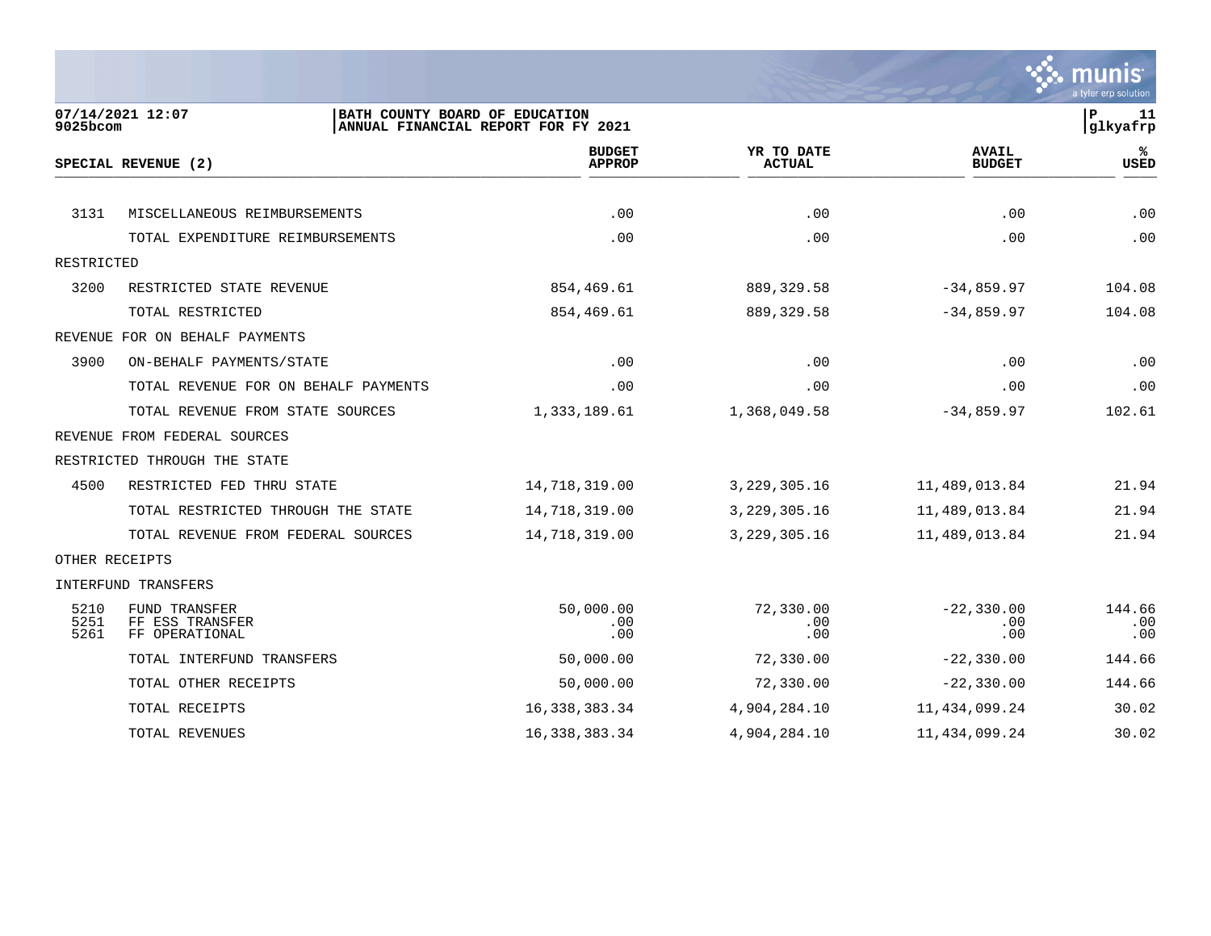07/14/2021 12:07
9025bcom

BATH COUNTY BOARD OF EDUCATION
ANNUAL FINANCIAL REPORT FOR FY 2021

P 11
glkyafrp

| SPECIAL REVENUE (2) | | BUDGET APPROP | YR TO DATE ACTUAL | AVAIL BUDGET | % USED |
|---|---|---|---|---|---|
| 3131 | MISCELLANEOUS REIMBURSEMENTS | .00 | .00 | .00 | .00 |
| | TOTAL EXPENDITURE REIMBURSEMENTS | .00 | .00 | .00 | .00 |
| RESTRICTED | | | | | |
| 3200 | RESTRICTED STATE REVENUE | 854,469.61 | 889,329.58 | -34,859.97 | 104.08 |
| | TOTAL RESTRICTED | 854,469.61 | 889,329.58 | -34,859.97 | 104.08 |
| REVENUE FOR ON BEHALF PAYMENTS | | | | | |
| 3900 | ON-BEHALF PAYMENTS/STATE | .00 | .00 | .00 | .00 |
| | TOTAL REVENUE FOR ON BEHALF PAYMENTS | .00 | .00 | .00 | .00 |
| | TOTAL REVENUE FROM STATE SOURCES | 1,333,189.61 | 1,368,049.58 | -34,859.97 | 102.61 |
| REVENUE FROM FEDERAL SOURCES | | | | | |
| RESTRICTED THROUGH THE STATE | | | | | |
| 4500 | RESTRICTED FED THRU STATE | 14,718,319.00 | 3,229,305.16 | 11,489,013.84 | 21.94 |
| | TOTAL RESTRICTED THROUGH THE STATE | 14,718,319.00 | 3,229,305.16 | 11,489,013.84 | 21.94 |
| | TOTAL REVENUE FROM FEDERAL SOURCES | 14,718,319.00 | 3,229,305.16 | 11,489,013.84 | 21.94 |
| OTHER RECEIPTS | | | | | |
| INTERFUND TRANSFERS | | | | | |
| 5210 | FUND TRANSFER | 50,000.00 | 72,330.00 | -22,330.00 | 144.66 |
| 5251 | FF ESS TRANSFER | .00 | .00 | .00 | .00 |
| 5261 | FF OPERATIONAL | .00 | .00 | .00 | .00 |
| | TOTAL INTERFUND TRANSFERS | 50,000.00 | 72,330.00 | -22,330.00 | 144.66 |
| | TOTAL OTHER RECEIPTS | 50,000.00 | 72,330.00 | -22,330.00 | 144.66 |
| | TOTAL RECEIPTS | 16,338,383.34 | 4,904,284.10 | 11,434,099.24 | 30.02 |
| | TOTAL REVENUES | 16,338,383.34 | 4,904,284.10 | 11,434,099.24 | 30.02 |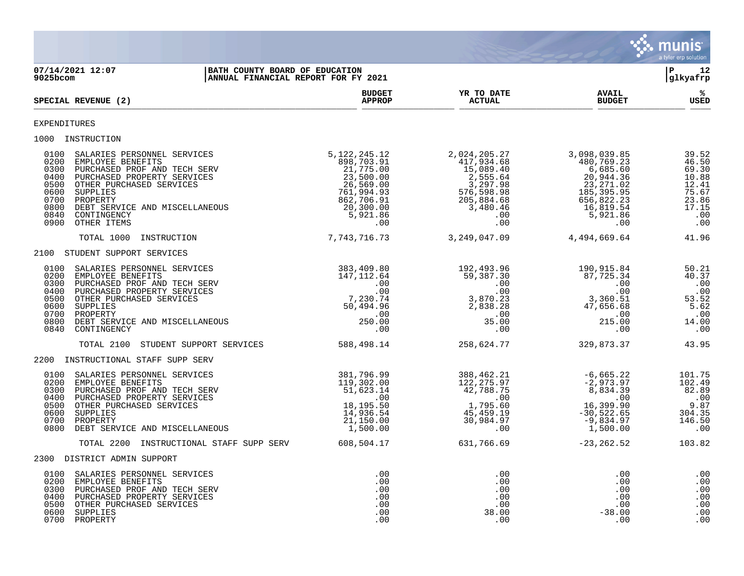07/14/2021 12:07 | BATH COUNTY BOARD OF EDUCATION
9025bcom | ANNUAL FINANCIAL REPORT FOR FY 2021
glkyafrp

| SPECIAL REVENUE (2) | BUDGET APPROP | YR TO DATE ACTUAL | AVAIL BUDGET | % USED |
|---|---|---|---|---|
| **EXPENDITURES** | | | | |
| **1000 INSTRUCTION** | | | | |
| 0100 SALARIES PERSONNEL SERVICES | 5,122,245.12 | 2,024,205.27 | 3,098,039.85 | 39.52 |
| 0200 EMPLOYEE BENEFITS | 898,703.91 | 417,934.68 | 480,769.23 | 46.50 |
| 0300 PURCHASED PROF AND TECH SERV | 21,775.00 | 15,089.40 | 6,685.60 | 69.30 |
| 0400 PURCHASED PROPERTY SERVICES | 23,500.00 | 2,555.64 | 20,944.36 | 10.88 |
| 0500 OTHER PURCHASED SERVICES | 26,569.00 | 3,297.98 | 23,271.02 | 12.41 |
| 0600 SUPPLIES | 761,994.93 | 576,598.98 | 185,395.95 | 75.67 |
| 0700 PROPERTY | 862,706.91 | 205,884.68 | 656,822.23 | 23.86 |
| 0800 DEBT SERVICE AND MISCELLANEOUS | 20,300.00 | 3,480.46 | 16,819.54 | 17.15 |
| 0840 CONTINGENCY | 5,921.86 | .00 | 5,921.86 | .00 |
| 0900 OTHER ITEMS | .00 | .00 | .00 | .00 |
| TOTAL 1000 INSTRUCTION | 7,743,716.73 | 3,249,047.09 | 4,494,669.64 | 41.96 |
| **2100 STUDENT SUPPORT SERVICES** | | | | |
| 0100 SALARIES PERSONNEL SERVICES | 383,409.80 | 192,493.96 | 190,915.84 | 50.21 |
| 0200 EMPLOYEE BENEFITS | 147,112.64 | 59,387.30 | 87,725.34 | 40.37 |
| 0300 PURCHASED PROF AND TECH SERV | .00 | .00 | .00 | .00 |
| 0400 PURCHASED PROPERTY SERVICES | .00 | .00 | .00 | .00 |
| 0500 OTHER PURCHASED SERVICES | 7,230.74 | 3,870.23 | 3,360.51 | 53.52 |
| 0600 SUPPLIES | 50,494.96 | 2,838.28 | 47,656.68 | 5.62 |
| 0700 PROPERTY | .00 | .00 | .00 | .00 |
| 0800 DEBT SERVICE AND MISCELLANEOUS | 250.00 | 35.00 | 215.00 | 14.00 |
| 0840 CONTINGENCY | .00 | .00 | .00 | .00 |
| TOTAL 2100 STUDENT SUPPORT SERVICES | 588,498.14 | 258,624.77 | 329,873.37 | 43.95 |
| **2200 INSTRUCTIONAL STAFF SUPP SERV** | | | | |
| 0100 SALARIES PERSONNEL SERVICES | 381,796.99 | 388,462.21 | -6,665.22 | 101.75 |
| 0200 EMPLOYEE BENEFITS | 119,302.00 | 122,275.97 | -2,973.97 | 102.49 |
| 0300 PURCHASED PROF AND TECH SERV | 51,623.14 | 42,788.75 | 8,834.39 | 82.89 |
| 0400 PURCHASED PROPERTY SERVICES | .00 | .00 | .00 | .00 |
| 0500 OTHER PURCHASED SERVICES | 18,195.50 | 1,795.60 | 16,399.90 | 9.87 |
| 0600 SUPPLIES | 14,936.54 | 45,459.19 | -30,522.65 | 304.35 |
| 0700 PROPERTY | 21,150.00 | 30,984.97 | -9,834.97 | 146.50 |
| 0800 DEBT SERVICE AND MISCELLANEOUS | 1,500.00 | .00 | 1,500.00 | .00 |
| TOTAL 2200 INSTRUCTIONAL STAFF SUPP SERV | 608,504.17 | 631,766.69 | -23,262.52 | 103.82 |
| **2300 DISTRICT ADMIN SUPPORT** | | | | |
| 0100 SALARIES PERSONNEL SERVICES | .00 | .00 | .00 | .00 |
| 0200 EMPLOYEE BENEFITS | .00 | .00 | .00 | .00 |
| 0300 PURCHASED PROF AND TECH SERV | .00 | .00 | .00 | .00 |
| 0400 PURCHASED PROPERTY SERVICES | .00 | .00 | .00 | .00 |
| 0500 OTHER PURCHASED SERVICES | .00 | .00 | .00 | .00 |
| 0600 SUPPLIES | .00 | 38.00 | -38.00 | .00 |
| 0700 PROPERTY | .00 | .00 | .00 | .00 |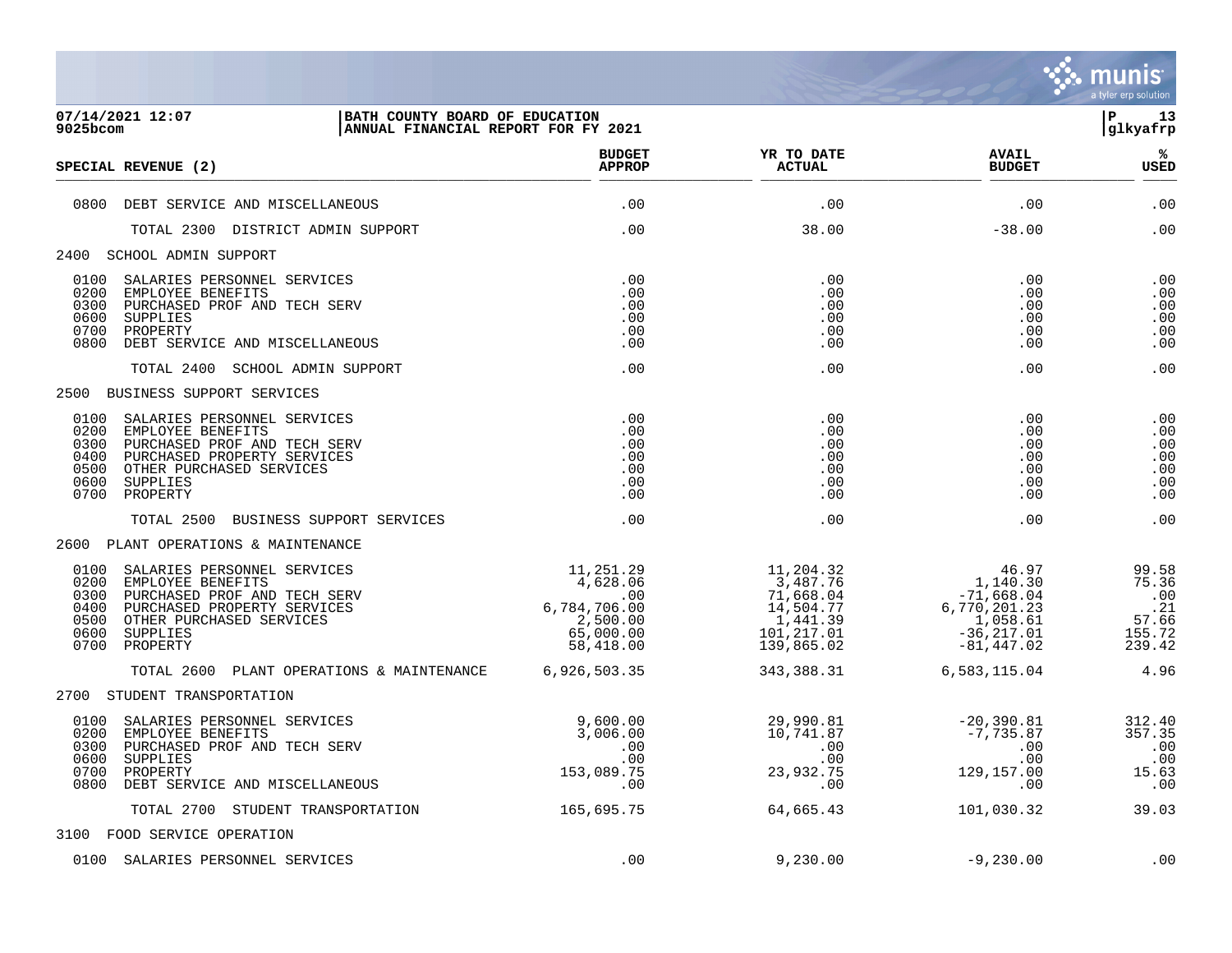**07/14/2021 12:07** | **BATH COUNTY BOARD OF EDUCATION** | **P 13**
**9025bcom** | **ANNUAL FINANCIAL REPORT FOR FY 2021** | **glkyafrp**

| SPECIAL REVENUE (2) | BUDGET APPROP | YR TO DATE ACTUAL | AVAIL BUDGET | % USED |
|---|---|---|---|---|
| 0800 DEBT SERVICE AND MISCELLANEOUS | .00 | .00 | .00 | .00 |
| TOTAL 2300 DISTRICT ADMIN SUPPORT | .00 | 38.00 | -38.00 | .00 |
| **2400 SCHOOL ADMIN SUPPORT** | | | | |
| 0100 SALARIES PERSONNEL SERVICES | .00 | .00 | .00 | .00 |
| 0200 EMPLOYEE BENEFITS | .00 | .00 | .00 | .00 |
| 0300 PURCHASED PROF AND TECH SERV | .00 | .00 | .00 | .00 |
| 0600 SUPPLIES | .00 | .00 | .00 | .00 |
| 0700 PROPERTY | .00 | .00 | .00 | .00 |
| 0800 DEBT SERVICE AND MISCELLANEOUS | .00 | .00 | .00 | .00 |
| TOTAL 2400 SCHOOL ADMIN SUPPORT | .00 | .00 | .00 | .00 |
| **2500 BUSINESS SUPPORT SERVICES** | | | | |
| 0100 SALARIES PERSONNEL SERVICES | .00 | .00 | .00 | .00 |
| 0200 EMPLOYEE BENEFITS | .00 | .00 | .00 | .00 |
| 0300 PURCHASED PROF AND TECH SERV | .00 | .00 | .00 | .00 |
| 0400 PURCHASED PROPERTY SERVICES | .00 | .00 | .00 | .00 |
| 0500 OTHER PURCHASED SERVICES | .00 | .00 | .00 | .00 |
| 0600 SUPPLIES | .00 | .00 | .00 | .00 |
| 0700 PROPERTY | .00 | .00 | .00 | .00 |
| TOTAL 2500 BUSINESS SUPPORT SERVICES | .00 | .00 | .00 | .00 |
| **2600 PLANT OPERATIONS & MAINTENANCE** | | | | |
| 0100 SALARIES PERSONNEL SERVICES | 11,251.29 | 11,204.32 | 46.97 | 99.58 |
| 0200 EMPLOYEE BENEFITS | 4,628.06 | 3,487.76 | 1,140.30 | 75.36 |
| 0300 PURCHASED PROF AND TECH SERV | .00 | 71,668.04 | -71,668.04 | .00 |
| 0400 PURCHASED PROPERTY SERVICES | 6,784,706.00 | 14,504.77 | 6,770,201.23 | .21 |
| 0500 OTHER PURCHASED SERVICES | 2,500.00 | 1,441.39 | 1,058.61 | 57.66 |
| 0600 SUPPLIES | 65,000.00 | 101,217.01 | -36,217.01 | 155.72 |
| 0700 PROPERTY | 58,418.00 | 139,865.02 | -81,447.02 | 239.42 |
| TOTAL 2600 PLANT OPERATIONS & MAINTENANCE | 6,926,503.35 | 343,388.31 | 6,583,115.04 | 4.96 |
| **2700 STUDENT TRANSPORTATION** | | | | |
| 0100 SALARIES PERSONNEL SERVICES | 9,600.00 | 29,990.81 | -20,390.81 | 312.40 |
| 0200 EMPLOYEE BENEFITS | 3,006.00 | 10,741.87 | -7,735.87 | 357.35 |
| 0300 PURCHASED PROF AND TECH SERV | .00 | .00 | .00 | .00 |
| 0600 SUPPLIES | .00 | .00 | .00 | .00 |
| 0700 PROPERTY | 153,089.75 | 23,932.75 | 129,157.00 | 15.63 |
| 0800 DEBT SERVICE AND MISCELLANEOUS | .00 | .00 | .00 | .00 |
| TOTAL 2700 STUDENT TRANSPORTATION | 165,695.75 | 64,665.43 | 101,030.32 | 39.03 |
| **3100 FOOD SERVICE OPERATION** | | | | |
| 0100 SALARIES PERSONNEL SERVICES | .00 | 9,230.00 | -9,230.00 | .00 |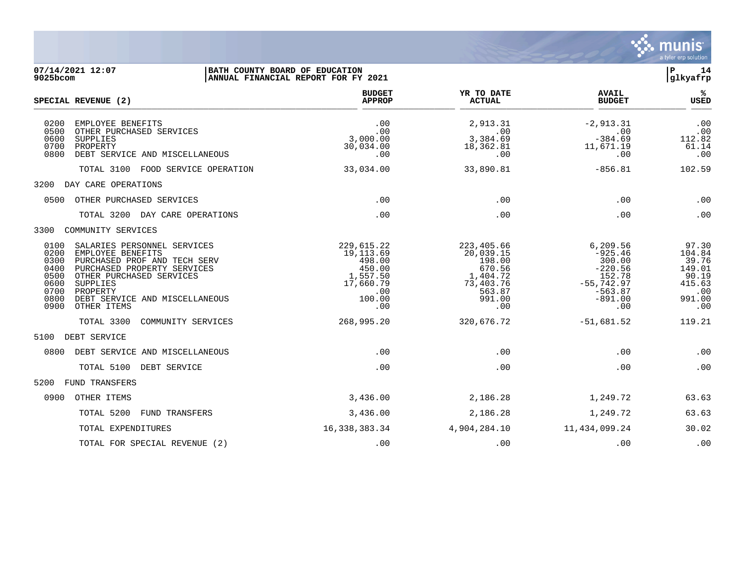**BATH COUNTY BOARD OF EDUCATION**
**ANNUAL FINANCIAL REPORT FOR FY 2021**

07/14/2021 12:07
9025bcom

| SPECIAL REVENUE (2) | BUDGET APPROP | YR TO DATE ACTUAL | AVAIL BUDGET | % USED |
|---|---|---|---|---|
| 0200 EMPLOYEE BENEFITS | .00 | 2,913.31 | -2,913.31 | .00 |
| 0500 OTHER PURCHASED SERVICES | .00 | .00 | .00 | .00 |
| 0600 SUPPLIES | 3,000.00 | 3,384.69 | -384.69 | 112.82 |
| 0700 PROPERTY | 30,034.00 | 18,362.81 | 11,671.19 | 61.14 |
| 0800 DEBT SERVICE AND MISCELLANEOUS | .00 | .00 | .00 | .00 |
| TOTAL 3100 FOOD SERVICE OPERATION | 33,034.00 | 33,890.81 | -856.81 | 102.59 |
| 3200 DAY CARE OPERATIONS | | | | |
| 0500 OTHER PURCHASED SERVICES | .00 | .00 | .00 | .00 |
| TOTAL 3200 DAY CARE OPERATIONS | .00 | .00 | .00 | .00 |
| 3300 COMMUNITY SERVICES | | | | |
| 0100 SALARIES PERSONNEL SERVICES | 229,615.22 | 223,405.66 | 6,209.56 | 97.30 |
| 0200 EMPLOYEE BENEFITS | 19,113.69 | 20,039.15 | -925.46 | 104.84 |
| 0300 PURCHASED PROF AND TECH SERV | 498.00 | 198.00 | 300.00 | 39.76 |
| 0400 PURCHASED PROPERTY SERVICES | 450.00 | 670.56 | -220.56 | 149.01 |
| 0500 OTHER PURCHASED SERVICES | 1,557.50 | 1,404.72 | 152.78 | 90.19 |
| 0600 SUPPLIES | 17,660.79 | 73,403.76 | -55,742.97 | 415.63 |
| 0700 PROPERTY | .00 | 563.87 | -563.87 | .00 |
| 0800 DEBT SERVICE AND MISCELLANEOUS | 100.00 | 991.00 | -891.00 | 991.00 |
| 0900 OTHER ITEMS | .00 | .00 | .00 | .00 |
| TOTAL 3300 COMMUNITY SERVICES | 268,995.20 | 320,676.72 | -51,681.52 | 119.21 |
| 5100 DEBT SERVICE | | | | |
| 0800 DEBT SERVICE AND MISCELLANEOUS | .00 | .00 | .00 | .00 |
| TOTAL 5100 DEBT SERVICE | .00 | .00 | .00 | .00 |
| 5200 FUND TRANSFERS | | | | |
| 0900 OTHER ITEMS | 3,436.00 | 2,186.28 | 1,249.72 | 63.63 |
| TOTAL 5200 FUND TRANSFERS | 3,436.00 | 2,186.28 | 1,249.72 | 63.63 |
| TOTAL EXPENDITURES | 16,338,383.34 | 4,904,284.10 | 11,434,099.24 | 30.02 |
| TOTAL FOR SPECIAL REVENUE (2) | .00 | .00 | .00 | .00 |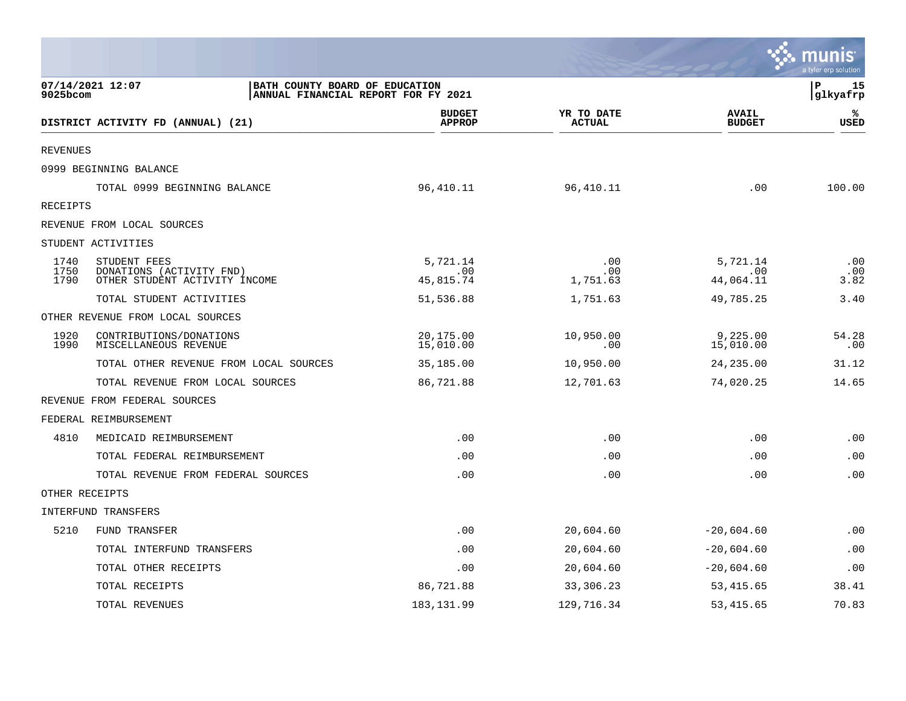07/14/2021 12:07
9025bcom

BATH COUNTY BOARD OF EDUCATION
ANNUAL FINANCIAL REPORT FOR FY 2021

P 15
glkyafrp

| DISTRICT ACTIVITY FD (ANNUAL) (21) | | BUDGET APPROP | YR TO DATE ACTUAL | AVAIL BUDGET | % USED |
|---|---|---|---|---|---|
| REVENUES | | | | | |
| 0999 BEGINNING BALANCE | | | | | |
| | TOTAL 0999 BEGINNING BALANCE | 96,410.11 | 96,410.11 | .00 | 100.00 |
| RECEIPTS | | | | | |
| REVENUE FROM LOCAL SOURCES | | | | | |
| STUDENT ACTIVITIES | | | | | |
| 1740 | STUDENT FEES | 5,721.14 | .00 | 5,721.14 | .00 |
| 1750 | DONATIONS (ACTIVITY FND) | .00 | .00 | .00 | .00 |
| 1790 | OTHER STUDENT ACTIVITY INCOME | 45,815.74 | 1,751.63 | 44,064.11 | 3.82 |
| | TOTAL STUDENT ACTIVITIES | 51,536.88 | 1,751.63 | 49,785.25 | 3.40 |
| OTHER REVENUE FROM LOCAL SOURCES | | | | | |
| 1920 | CONTRIBUTIONS/DONATIONS | 20,175.00 | 10,950.00 | 9,225.00 | 54.28 |
| 1990 | MISCELLANEOUS REVENUE | 15,010.00 | .00 | 15,010.00 | .00 |
| | TOTAL OTHER REVENUE FROM LOCAL SOURCES | 35,185.00 | 10,950.00 | 24,235.00 | 31.12 |
| | TOTAL REVENUE FROM LOCAL SOURCES | 86,721.88 | 12,701.63 | 74,020.25 | 14.65 |
| REVENUE FROM FEDERAL SOURCES | | | | | |
| FEDERAL REIMBURSEMENT | | | | | |
| 4810 | MEDICAID REIMBURSEMENT | .00 | .00 | .00 | .00 |
| | TOTAL FEDERAL REIMBURSEMENT | .00 | .00 | .00 | .00 |
| | TOTAL REVENUE FROM FEDERAL SOURCES | .00 | .00 | .00 | .00 |
| OTHER RECEIPTS | | | | | |
| INTERFUND TRANSFERS | | | | | |
| 5210 | FUND TRANSFER | .00 | 20,604.60 | -20,604.60 | .00 |
| | TOTAL INTERFUND TRANSFERS | .00 | 20,604.60 | -20,604.60 | .00 |
| | TOTAL OTHER RECEIPTS | .00 | 20,604.60 | -20,604.60 | .00 |
| | TOTAL RECEIPTS | 86,721.88 | 33,306.23 | 53,415.65 | 38.41 |
| | TOTAL REVENUES | 183,131.99 | 129,716.34 | 53,415.65 | 70.83 |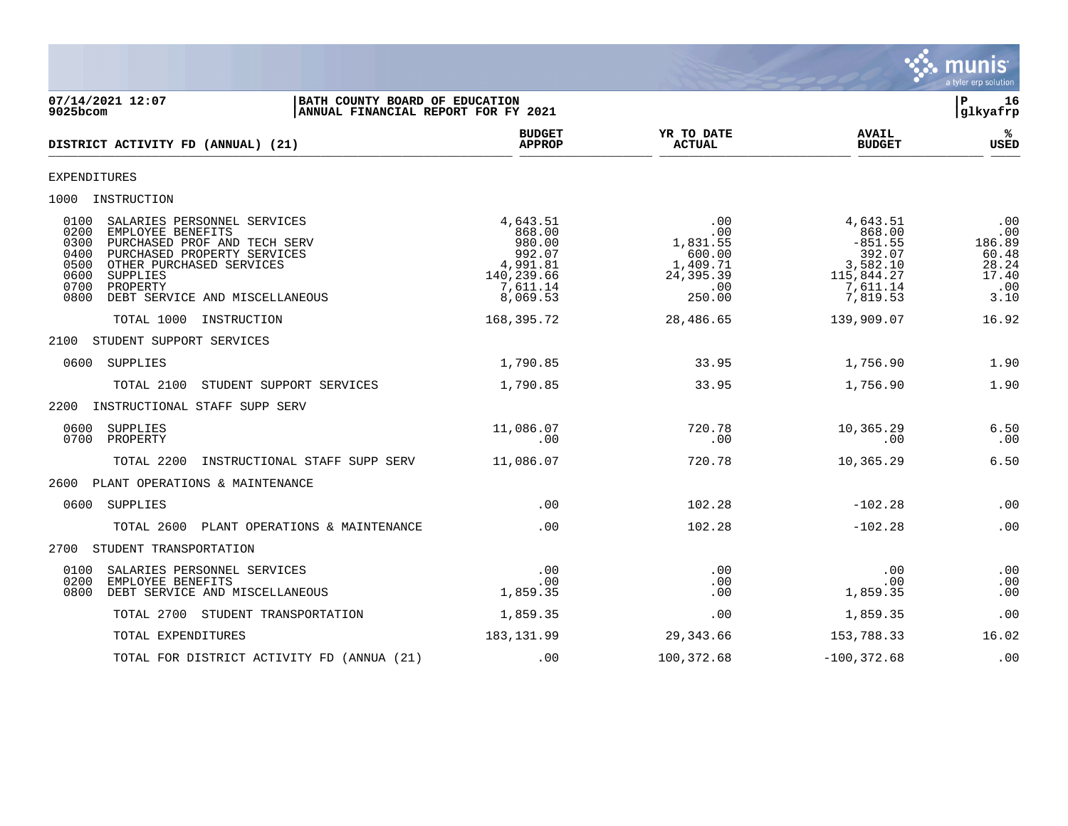**BATH COUNTY BOARD OF EDUCATION**
**ANNUAL FINANCIAL REPORT FOR FY 2021**

07/14/2021 12:07
9025bcom

| DISTRICT ACTIVITY FD (ANNUAL) (21) | BUDGET APPROP | YR TO DATE ACTUAL | AVAIL BUDGET | % USED |
|---|---|---|---|---|
| EXPENDITURES | | | | |
| 1000 INSTRUCTION | | | | |
| 0100 SALARIES PERSONNEL SERVICES | 4,643.51 | .00 | 4,643.51 | .00 |
| 0200 EMPLOYEE BENEFITS | 868.00 | .00 | 868.00 | .00 |
| 0300 PURCHASED PROF AND TECH SERV | 980.00 | 1,831.55 | -851.55 | 186.89 |
| 0400 PURCHASED PROPERTY SERVICES | 992.07 | 600.00 | 392.07 | 60.48 |
| 0500 OTHER PURCHASED SERVICES | 4,991.81 | 1,409.71 | 3,582.10 | 28.24 |
| 0600 SUPPLIES | 140,239.66 | 24,395.39 | 115,844.27 | 17.40 |
| 0700 PROPERTY | 7,611.14 | .00 | 7,611.14 | .00 |
| 0800 DEBT SERVICE AND MISCELLANEOUS | 8,069.53 | 250.00 | 7,819.53 | 3.10 |
| TOTAL 1000 INSTRUCTION | 168,395.72 | 28,486.65 | 139,909.07 | 16.92 |
| 2100 STUDENT SUPPORT SERVICES | | | | |
| 0600 SUPPLIES | 1,790.85 | 33.95 | 1,756.90 | 1.90 |
| TOTAL 2100 STUDENT SUPPORT SERVICES | 1,790.85 | 33.95 | 1,756.90 | 1.90 |
| 2200 INSTRUCTIONAL STAFF SUPP SERV | | | | |
| 0600 SUPPLIES | 11,086.07 | 720.78 | 10,365.29 | 6.50 |
| 0700 PROPERTY | .00 | .00 | .00 | .00 |
| TOTAL 2200 INSTRUCTIONAL STAFF SUPP SERV | 11,086.07 | 720.78 | 10,365.29 | 6.50 |
| 2600 PLANT OPERATIONS & MAINTENANCE | | | | |
| 0600 SUPPLIES | .00 | 102.28 | -102.28 | .00 |
| TOTAL 2600 PLANT OPERATIONS & MAINTENANCE | .00 | 102.28 | -102.28 | .00 |
| 2700 STUDENT TRANSPORTATION | | | | |
| 0100 SALARIES PERSONNEL SERVICES | .00 | .00 | .00 | .00 |
| 0200 EMPLOYEE BENEFITS | .00 | .00 | .00 | .00 |
| 0800 DEBT SERVICE AND MISCELLANEOUS | 1,859.35 | .00 | 1,859.35 | .00 |
| TOTAL 2700 STUDENT TRANSPORTATION | 1,859.35 | .00 | 1,859.35 | .00 |
| TOTAL EXPENDITURES | 183,131.99 | 29,343.66 | 153,788.33 | 16.02 |
| TOTAL FOR DISTRICT ACTIVITY FD (ANNUA (21) | .00 | 100,372.68 | -100,372.68 | .00 |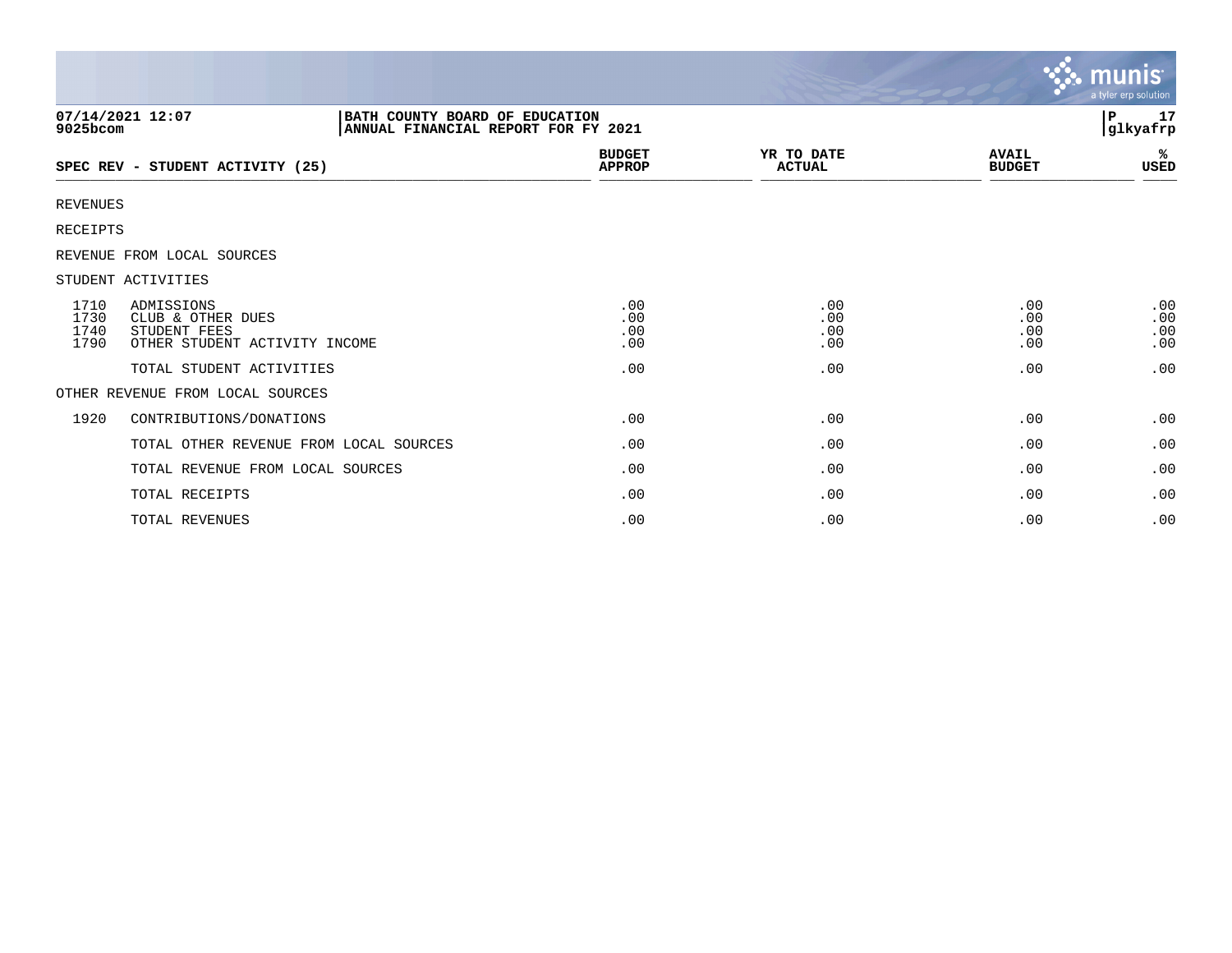**07/14/2021 12:07** | **BATH COUNTY BOARD OF EDUCATION**
**9025bcom** | **ANNUAL FINANCIAL REPORT FOR FY 2021**
**P 17 glkyafrp**

| SPEC REV - STUDENT ACTIVITY (25) | | BUDGET APPROP | YR TO DATE ACTUAL | AVAIL BUDGET | % USED |
|---|---|---|---|---|---|
| REVENUES | | | | | |
| RECEIPTS | | | | | |
| REVENUE FROM LOCAL SOURCES | | | | | |
| STUDENT ACTIVITIES | | | | | |
| 1710 | ADMISSIONS | .00 | .00 | .00 | .00 |
| 1730 | CLUB & OTHER DUES | .00 | .00 | .00 | .00 |
| 1740 | STUDENT FEES | .00 | .00 | .00 | .00 |
| 1790 | OTHER STUDENT ACTIVITY INCOME | .00 | .00 | .00 | .00 |
| | TOTAL STUDENT ACTIVITIES | .00 | .00 | .00 | .00 |
| OTHER REVENUE FROM LOCAL SOURCES | | | | | |
| 1920 | CONTRIBUTIONS/DONATIONS | .00 | .00 | .00 | .00 |
| | TOTAL OTHER REVENUE FROM LOCAL SOURCES | .00 | .00 | .00 | .00 |
| | TOTAL REVENUE FROM LOCAL SOURCES | .00 | .00 | .00 | .00 |
| | TOTAL RECEIPTS | .00 | .00 | .00 | .00 |
| | TOTAL REVENUES | .00 | .00 | .00 | .00 |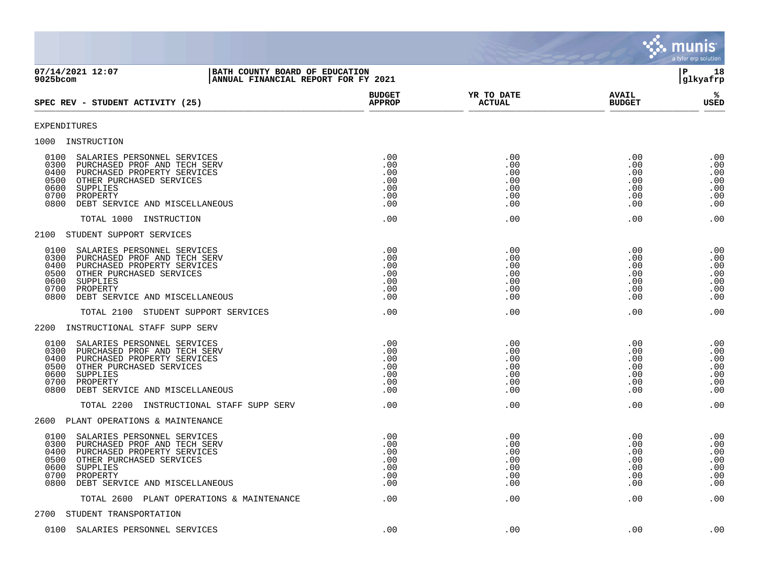**BATH COUNTY BOARD OF EDUCATION**
**ANNUAL FINANCIAL REPORT FOR FY 2021**

07/14/2021 12:07
9025bcom

## SPEC REV - STUDENT ACTIVITY (25)

| | BUDGET APPROP | YR TO DATE ACTUAL | AVAIL BUDGET | % USED |
|---|---|---|---|---|
| **EXPENDITURES** | | | | |
| **1000 INSTRUCTION** | | | | |
| 0100 SALARIES PERSONNEL SERVICES | .00 | .00 | .00 | .00 |
| 0300 PURCHASED PROF AND TECH SERV | .00 | .00 | .00 | .00 |
| 0400 PURCHASED PROPERTY SERVICES | .00 | .00 | .00 | .00 |
| 0500 OTHER PURCHASED SERVICES | .00 | .00 | .00 | .00 |
| 0600 SUPPLIES | .00 | .00 | .00 | .00 |
| 0700 PROPERTY | .00 | .00 | .00 | .00 |
| 0800 DEBT SERVICE AND MISCELLANEOUS | .00 | .00 | .00 | .00 |
| TOTAL 1000 INSTRUCTION | .00 | .00 | .00 | .00 |
| **2100 STUDENT SUPPORT SERVICES** | | | | |
| 0100 SALARIES PERSONNEL SERVICES | .00 | .00 | .00 | .00 |
| 0300 PURCHASED PROF AND TECH SERV | .00 | .00 | .00 | .00 |
| 0400 PURCHASED PROPERTY SERVICES | .00 | .00 | .00 | .00 |
| 0500 OTHER PURCHASED SERVICES | .00 | .00 | .00 | .00 |
| 0600 SUPPLIES | .00 | .00 | .00 | .00 |
| 0700 PROPERTY | .00 | .00 | .00 | .00 |
| 0800 DEBT SERVICE AND MISCELLANEOUS | .00 | .00 | .00 | .00 |
| TOTAL 2100 STUDENT SUPPORT SERVICES | .00 | .00 | .00 | .00 |
| **2200 INSTRUCTIONAL STAFF SUPP SERV** | | | | |
| 0100 SALARIES PERSONNEL SERVICES | .00 | .00 | .00 | .00 |
| 0300 PURCHASED PROF AND TECH SERV | .00 | .00 | .00 | .00 |
| 0400 PURCHASED PROPERTY SERVICES | .00 | .00 | .00 | .00 |
| 0500 OTHER PURCHASED SERVICES | .00 | .00 | .00 | .00 |
| 0600 SUPPLIES | .00 | .00 | .00 | .00 |
| 0700 PROPERTY | .00 | .00 | .00 | .00 |
| 0800 DEBT SERVICE AND MISCELLANEOUS | .00 | .00 | .00 | .00 |
| TOTAL 2200 INSTRUCTIONAL STAFF SUPP SERV | .00 | .00 | .00 | .00 |
| **2600 PLANT OPERATIONS & MAINTENANCE** | | | | |
| 0100 SALARIES PERSONNEL SERVICES | .00 | .00 | .00 | .00 |
| 0300 PURCHASED PROF AND TECH SERV | .00 | .00 | .00 | .00 |
| 0400 PURCHASED PROPERTY SERVICES | .00 | .00 | .00 | .00 |
| 0500 OTHER PURCHASED SERVICES | .00 | .00 | .00 | .00 |
| 0600 SUPPLIES | .00 | .00 | .00 | .00 |
| 0700 PROPERTY | .00 | .00 | .00 | .00 |
| 0800 DEBT SERVICE AND MISCELLANEOUS | .00 | .00 | .00 | .00 |
| TOTAL 2600 PLANT OPERATIONS & MAINTENANCE | .00 | .00 | .00 | .00 |
| **2700 STUDENT TRANSPORTATION** | | | | |
| 0100 SALARIES PERSONNEL SERVICES | .00 | .00 | .00 | .00 |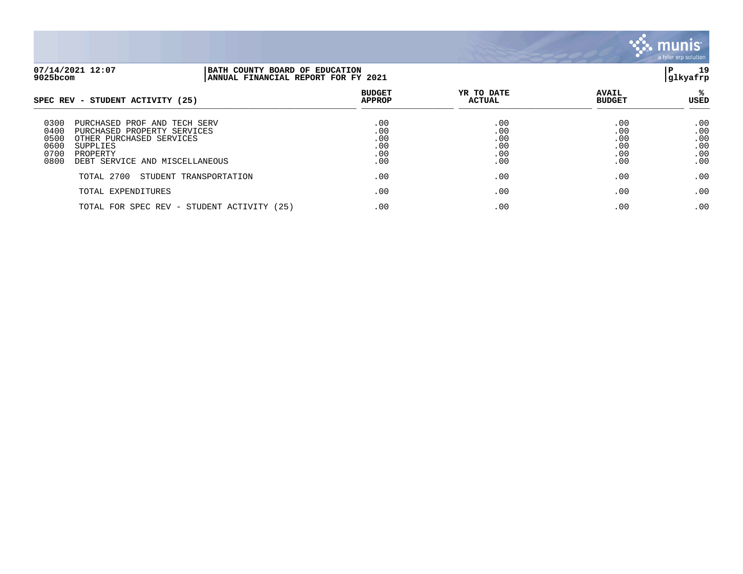| SPEC REV - STUDENT ACTIVITY (25) | | BUDGET APPROP | YR TO DATE ACTUAL | AVAIL BUDGET | % USED |
|---|---|---|---|---|---|
| 0300 | PURCHASED PROF AND TECH SERV | .00 | .00 | .00 | .00 |
| 0400 | PURCHASED PROPERTY SERVICES | .00 | .00 | .00 | .00 |
| 0500 | OTHER PURCHASED SERVICES | .00 | .00 | .00 | .00 |
| 0600 | SUPPLIES | .00 | .00 | .00 | .00 |
| 0700 | PROPERTY | .00 | .00 | .00 | .00 |
| 0800 | DEBT SERVICE AND MISCELLANEOUS | .00 | .00 | .00 | .00 |
| | TOTAL 2700 STUDENT TRANSPORTATION | .00 | .00 | .00 | .00 |
| | TOTAL EXPENDITURES | .00 | .00 | .00 | .00 |
| | TOTAL FOR SPEC REV - STUDENT ACTIVITY (25) | .00 | .00 | .00 | .00 |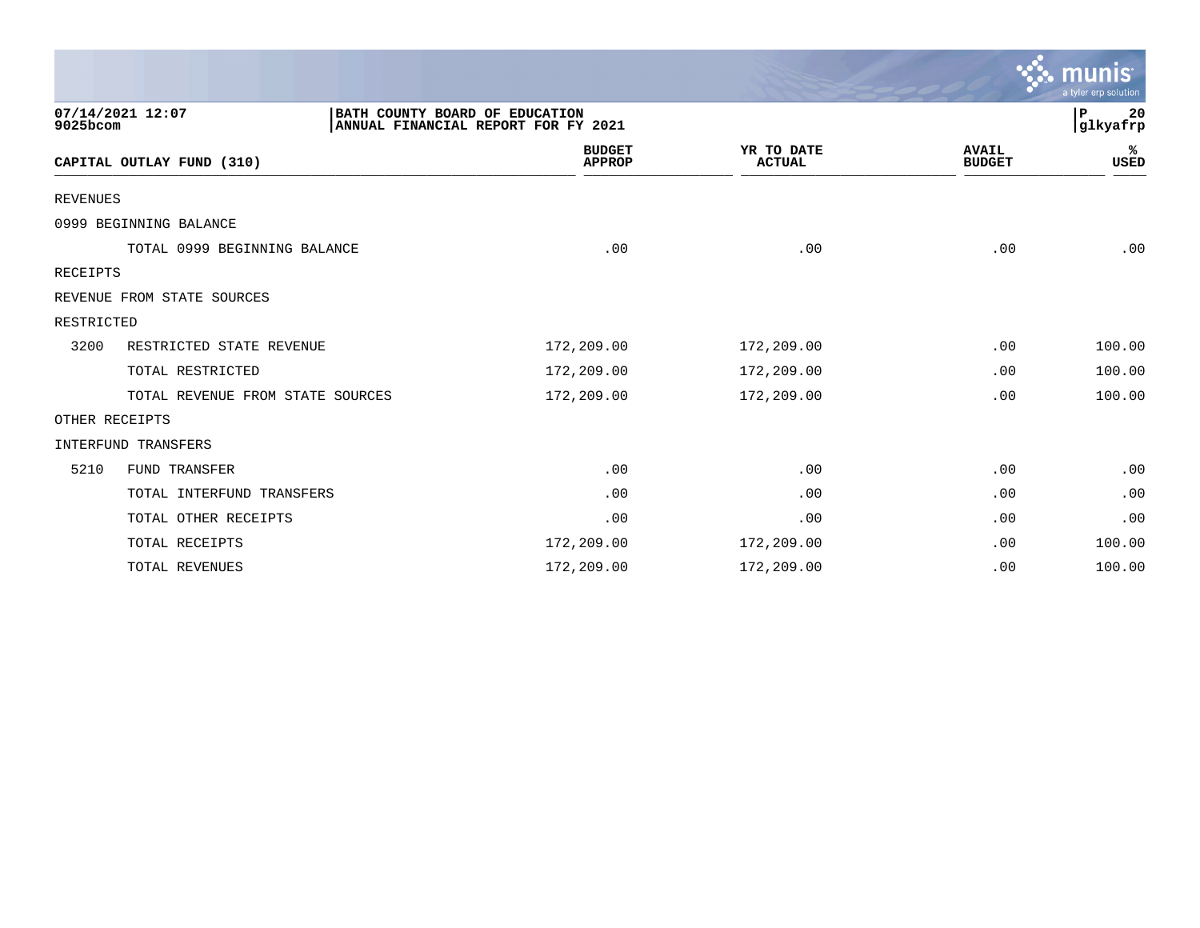07/14/2021 12:07 | BATH COUNTY BOARD OF EDUCATION
9025bcom | ANNUAL FINANCIAL REPORT FOR FY 2021

| CAPITAL OUTLAY FUND (310) | | BUDGET APPROP | YR TO DATE ACTUAL | AVAIL BUDGET | % USED |
|---|---|---|---|---|---|
| REVENUES | | | | | |
| 0999 BEGINNING BALANCE | | | | | |
| | TOTAL 0999 BEGINNING BALANCE | .00 | .00 | .00 | .00 |
| RECEIPTS | | | | | |
| REVENUE FROM STATE SOURCES | | | | | |
| RESTRICTED | | | | | |
| 3200 | RESTRICTED STATE REVENUE | 172,209.00 | 172,209.00 | .00 | 100.00 |
| | TOTAL RESTRICTED | 172,209.00 | 172,209.00 | .00 | 100.00 |
| | TOTAL REVENUE FROM STATE SOURCES | 172,209.00 | 172,209.00 | .00 | 100.00 |
| OTHER RECEIPTS | | | | | |
| INTERFUND TRANSFERS | | | | | |
| 5210 | FUND TRANSFER | .00 | .00 | .00 | .00 |
| | TOTAL INTERFUND TRANSFERS | .00 | .00 | .00 | .00 |
| | TOTAL OTHER RECEIPTS | .00 | .00 | .00 | .00 |
| | TOTAL RECEIPTS | 172,209.00 | 172,209.00 | .00 | 100.00 |
| | TOTAL REVENUES | 172,209.00 | 172,209.00 | .00 | 100.00 |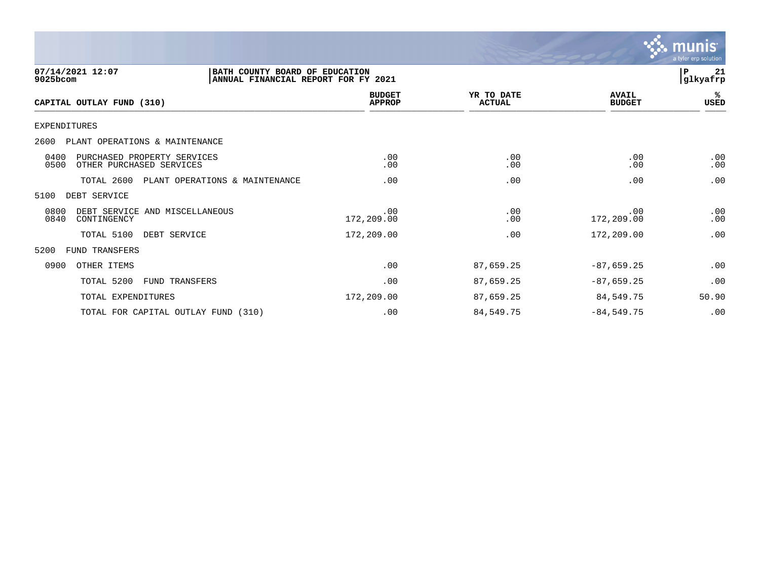**BATH COUNTY BOARD OF EDUCATION**
**ANNUAL FINANCIAL REPORT FOR FY 2021**

07/14/2021 12:07
9025bcom

| CAPITAL OUTLAY FUND (310) | BUDGET APPROP | YR TO DATE ACTUAL | AVAIL BUDGET | % USED |
|---|---|---|---|---|
| EXPENDITURES | | | | |
| 2600 PLANT OPERATIONS & MAINTENANCE | | | | |
| 0400 PURCHASED PROPERTY SERVICES | .00 | .00 | .00 | .00 |
| 0500 OTHER PURCHASED SERVICES | .00 | .00 | .00 | .00 |
| TOTAL 2600 PLANT OPERATIONS & MAINTENANCE | .00 | .00 | .00 | .00 |
| 5100 DEBT SERVICE | | | | |
| 0800 DEBT SERVICE AND MISCELLANEOUS | .00 | .00 | .00 | .00 |
| 0840 CONTINGENCY | 172,209.00 | .00 | 172,209.00 | .00 |
| TOTAL 5100 DEBT SERVICE | 172,209.00 | .00 | 172,209.00 | .00 |
| 5200 FUND TRANSFERS | | | | |
| 0900 OTHER ITEMS | .00 | 87,659.25 | -87,659.25 | .00 |
| TOTAL 5200 FUND TRANSFERS | .00 | 87,659.25 | -87,659.25 | .00 |
| TOTAL EXPENDITURES | 172,209.00 | 87,659.25 | 84,549.75 | 50.90 |
| TOTAL FOR CAPITAL OUTLAY FUND (310) | .00 | 84,549.75 | -84,549.75 | .00 |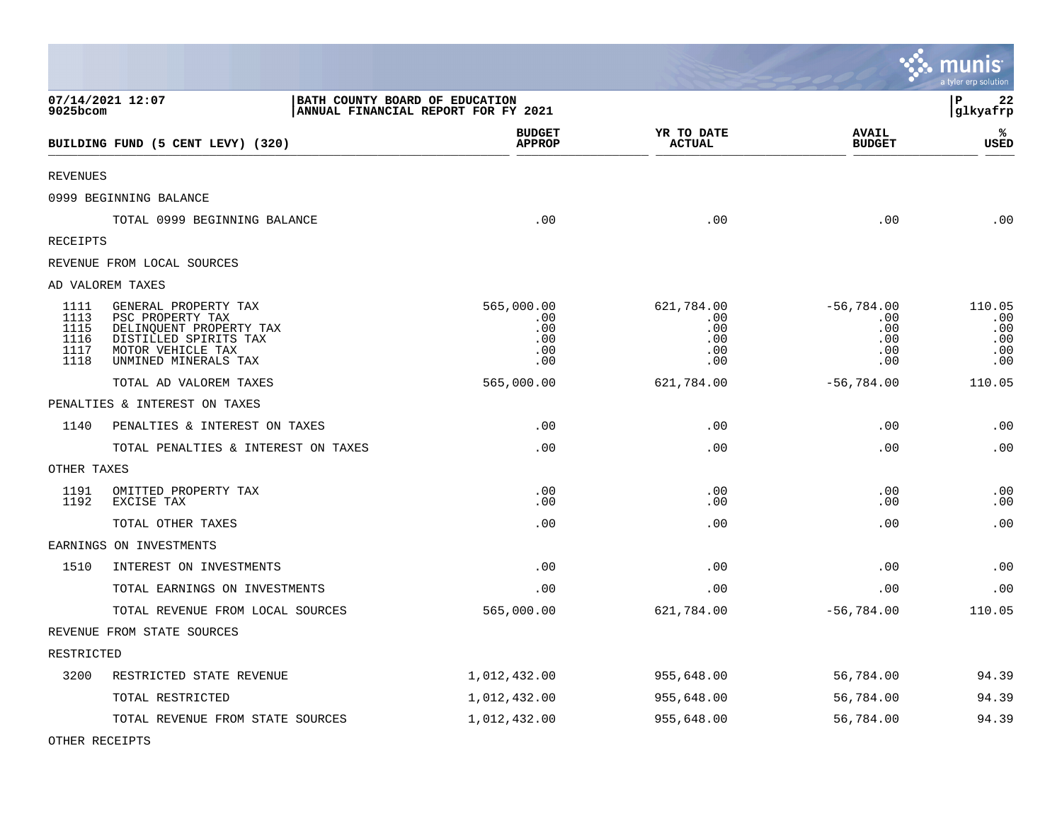07/14/2021 12:07
9025bcom

BATH COUNTY BOARD OF EDUCATION
ANNUAL FINANCIAL REPORT FOR FY 2021

glkyafrp

| BUILDING FUND (5 CENT LEVY) (320) | | BUDGET APPROP | YR TO DATE ACTUAL | AVAIL BUDGET | % USED |
|---|---|---|---|---|---|
| REVENUES | | | | | |
| 0999 BEGINNING BALANCE | | | | | |
| | TOTAL 0999 BEGINNING BALANCE | .00 | .00 | .00 | .00 |
| RECEIPTS | | | | | |
| REVENUE FROM LOCAL SOURCES | | | | | |
| AD VALOREM TAXES | | | | | |
| 1111 | GENERAL PROPERTY TAX | 565,000.00 | 621,784.00 | -56,784.00 | 110.05 |
| 1113 | PSC PROPERTY TAX | .00 | .00 | .00 | .00 |
| 1115 | DELINQUENT PROPERTY TAX | .00 | .00 | .00 | .00 |
| 1116 | DISTILLED SPIRITS TAX | .00 | .00 | .00 | .00 |
| 1117 | MOTOR VEHICLE TAX | .00 | .00 | .00 | .00 |
| 1118 | UNMINED MINERALS TAX | .00 | .00 | .00 | .00 |
| | TOTAL AD VALOREM TAXES | 565,000.00 | 621,784.00 | -56,784.00 | 110.05 |
| PENALTIES & INTEREST ON TAXES | | | | | |
| 1140 | PENALTIES & INTEREST ON TAXES | .00 | .00 | .00 | .00 |
| | TOTAL PENALTIES & INTEREST ON TAXES | .00 | .00 | .00 | .00 |
| OTHER TAXES | | | | | |
| 1191 | OMITTED PROPERTY TAX | .00 | .00 | .00 | .00 |
| 1192 | EXCISE TAX | .00 | .00 | .00 | .00 |
| | TOTAL OTHER TAXES | .00 | .00 | .00 | .00 |
| EARNINGS ON INVESTMENTS | | | | | |
| 1510 | INTEREST ON INVESTMENTS | .00 | .00 | .00 | .00 |
| | TOTAL EARNINGS ON INVESTMENTS | .00 | .00 | .00 | .00 |
| | TOTAL REVENUE FROM LOCAL SOURCES | 565,000.00 | 621,784.00 | -56,784.00 | 110.05 |
| REVENUE FROM STATE SOURCES | | | | | |
| RESTRICTED | | | | | |
| 3200 | RESTRICTED STATE REVENUE | 1,012,432.00 | 955,648.00 | 56,784.00 | 94.39 |
| | TOTAL RESTRICTED | 1,012,432.00 | 955,648.00 | 56,784.00 | 94.39 |
| | TOTAL REVENUE FROM STATE SOURCES | 1,012,432.00 | 955,648.00 | 56,784.00 | 94.39 |
| OTHER RECEIPTS | | | | | |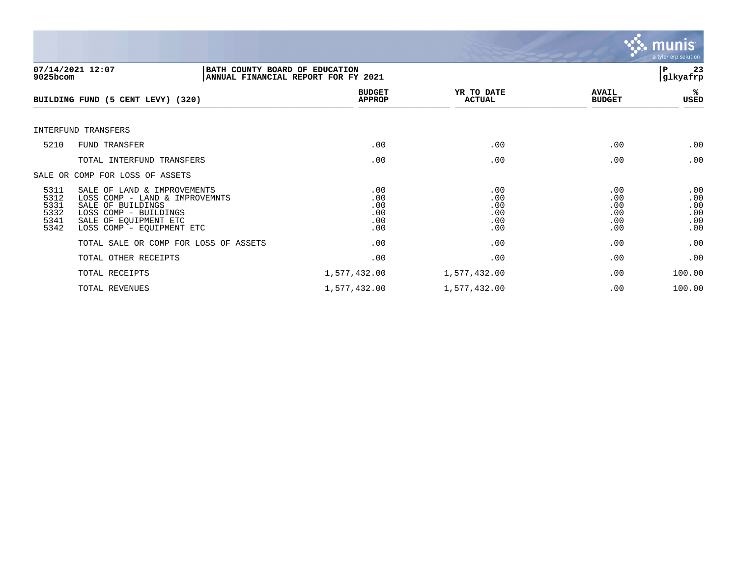07/14/2021 12:07
9025bcom

BATH COUNTY BOARD OF EDUCATION
ANNUAL FINANCIAL REPORT FOR FY 2021

glkyafrp

| BUILDING FUND (5 CENT LEVY) (320) | | BUDGET APPROP | YR TO DATE ACTUAL | AVAIL BUDGET | % USED |
|---|---|---|---|---|---|
| INTERFUND TRANSFERS | | | | | |
| 5210 | FUND TRANSFER | .00 | .00 | .00 | .00 |
| | TOTAL INTERFUND TRANSFERS | .00 | .00 | .00 | .00 |
| SALE OR COMP FOR LOSS OF ASSETS | | | | | |
| 5311 | SALE OF LAND & IMPROVEMENTS | .00 | .00 | .00 | .00 |
| 5312 | LOSS COMP - LAND & IMPROVEMNTS | .00 | .00 | .00 | .00 |
| 5331 | SALE OF BUILDINGS | .00 | .00 | .00 | .00 |
| 5332 | LOSS COMP - BUILDINGS | .00 | .00 | .00 | .00 |
| 5341 | SALE OF EQUIPMENT ETC | .00 | .00 | .00 | .00 |
| 5342 | LOSS COMP - EQUIPMENT ETC | .00 | .00 | .00 | .00 |
| | TOTAL SALE OR COMP FOR LOSS OF ASSETS | .00 | .00 | .00 | .00 |
| | TOTAL OTHER RECEIPTS | .00 | .00 | .00 | .00 |
| | TOTAL RECEIPTS | 1,577,432.00 | 1,577,432.00 | .00 | 100.00 |
| | TOTAL REVENUES | 1,577,432.00 | 1,577,432.00 | .00 | 100.00 |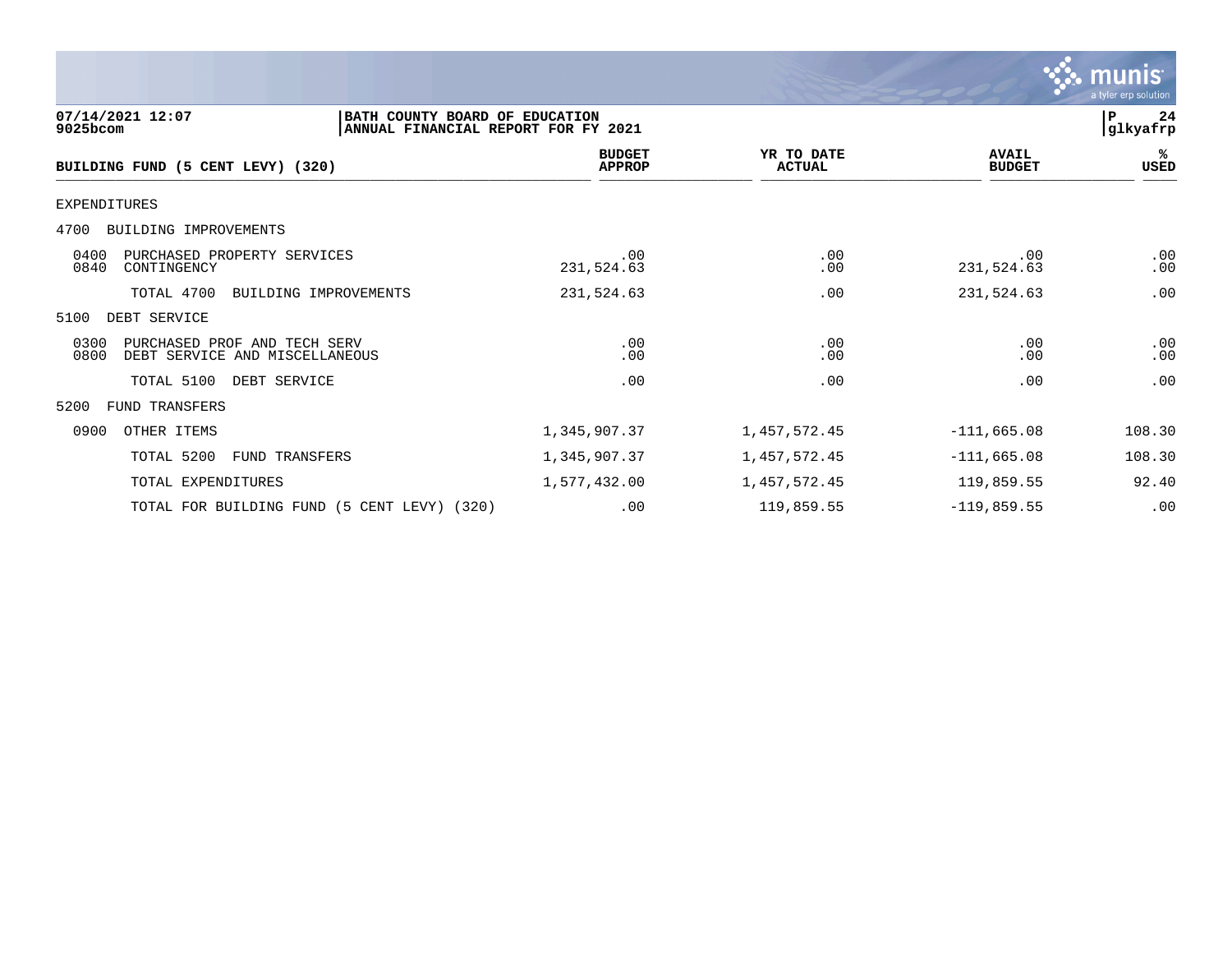07/14/2021 12:07 | BATH COUNTY BOARD OF EDUCATION
9025bcom | ANNUAL FINANCIAL REPORT FOR FY 2021

| BUILDING FUND (5 CENT LEVY) (320) | BUDGET APPROP | YR TO DATE ACTUAL | AVAIL BUDGET | % USED |
|---|---|---|---|---|
| EXPENDITURES | | | | |
| 4700 BUILDING IMPROVEMENTS | | | | |
| 0400 PURCHASED PROPERTY SERVICES | .00 | .00 | .00 | .00 |
| 0840 CONTINGENCY | 231,524.63 | .00 | 231,524.63 | .00 |
| TOTAL 4700 BUILDING IMPROVEMENTS | 231,524.63 | .00 | 231,524.63 | .00 |
| 5100 DEBT SERVICE | | | | |
| 0300 PURCHASED PROF AND TECH SERV | .00 | .00 | .00 | .00 |
| 0800 DEBT SERVICE AND MISCELLANEOUS | .00 | .00 | .00 | .00 |
| TOTAL 5100 DEBT SERVICE | .00 | .00 | .00 | .00 |
| 5200 FUND TRANSFERS | | | | |
| 0900 OTHER ITEMS | 1,345,907.37 | 1,457,572.45 | -111,665.08 | 108.30 |
| TOTAL 5200 FUND TRANSFERS | 1,345,907.37 | 1,457,572.45 | -111,665.08 | 108.30 |
| TOTAL EXPENDITURES | 1,577,432.00 | 1,457,572.45 | 119,859.55 | 92.40 |
| TOTAL FOR BUILDING FUND (5 CENT LEVY) (320) | .00 | 119,859.55 | -119,859.55 | .00 |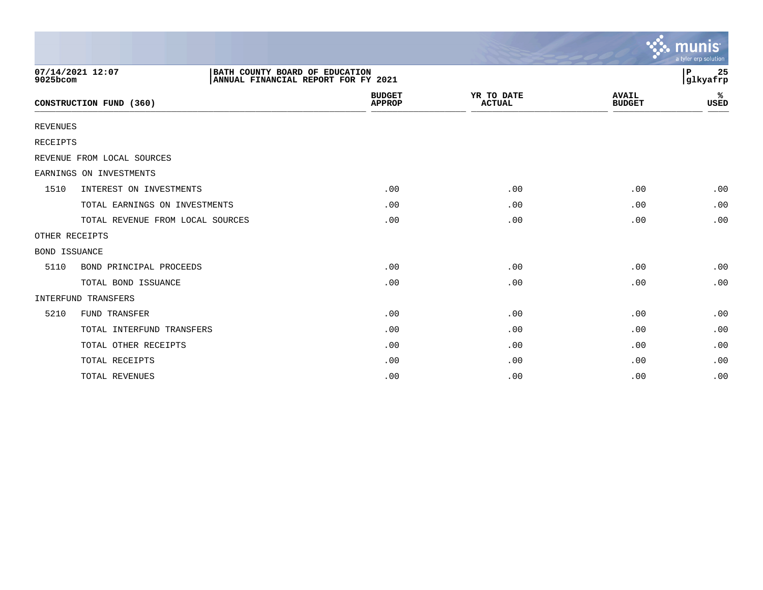**BATH COUNTY BOARD OF EDUCATION**
**ANNUAL FINANCIAL REPORT FOR FY 2021**

07/14/2021 12:07
9025bcom

| CONSTRUCTION FUND (360) | | BUDGET APPROP | YR TO DATE ACTUAL | AVAIL BUDGET | % USED |
|---|---|---|---|---|---|
| REVENUES | | | | | |
| RECEIPTS | | | | | |
| REVENUE FROM LOCAL SOURCES | | | | | |
| EARNINGS ON INVESTMENTS | | | | | |
| 1510 | INTEREST ON INVESTMENTS | .00 | .00 | .00 | .00 |
| | TOTAL EARNINGS ON INVESTMENTS | .00 | .00 | .00 | .00 |
| | TOTAL REVENUE FROM LOCAL SOURCES | .00 | .00 | .00 | .00 |
| OTHER RECEIPTS | | | | | |
| BOND ISSUANCE | | | | | |
| 5110 | BOND PRINCIPAL PROCEEDS | .00 | .00 | .00 | .00 |
| | TOTAL BOND ISSUANCE | .00 | .00 | .00 | .00 |
| INTERFUND TRANSFERS | | | | | |
| 5210 | FUND TRANSFER | .00 | .00 | .00 | .00 |
| | TOTAL INTERFUND TRANSFERS | .00 | .00 | .00 | .00 |
| | TOTAL OTHER RECEIPTS | .00 | .00 | .00 | .00 |
| | TOTAL RECEIPTS | .00 | .00 | .00 | .00 |
| | TOTAL REVENUES | .00 | .00 | .00 | .00 |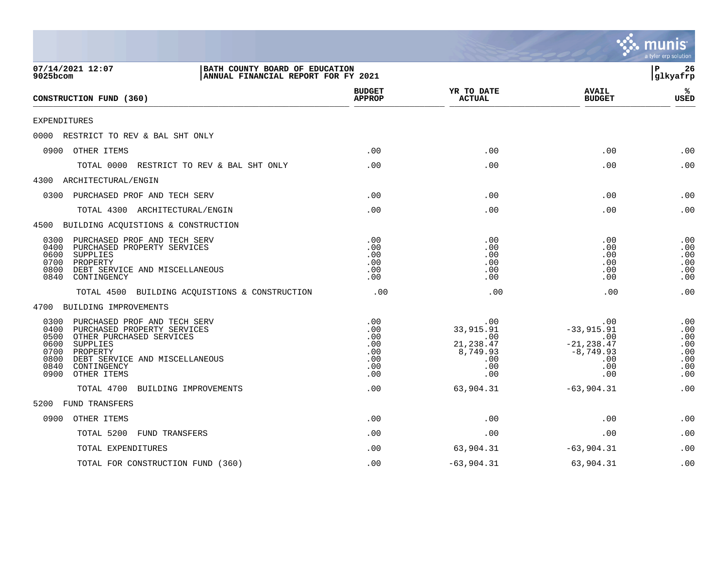BATH COUNTY BOARD OF EDUCATION
ANNUAL FINANCIAL REPORT FOR FY 2021

07/14/2021 12:07
9025bcom

glkyafrp

| CONSTRUCTION FUND (360) | BUDGET APPROP | YR TO DATE ACTUAL | AVAIL BUDGET | % USED |
|---|---|---|---|---|
| EXPENDITURES | | | | |
| 0000 RESTRICT TO REV & BAL SHT ONLY | | | | |
| 0900 OTHER ITEMS | .00 | .00 | .00 | .00 |
| TOTAL 0000 RESTRICT TO REV & BAL SHT ONLY | .00 | .00 | .00 | .00 |
| 4300 ARCHITECTURAL/ENGIN | | | | |
| 0300 PURCHASED PROF AND TECH SERV | .00 | .00 | .00 | .00 |
| TOTAL 4300 ARCHITECTURAL/ENGIN | .00 | .00 | .00 | .00 |
| 4500 BUILDING ACQUISTIONS & CONSTRUCTION | | | | |
| 0300 PURCHASED PROF AND TECH SERV | .00 | .00 | .00 | .00 |
| 0400 PURCHASED PROPERTY SERVICES | .00 | .00 | .00 | .00 |
| 0600 SUPPLIES | .00 | .00 | .00 | .00 |
| 0700 PROPERTY | .00 | .00 | .00 | .00 |
| 0800 DEBT SERVICE AND MISCELLANEOUS | .00 | .00 | .00 | .00 |
| 0840 CONTINGENCY | .00 | .00 | .00 | .00 |
| TOTAL 4500 BUILDING ACQUISTIONS & CONSTRUCTION | .00 | .00 | .00 | .00 |
| 4700 BUILDING IMPROVEMENTS | | | | |
| 0300 PURCHASED PROF AND TECH SERV | .00 | .00 | .00 | .00 |
| 0400 PURCHASED PROPERTY SERVICES | .00 | 33,915.91 | -33,915.91 | .00 |
| 0500 OTHER PURCHASED SERVICES | .00 | .00 | .00 | .00 |
| 0600 SUPPLIES | .00 | 21,238.47 | -21,238.47 | .00 |
| 0700 PROPERTY | .00 | 8,749.93 | -8,749.93 | .00 |
| 0800 DEBT SERVICE AND MISCELLANEOUS | .00 | .00 | .00 | .00 |
| 0840 CONTINGENCY | .00 | .00 | .00 | .00 |
| 0900 OTHER ITEMS | .00 | .00 | .00 | .00 |
| TOTAL 4700 BUILDING IMPROVEMENTS | .00 | 63,904.31 | -63,904.31 | .00 |
| 5200 FUND TRANSFERS | | | | |
| 0900 OTHER ITEMS | .00 | .00 | .00 | .00 |
| TOTAL 5200 FUND TRANSFERS | .00 | .00 | .00 | .00 |
| TOTAL EXPENDITURES | .00 | 63,904.31 | -63,904.31 | .00 |
| TOTAL FOR CONSTRUCTION FUND (360) | .00 | -63,904.31 | 63,904.31 | .00 |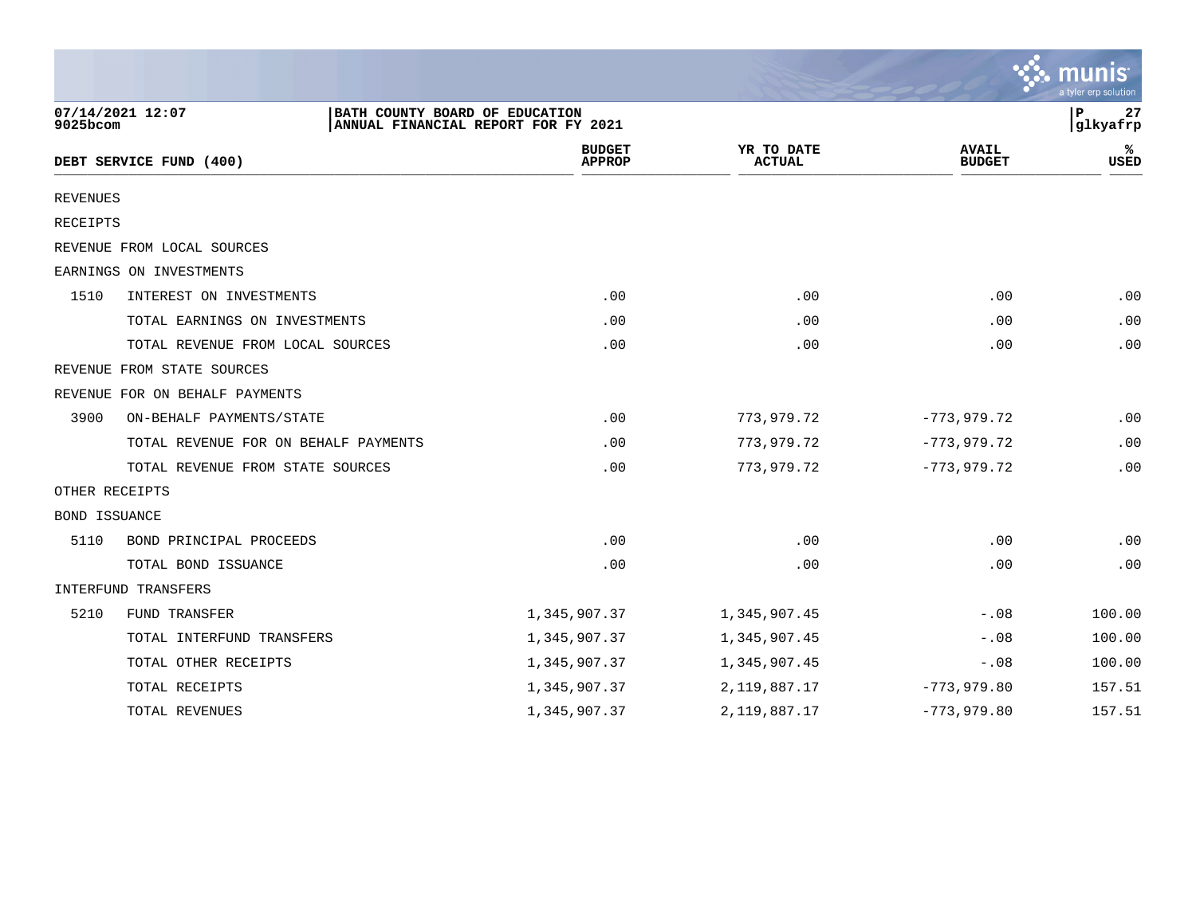BATH COUNTY BOARD OF EDUCATION
ANNUAL FINANCIAL REPORT FOR FY 2021

07/14/2021 12:07
9025bcom

| DEBT SERVICE FUND (400) | | BUDGET APPROP | YR TO DATE ACTUAL | AVAIL BUDGET | % USED |
|---|---|---|---|---|---|
| REVENUES | | | | | |
| RECEIPTS | | | | | |
| REVENUE FROM LOCAL SOURCES | | | | | |
| EARNINGS ON INVESTMENTS | | | | | |
| 1510 | INTEREST ON INVESTMENTS | .00 | .00 | .00 | .00 |
| | TOTAL EARNINGS ON INVESTMENTS | .00 | .00 | .00 | .00 |
| | TOTAL REVENUE FROM LOCAL SOURCES | .00 | .00 | .00 | .00 |
| REVENUE FROM STATE SOURCES | | | | | |
| REVENUE FOR ON BEHALF PAYMENTS | | | | | |
| 3900 | ON-BEHALF PAYMENTS/STATE | .00 | 773,979.72 | -773,979.72 | .00 |
| | TOTAL REVENUE FOR ON BEHALF PAYMENTS | .00 | 773,979.72 | -773,979.72 | .00 |
| | TOTAL REVENUE FROM STATE SOURCES | .00 | 773,979.72 | -773,979.72 | .00 |
| OTHER RECEIPTS | | | | | |
| BOND ISSUANCE | | | | | |
| 5110 | BOND PRINCIPAL PROCEEDS | .00 | .00 | .00 | .00 |
| | TOTAL BOND ISSUANCE | .00 | .00 | .00 | .00 |
| INTERFUND TRANSFERS | | | | | |
| 5210 | FUND TRANSFER | 1,345,907.37 | 1,345,907.45 | -.08 | 100.00 |
| | TOTAL INTERFUND TRANSFERS | 1,345,907.37 | 1,345,907.45 | -.08 | 100.00 |
| | TOTAL OTHER RECEIPTS | 1,345,907.37 | 1,345,907.45 | -.08 | 100.00 |
| | TOTAL RECEIPTS | 1,345,907.37 | 2,119,887.17 | -773,979.80 | 157.51 |
| | TOTAL REVENUES | 1,345,907.37 | 2,119,887.17 | -773,979.80 | 157.51 |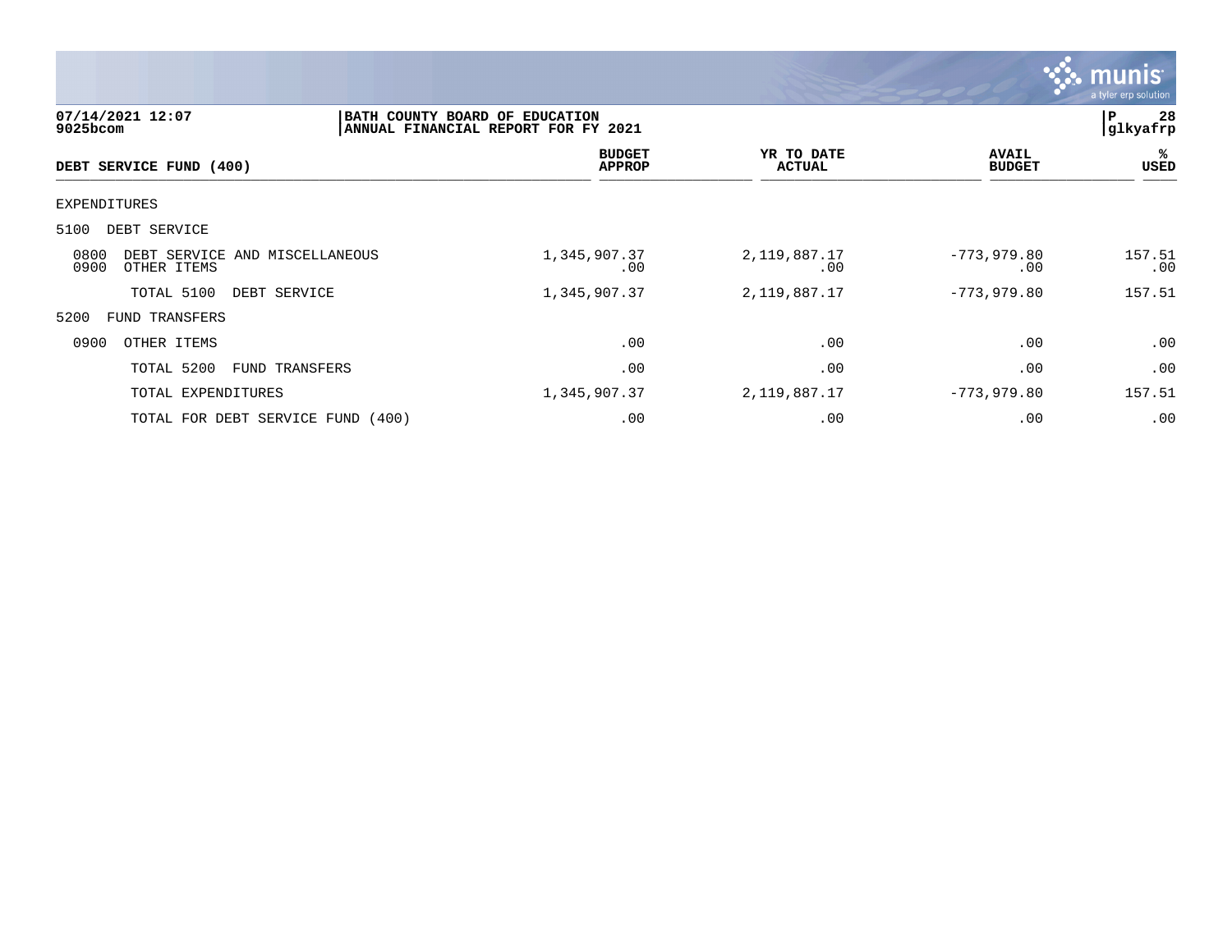**BATH COUNTY BOARD OF EDUCATION**
**ANNUAL FINANCIAL REPORT FOR FY 2021**

07/14/2021 12:07
9025bcom

| DEBT SERVICE FUND (400) | BUDGET APPROP | YR TO DATE ACTUAL | AVAIL BUDGET | % USED |
|---|---|---|---|---|
| EXPENDITURES | | | | |
| 5100 DEBT SERVICE | | | | |
| 0800 DEBT SERVICE AND MISCELLANEOUS | 1,345,907.37 | 2,119,887.17 | -773,979.80 | 157.51 |
| 0900 OTHER ITEMS | .00 | .00 | .00 | .00 |
| TOTAL 5100 DEBT SERVICE | 1,345,907.37 | 2,119,887.17 | -773,979.80 | 157.51 |
| 5200 FUND TRANSFERS | | | | |
| 0900 OTHER ITEMS | .00 | .00 | .00 | .00 |
| TOTAL 5200 FUND TRANSFERS | .00 | .00 | .00 | .00 |
| TOTAL EXPENDITURES | 1,345,907.37 | 2,119,887.17 | -773,979.80 | 157.51 |
| TOTAL FOR DEBT SERVICE FUND (400) | .00 | .00 | .00 | .00 |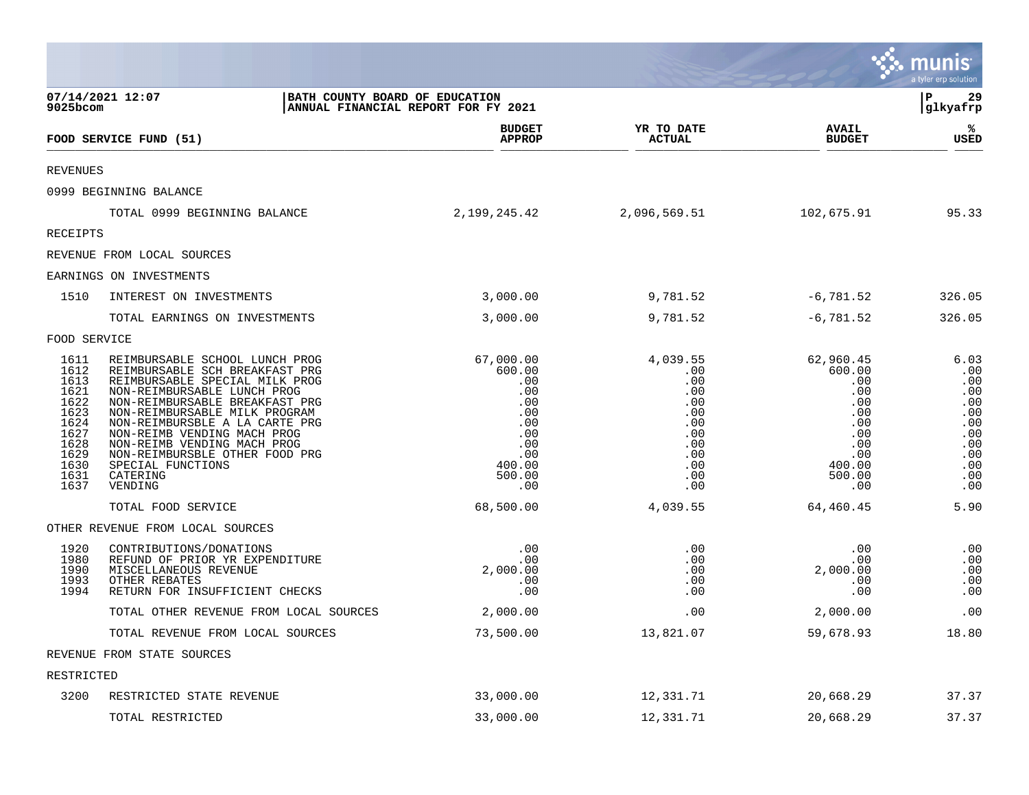07/14/2021 12:07
9025bcom

BATH COUNTY BOARD OF EDUCATION
ANNUAL FINANCIAL REPORT FOR FY 2021

| FOOD SERVICE FUND (51) | | BUDGET APPROP | YR TO DATE ACTUAL | AVAIL BUDGET | % USED |
|---|---|---|---|---|---|
| REVENUES | | | | | |
| 0999 BEGINNING BALANCE | | | | | |
| | TOTAL 0999 BEGINNING BALANCE | 2,199,245.42 | 2,096,569.51 | 102,675.91 | 95.33 |
| RECEIPTS | | | | | |
| REVENUE FROM LOCAL SOURCES | | | | | |
| EARNINGS ON INVESTMENTS | | | | | |
| 1510 | INTEREST ON INVESTMENTS | 3,000.00 | 9,781.52 | -6,781.52 | 326.05 |
| | TOTAL EARNINGS ON INVESTMENTS | 3,000.00 | 9,781.52 | -6,781.52 | 326.05 |
| FOOD SERVICE | | | | | |
| 1611 | REIMBURSABLE SCHOOL LUNCH PROG | 67,000.00 | 4,039.55 | 62,960.45 | 6.03 |
| 1612 | REIMBURSABLE SCH BREAKFAST PRG | 600.00 | .00 | 600.00 | .00 |
| 1613 | REIMBURSABLE SPECIAL MILK PROG | .00 | .00 | .00 | .00 |
| 1621 | NON-REIMBURSABLE LUNCH PROG | .00 | .00 | .00 | .00 |
| 1622 | NON-REIMBURSABLE BREAKFAST PRG | .00 | .00 | .00 | .00 |
| 1623 | NON-REIMBURSABLE MILK PROGRAM | .00 | .00 | .00 | .00 |
| 1624 | NON-REIMBURSBLE A LA CARTE PRG | .00 | .00 | .00 | .00 |
| 1627 | NON-REIMB VENDING MACH PROG | .00 | .00 | .00 | .00 |
| 1628 | NON-REIMB VENDING MACH PROG | .00 | .00 | .00 | .00 |
| 1629 | NON-REIMBURSBLE OTHER FOOD PRG | .00 | .00 | .00 | .00 |
| 1630 | SPECIAL FUNCTIONS | 400.00 | .00 | 400.00 | .00 |
| 1631 | CATERING | 500.00 | .00 | 500.00 | .00 |
| 1637 | VENDING | .00 | .00 | .00 | .00 |
| | TOTAL FOOD SERVICE | 68,500.00 | 4,039.55 | 64,460.45 | 5.90 |
| OTHER REVENUE FROM LOCAL SOURCES | | | | | |
| 1920 | CONTRIBUTIONS/DONATIONS | .00 | .00 | .00 | .00 |
| 1980 | REFUND OF PRIOR YR EXPENDITURE | .00 | .00 | .00 | .00 |
| 1990 | MISCELLANEOUS REVENUE | 2,000.00 | .00 | 2,000.00 | .00 |
| 1993 | OTHER REBATES | .00 | .00 | .00 | .00 |
| 1994 | RETURN FOR INSUFFICIENT CHECKS | .00 | .00 | .00 | .00 |
| | TOTAL OTHER REVENUE FROM LOCAL SOURCES | 2,000.00 | .00 | 2,000.00 | .00 |
| | TOTAL REVENUE FROM LOCAL SOURCES | 73,500.00 | 13,821.07 | 59,678.93 | 18.80 |
| REVENUE FROM STATE SOURCES | | | | | |
| RESTRICTED | | | | | |
| 3200 | RESTRICTED STATE REVENUE | 33,000.00 | 12,331.71 | 20,668.29 | 37.37 |
| | TOTAL RESTRICTED | 33,000.00 | 12,331.71 | 20,668.29 | 37.37 |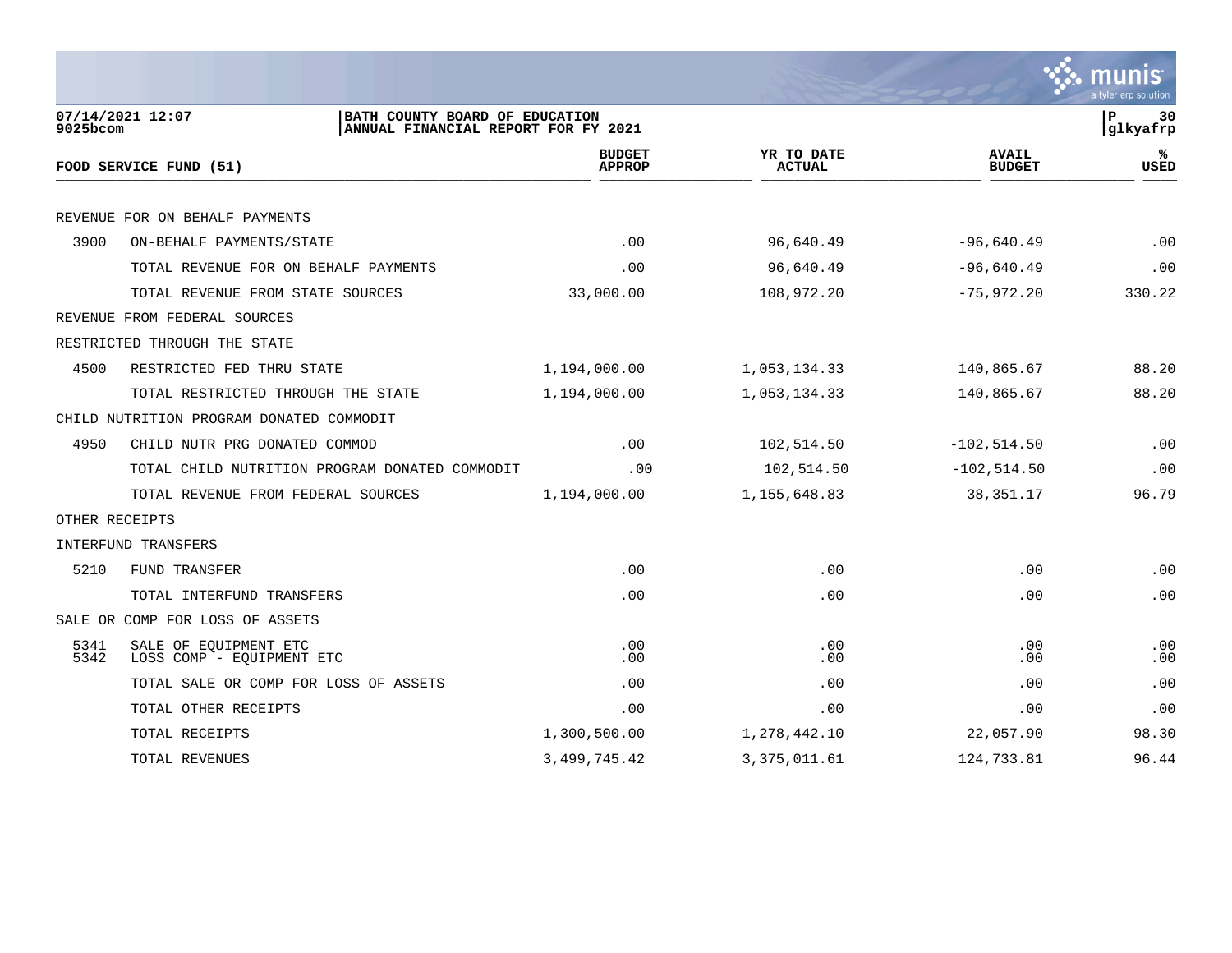**BATH COUNTY BOARD OF EDUCATION**
**ANNUAL FINANCIAL REPORT FOR FY 2021**

07/14/2021 12:07
9025bcom

| FOOD SERVICE FUND (51) | | BUDGET APPROP | YR TO DATE ACTUAL | AVAIL BUDGET | % USED |
|---|---|---|---|---|---|
| REVENUE FOR ON BEHALF PAYMENTS | | | | | |
| 3900 | ON-BEHALF PAYMENTS/STATE | .00 | 96,640.49 | -96,640.49 | .00 |
| | TOTAL REVENUE FOR ON BEHALF PAYMENTS | .00 | 96,640.49 | -96,640.49 | .00 |
| | TOTAL REVENUE FROM STATE SOURCES | 33,000.00 | 108,972.20 | -75,972.20 | 330.22 |
| REVENUE FROM FEDERAL SOURCES | | | | | |
| RESTRICTED THROUGH THE STATE | | | | | |
| 4500 | RESTRICTED FED THRU STATE | 1,194,000.00 | 1,053,134.33 | 140,865.67 | 88.20 |
| | TOTAL RESTRICTED THROUGH THE STATE | 1,194,000.00 | 1,053,134.33 | 140,865.67 | 88.20 |
| CHILD NUTRITION PROGRAM DONATED COMMODIT | | | | | |
| 4950 | CHILD NUTR PRG DONATED COMMOD | .00 | 102,514.50 | -102,514.50 | .00 |
| | TOTAL CHILD NUTRITION PROGRAM DONATED COMMODIT | .00 | 102,514.50 | -102,514.50 | .00 |
| | TOTAL REVENUE FROM FEDERAL SOURCES | 1,194,000.00 | 1,155,648.83 | 38,351.17 | 96.79 |
| OTHER RECEIPTS | | | | | |
| INTERFUND TRANSFERS | | | | | |
| 5210 | FUND TRANSFER | .00 | .00 | .00 | .00 |
| | TOTAL INTERFUND TRANSFERS | .00 | .00 | .00 | .00 |
| SALE OR COMP FOR LOSS OF ASSETS | | | | | |
| 5341 | SALE OF EQUIPMENT ETC | .00 | .00 | .00 | .00 |
| 5342 | LOSS COMP - EQUIPMENT ETC | .00 | .00 | .00 | .00 |
| | TOTAL SALE OR COMP FOR LOSS OF ASSETS | .00 | .00 | .00 | .00 |
| | TOTAL OTHER RECEIPTS | .00 | .00 | .00 | .00 |
| | TOTAL RECEIPTS | 1,300,500.00 | 1,278,442.10 | 22,057.90 | 98.30 |
| | TOTAL REVENUES | 3,499,745.42 | 3,375,011.61 | 124,733.81 | 96.44 |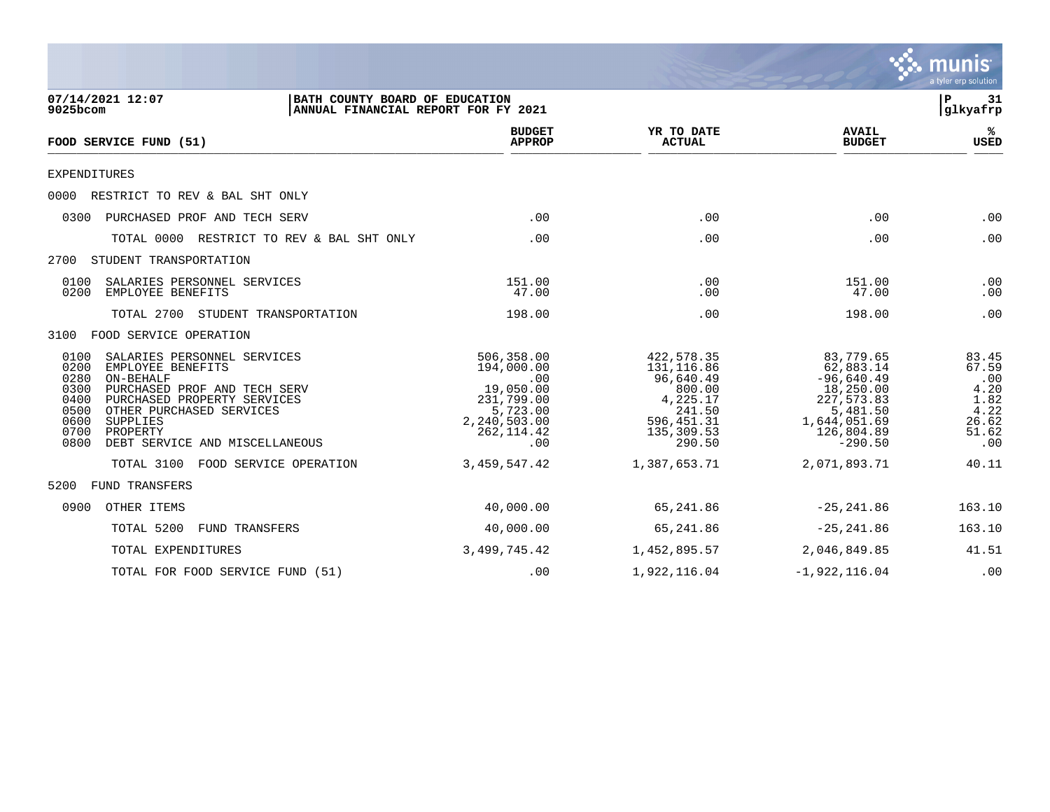**BATH COUNTY BOARD OF EDUCATION**
**ANNUAL FINANCIAL REPORT FOR FY 2021**

07/14/2021 12:07
9025bcom

glkyafrp

| FOOD SERVICE FUND (51) | BUDGET APPROP | YR TO DATE ACTUAL | AVAIL BUDGET | % USED |
|---|---|---|---|---|
| EXPENDITURES | | | | |
| 0000 RESTRICT TO REV & BAL SHT ONLY | | | | |
| 0300 PURCHASED PROF AND TECH SERV | .00 | .00 | .00 | .00 |
| TOTAL 0000 RESTRICT TO REV & BAL SHT ONLY | .00 | .00 | .00 | .00 |
| 2700 STUDENT TRANSPORTATION | | | | |
| 0100 SALARIES PERSONNEL SERVICES | 151.00 | .00 | 151.00 | .00 |
| 0200 EMPLOYEE BENEFITS | 47.00 | .00 | 47.00 | .00 |
| TOTAL 2700 STUDENT TRANSPORTATION | 198.00 | .00 | 198.00 | .00 |
| 3100 FOOD SERVICE OPERATION | | | | |
| 0100 SALARIES PERSONNEL SERVICES | 506,358.00 | 422,578.35 | 83,779.65 | 83.45 |
| 0200 EMPLOYEE BENEFITS | 194,000.00 | 131,116.86 | 62,883.14 | 67.59 |
| 0280 ON-BEHALF | .00 | 96,640.49 | -96,640.49 | .00 |
| 0300 PURCHASED PROF AND TECH SERV | 19,050.00 | 800.00 | 18,250.00 | 4.20 |
| 0400 PURCHASED PROPERTY SERVICES | 231,799.00 | 4,225.17 | 227,573.83 | 1.82 |
| 0500 OTHER PURCHASED SERVICES | 5,723.00 | 241.50 | 5,481.50 | 4.22 |
| 0600 SUPPLIES | 2,240,503.00 | 596,451.31 | 1,644,051.69 | 26.62 |
| 0700 PROPERTY | 262,114.42 | 135,309.53 | 126,804.89 | 51.62 |
| 0800 DEBT SERVICE AND MISCELLANEOUS | .00 | 290.50 | -290.50 | .00 |
| TOTAL 3100 FOOD SERVICE OPERATION | 3,459,547.42 | 1,387,653.71 | 2,071,893.71 | 40.11 |
| 5200 FUND TRANSFERS | | | | |
| 0900 OTHER ITEMS | 40,000.00 | 65,241.86 | -25,241.86 | 163.10 |
| TOTAL 5200 FUND TRANSFERS | 40,000.00 | 65,241.86 | -25,241.86 | 163.10 |
| TOTAL EXPENDITURES | 3,499,745.42 | 1,452,895.57 | 2,046,849.85 | 41.51 |
| TOTAL FOR FOOD SERVICE FUND (51) | .00 | 1,922,116.04 | -1,922,116.04 | .00 |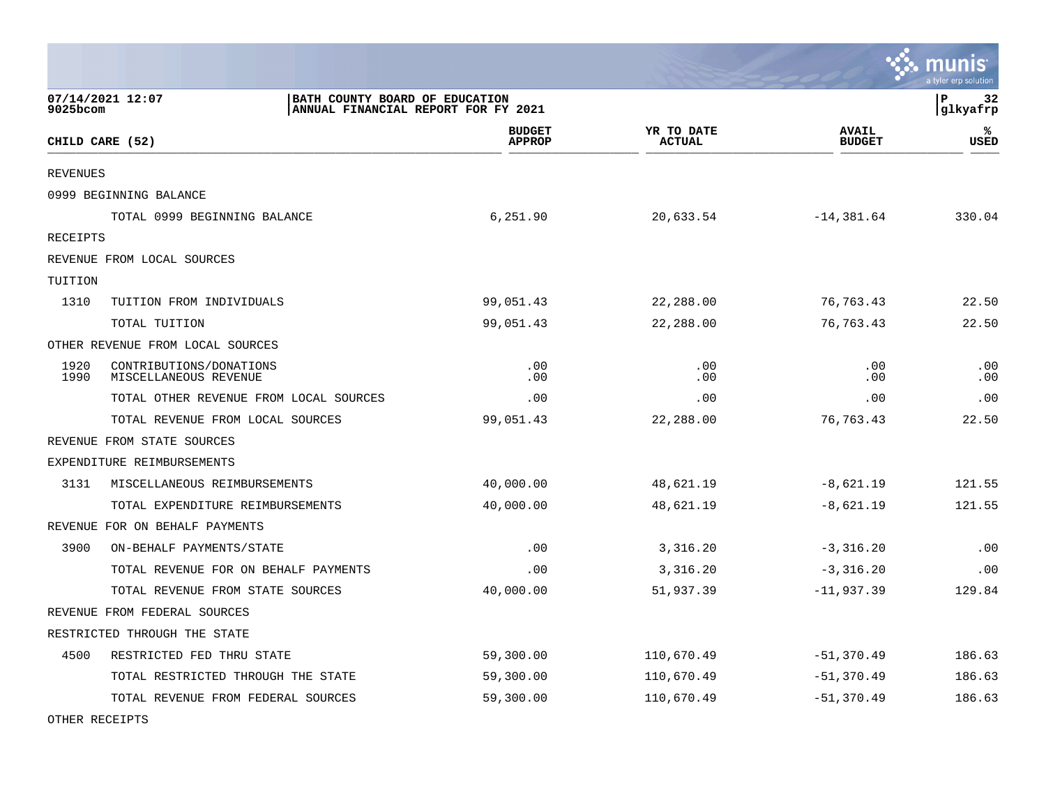07/14/2021 12:07
9025bcom

BATH COUNTY BOARD OF EDUCATION
ANNUAL FINANCIAL REPORT FOR FY 2021

glkyafrp

| CHILD CARE (52) | | BUDGET APPROP | YR TO DATE ACTUAL | AVAIL BUDGET | % USED |
|---|---|---|---|---|---|
| REVENUES | | | | | |
| 0999 BEGINNING BALANCE | | | | | |
| | TOTAL 0999 BEGINNING BALANCE | 6,251.90 | 20,633.54 | -14,381.64 | 330.04 |
| RECEIPTS | | | | | |
| REVENUE FROM LOCAL SOURCES | | | | | |
| TUITION | | | | | |
| 1310 | TUITION FROM INDIVIDUALS | 99,051.43 | 22,288.00 | 76,763.43 | 22.50 |
| | TOTAL TUITION | 99,051.43 | 22,288.00 | 76,763.43 | 22.50 |
| OTHER REVENUE FROM LOCAL SOURCES | | | | | |
| 1920 | CONTRIBUTIONS/DONATIONS | .00 | .00 | .00 | .00 |
| 1990 | MISCELLANEOUS REVENUE | .00 | .00 | .00 | .00 |
| | TOTAL OTHER REVENUE FROM LOCAL SOURCES | .00 | .00 | .00 | .00 |
| | TOTAL REVENUE FROM LOCAL SOURCES | 99,051.43 | 22,288.00 | 76,763.43 | 22.50 |
| REVENUE FROM STATE SOURCES | | | | | |
| EXPENDITURE REIMBURSEMENTS | | | | | |
| 3131 | MISCELLANEOUS REIMBURSEMENTS | 40,000.00 | 48,621.19 | -8,621.19 | 121.55 |
| | TOTAL EXPENDITURE REIMBURSEMENTS | 40,000.00 | 48,621.19 | -8,621.19 | 121.55 |
| REVENUE FOR ON BEHALF PAYMENTS | | | | | |
| 3900 | ON-BEHALF PAYMENTS/STATE | .00 | 3,316.20 | -3,316.20 | .00 |
| | TOTAL REVENUE FOR ON BEHALF PAYMENTS | .00 | 3,316.20 | -3,316.20 | .00 |
| | TOTAL REVENUE FROM STATE SOURCES | 40,000.00 | 51,937.39 | -11,937.39 | 129.84 |
| REVENUE FROM FEDERAL SOURCES | | | | | |
| RESTRICTED THROUGH THE STATE | | | | | |
| 4500 | RESTRICTED FED THRU STATE | 59,300.00 | 110,670.49 | -51,370.49 | 186.63 |
| | TOTAL RESTRICTED THROUGH THE STATE | 59,300.00 | 110,670.49 | -51,370.49 | 186.63 |
| | TOTAL REVENUE FROM FEDERAL SOURCES | 59,300.00 | 110,670.49 | -51,370.49 | 186.63 |
| OTHER RECEIPTS | | | | | |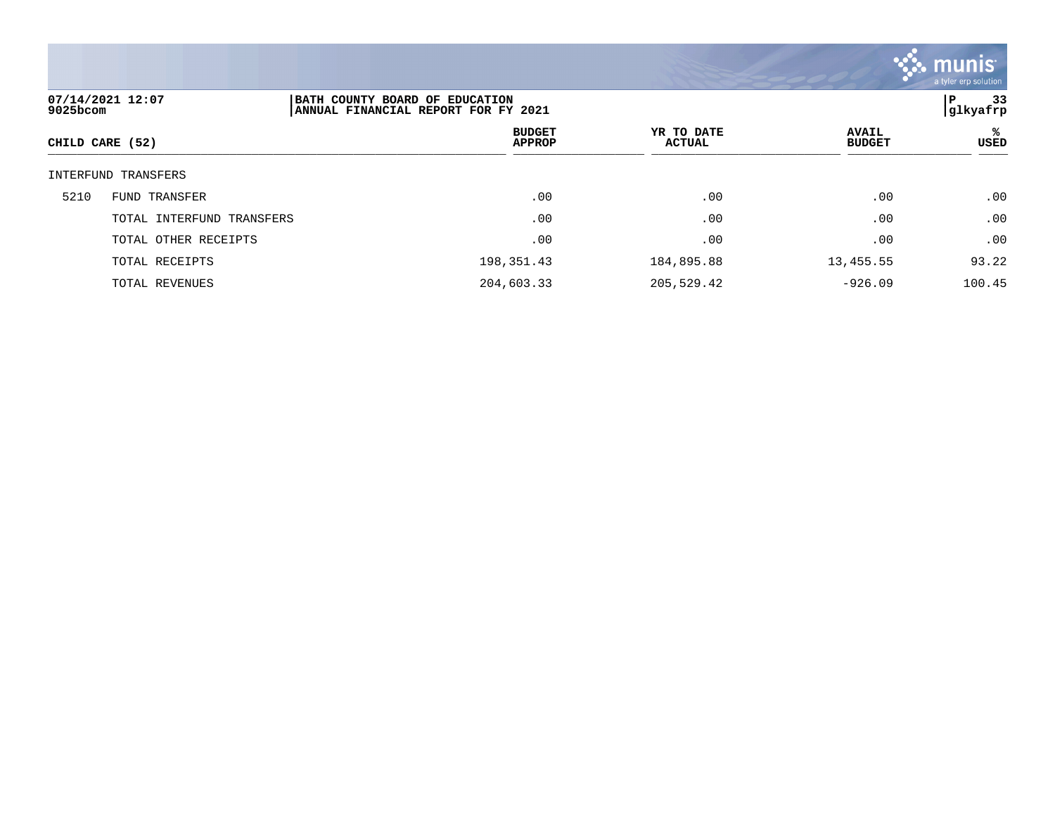**BATH COUNTY BOARD OF EDUCATION**
**ANNUAL FINANCIAL REPORT FOR FY 2021**

| CHILD CARE (52) | | BUDGET APPROP | YR TO DATE ACTUAL | AVAIL BUDGET | % USED |
|---|---|---|---|---|---|
| INTERFUND TRANSFERS | | | | | |
| 5210 | FUND TRANSFER | .00 | .00 | .00 | .00 |
| | TOTAL INTERFUND TRANSFERS | .00 | .00 | .00 | .00 |
| | TOTAL OTHER RECEIPTS | .00 | .00 | .00 | .00 |
| | TOTAL RECEIPTS | 198,351.43 | 184,895.88 | 13,455.55 | 93.22 |
| | TOTAL REVENUES | 204,603.33 | 205,529.42 | -926.09 | 100.45 |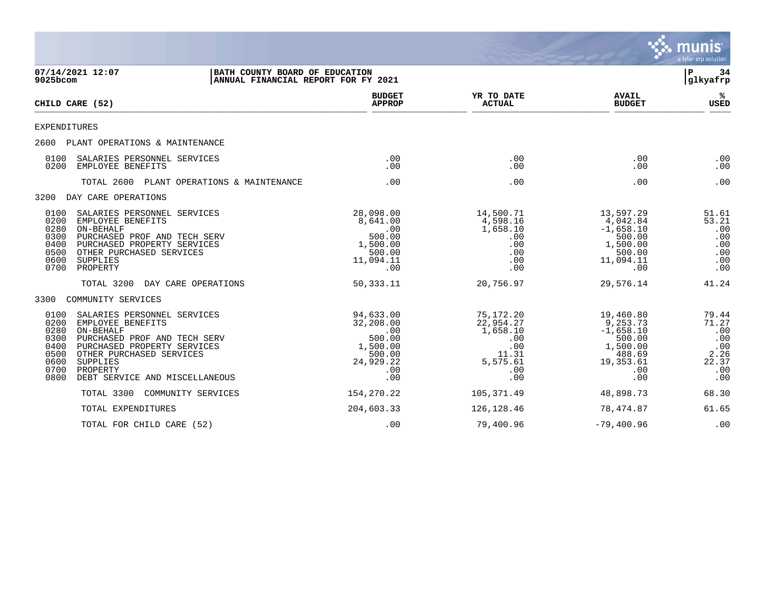07/14/2021 12:07 | BATH COUNTY BOARD OF EDUCATION
9025bcom | ANNUAL FINANCIAL REPORT FOR FY 2021

| CHILD CARE (52) | BUDGET APPROP | YR TO DATE ACTUAL | AVAIL BUDGET | % USED |
|---|---|---|---|---|
| EXPENDITURES | | | | |
| 2600 PLANT OPERATIONS & MAINTENANCE | | | | |
| 0100 SALARIES PERSONNEL SERVICES | .00 | .00 | .00 | .00 |
| 0200 EMPLOYEE BENEFITS | .00 | .00 | .00 | .00 |
| TOTAL 2600 PLANT OPERATIONS & MAINTENANCE | .00 | .00 | .00 | .00 |
| 3200 DAY CARE OPERATIONS | | | | |
| 0100 SALARIES PERSONNEL SERVICES | 28,098.00 | 14,500.71 | 13,597.29 | 51.61 |
| 0200 EMPLOYEE BENEFITS | 8,641.00 | 4,598.16 | 4,042.84 | 53.21 |
| 0280 ON-BEHALF | .00 | 1,658.10 | -1,658.10 | .00 |
| 0300 PURCHASED PROF AND TECH SERV | 500.00 | .00 | 500.00 | .00 |
| 0400 PURCHASED PROPERTY SERVICES | 1,500.00 | .00 | 1,500.00 | .00 |
| 0500 OTHER PURCHASED SERVICES | 500.00 | .00 | 500.00 | .00 |
| 0600 SUPPLIES | 11,094.11 | .00 | 11,094.11 | .00 |
| 0700 PROPERTY | .00 | .00 | .00 | .00 |
| TOTAL 3200 DAY CARE OPERATIONS | 50,333.11 | 20,756.97 | 29,576.14 | 41.24 |
| 3300 COMMUNITY SERVICES | | | | |
| 0100 SALARIES PERSONNEL SERVICES | 94,633.00 | 75,172.20 | 19,460.80 | 79.44 |
| 0200 EMPLOYEE BENEFITS | 32,208.00 | 22,954.27 | 9,253.73 | 71.27 |
| 0280 ON-BEHALF | .00 | 1,658.10 | -1,658.10 | .00 |
| 0300 PURCHASED PROF AND TECH SERV | 500.00 | .00 | 500.00 | .00 |
| 0400 PURCHASED PROPERTY SERVICES | 1,500.00 | .00 | 1,500.00 | .00 |
| 0500 OTHER PURCHASED SERVICES | 500.00 | 11.31 | 488.69 | 2.26 |
| 0600 SUPPLIES | 24,929.22 | 5,575.61 | 19,353.61 | 22.37 |
| 0700 PROPERTY | .00 | .00 | .00 | .00 |
| 0800 DEBT SERVICE AND MISCELLANEOUS | .00 | .00 | .00 | .00 |
| TOTAL 3300 COMMUNITY SERVICES | 154,270.22 | 105,371.49 | 48,898.73 | 68.30 |
| TOTAL EXPENDITURES | 204,603.33 | 126,128.46 | 78,474.87 | 61.65 |
| TOTAL FOR CHILD CARE (52) | .00 | 79,400.96 | -79,400.96 | .00 |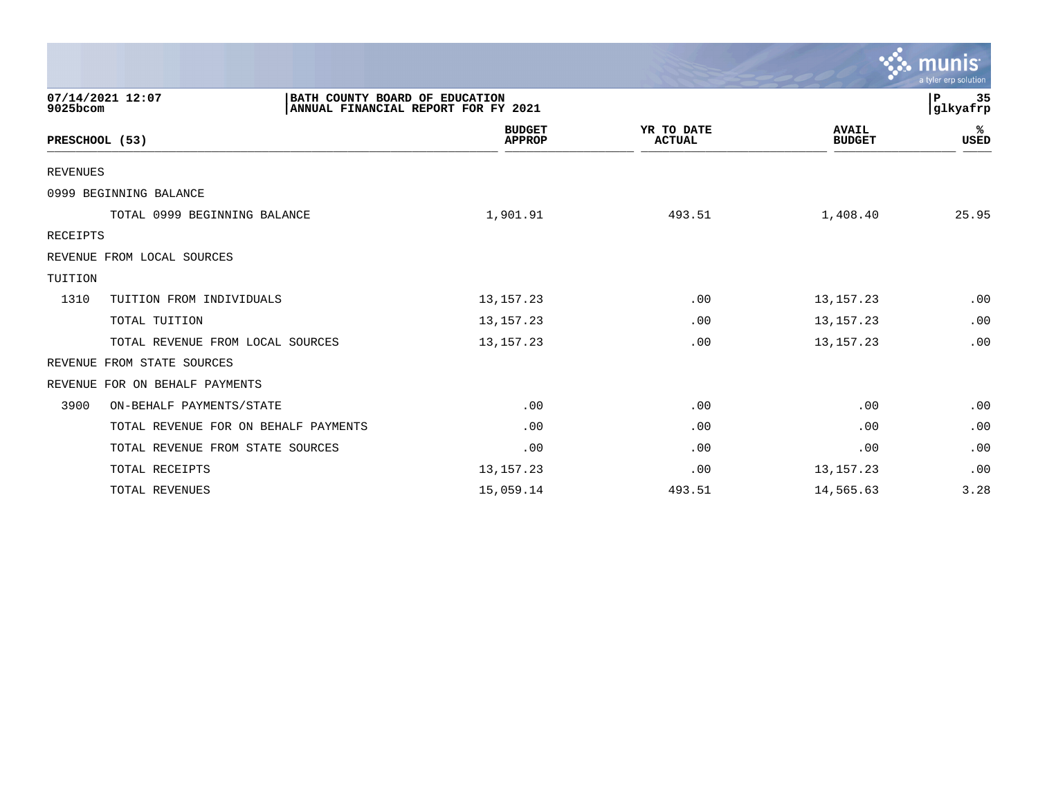07/14/2021 12:07
9025bcom

**BATH COUNTY BOARD OF EDUCATION**
**ANNUAL FINANCIAL REPORT FOR FY 2021**

glkyafrp

| PRESCHOOL (53) | | BUDGET APPROP | YR TO DATE ACTUAL | AVAIL BUDGET | % USED |
|---|---|---|---|---|---|
| REVENUES | | | | | |
| 0999 BEGINNING BALANCE | | | | | |
| | TOTAL 0999 BEGINNING BALANCE | 1,901.91 | 493.51 | 1,408.40 | 25.95 |
| RECEIPTS | | | | | |
| REVENUE FROM LOCAL SOURCES | | | | | |
| TUITION | | | | | |
| 1310 | TUITION FROM INDIVIDUALS | 13,157.23 | .00 | 13,157.23 | .00 |
| | TOTAL TUITION | 13,157.23 | .00 | 13,157.23 | .00 |
| | TOTAL REVENUE FROM LOCAL SOURCES | 13,157.23 | .00 | 13,157.23 | .00 |
| REVENUE FROM STATE SOURCES | | | | | |
| REVENUE FOR ON BEHALF PAYMENTS | | | | | |
| 3900 | ON-BEHALF PAYMENTS/STATE | .00 | .00 | .00 | .00 |
| | TOTAL REVENUE FOR ON BEHALF PAYMENTS | .00 | .00 | .00 | .00 |
| | TOTAL REVENUE FROM STATE SOURCES | .00 | .00 | .00 | .00 |
| | TOTAL RECEIPTS | 13,157.23 | .00 | 13,157.23 | .00 |
| | TOTAL REVENUES | 15,059.14 | 493.51 | 14,565.63 | 3.28 |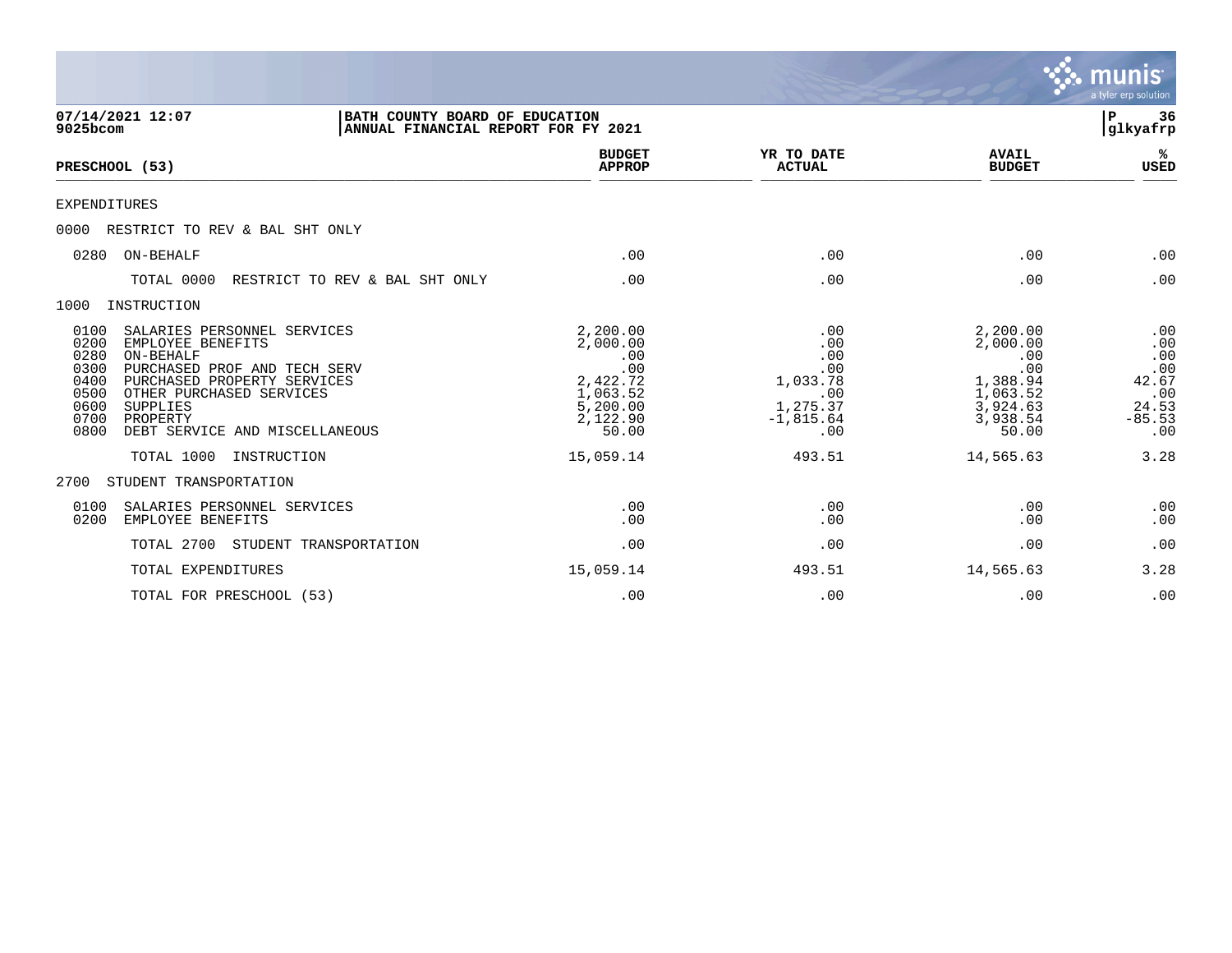07/14/2021 12:07
9025bcom

BATH COUNTY BOARD OF EDUCATION
ANNUAL FINANCIAL REPORT FOR FY 2021

glkyafrp

| PRESCHOOL (53) | BUDGET APPROP | YR TO DATE ACTUAL | AVAIL BUDGET | % USED |
|---|---|---|---|---|
| EXPENDITURES | | | | |
| 0000 RESTRICT TO REV & BAL SHT ONLY | | | | |
| 0280 ON-BEHALF | .00 | .00 | .00 | .00 |
| TOTAL 0000 RESTRICT TO REV & BAL SHT ONLY | .00 | .00 | .00 | .00 |
| 1000 INSTRUCTION | | | | |
| 0100 SALARIES PERSONNEL SERVICES | 2,200.00 | .00 | 2,200.00 | .00 |
| 0200 EMPLOYEE BENEFITS | 2,000.00 | .00 | 2,000.00 | .00 |
| 0280 ON-BEHALF | .00 | .00 | .00 | .00 |
| 0300 PURCHASED PROF AND TECH SERV | .00 | .00 | .00 | .00 |
| 0400 PURCHASED PROPERTY SERVICES | 2,422.72 | 1,033.78 | 1,388.94 | 42.67 |
| 0500 OTHER PURCHASED SERVICES | 1,063.52 | .00 | 1,063.52 | .00 |
| 0600 SUPPLIES | 5,200.00 | 1,275.37 | 3,924.63 | 24.53 |
| 0700 PROPERTY | 2,122.90 | -1,815.64 | 3,938.54 | -85.53 |
| 0800 DEBT SERVICE AND MISCELLANEOUS | 50.00 | .00 | 50.00 | .00 |
| TOTAL 1000 INSTRUCTION | 15,059.14 | 493.51 | 14,565.63 | 3.28 |
| 2700 STUDENT TRANSPORTATION | | | | |
| 0100 SALARIES PERSONNEL SERVICES | .00 | .00 | .00 | .00 |
| 0200 EMPLOYEE BENEFITS | .00 | .00 | .00 | .00 |
| TOTAL 2700 STUDENT TRANSPORTATION | .00 | .00 | .00 | .00 |
| TOTAL EXPENDITURES | 15,059.14 | 493.51 | 14,565.63 | 3.28 |
| TOTAL FOR PRESCHOOL (53) | .00 | .00 | .00 | .00 |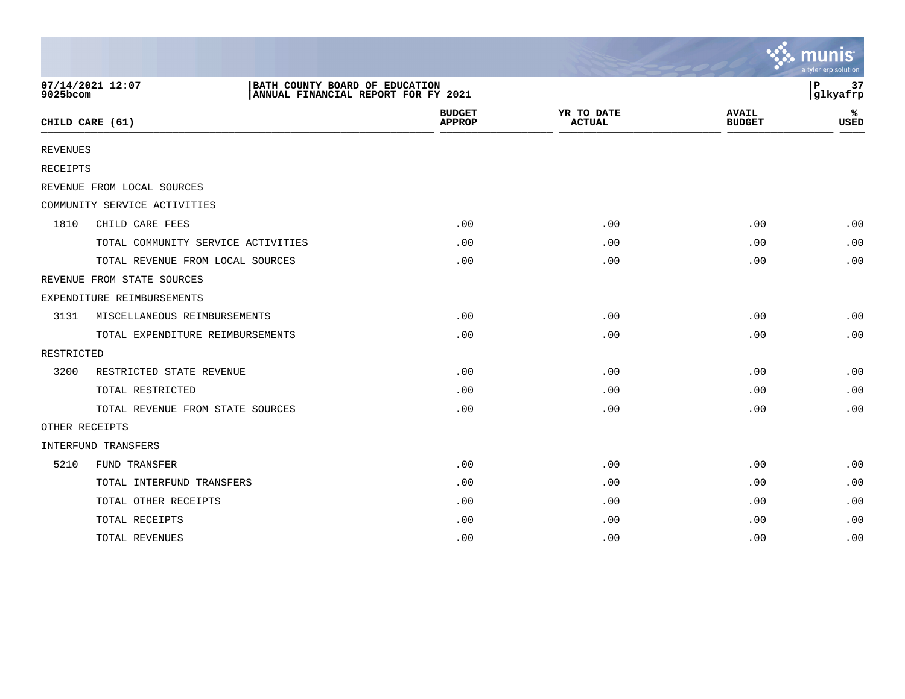07/14/2021 12:07
9025bcom

BATH COUNTY BOARD OF EDUCATION
ANNUAL FINANCIAL REPORT FOR FY 2021

P 37
glkyafrp

| CHILD CARE (61) | | BUDGET APPROP | YR TO DATE ACTUAL | AVAIL BUDGET | % USED |
|---|---|---|---|---|---|
| REVENUES | | | | | |
| RECEIPTS | | | | | |
| REVENUE FROM LOCAL SOURCES | | | | | |
| COMMUNITY SERVICE ACTIVITIES | | | | | |
| 1810 | CHILD CARE FEES | .00 | .00 | .00 | .00 |
| | TOTAL COMMUNITY SERVICE ACTIVITIES | .00 | .00 | .00 | .00 |
| | TOTAL REVENUE FROM LOCAL SOURCES | .00 | .00 | .00 | .00 |
| REVENUE FROM STATE SOURCES | | | | | |
| EXPENDITURE REIMBURSEMENTS | | | | | |
| 3131 | MISCELLANEOUS REIMBURSEMENTS | .00 | .00 | .00 | .00 |
| | TOTAL EXPENDITURE REIMBURSEMENTS | .00 | .00 | .00 | .00 |
| RESTRICTED | | | | | |
| 3200 | RESTRICTED STATE REVENUE | .00 | .00 | .00 | .00 |
| | TOTAL RESTRICTED | .00 | .00 | .00 | .00 |
| | TOTAL REVENUE FROM STATE SOURCES | .00 | .00 | .00 | .00 |
| OTHER RECEIPTS | | | | | |
| INTERFUND TRANSFERS | | | | | |
| 5210 | FUND TRANSFER | .00 | .00 | .00 | .00 |
| | TOTAL INTERFUND TRANSFERS | .00 | .00 | .00 | .00 |
| | TOTAL OTHER RECEIPTS | .00 | .00 | .00 | .00 |
| | TOTAL RECEIPTS | .00 | .00 | .00 | .00 |
| | TOTAL REVENUES | .00 | .00 | .00 | .00 |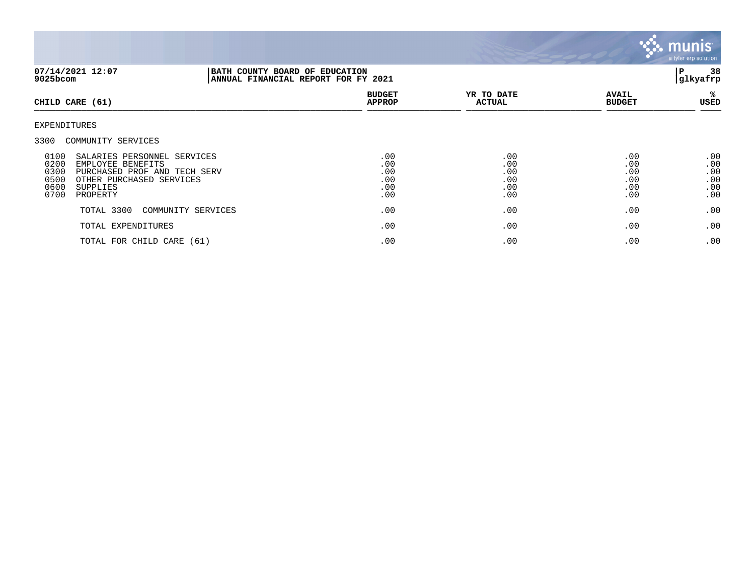**BATH COUNTY BOARD OF EDUCATION**
**ANNUAL FINANCIAL REPORT FOR FY 2021**

07/14/2021 12:07
9025bcom

glkyafrp

| CHILD CARE (61) | BUDGET APPROP | YR TO DATE ACTUAL | AVAIL BUDGET | % USED |
|---|---|---|---|---|
| EXPENDITURES | | | | |
| 3300 COMMUNITY SERVICES | | | | |
| 0100 SALARIES PERSONNEL SERVICES | .00 | .00 | .00 | .00 |
| 0200 EMPLOYEE BENEFITS | .00 | .00 | .00 | .00 |
| 0300 PURCHASED PROF AND TECH SERV | .00 | .00 | .00 | .00 |
| 0500 OTHER PURCHASED SERVICES | .00 | .00 | .00 | .00 |
| 0600 SUPPLIES | .00 | .00 | .00 | .00 |
| 0700 PROPERTY | .00 | .00 | .00 | .00 |
| TOTAL 3300 COMMUNITY SERVICES | .00 | .00 | .00 | .00 |
| TOTAL EXPENDITURES | .00 | .00 | .00 | .00 |
| TOTAL FOR CHILD CARE (61) | .00 | .00 | .00 | .00 |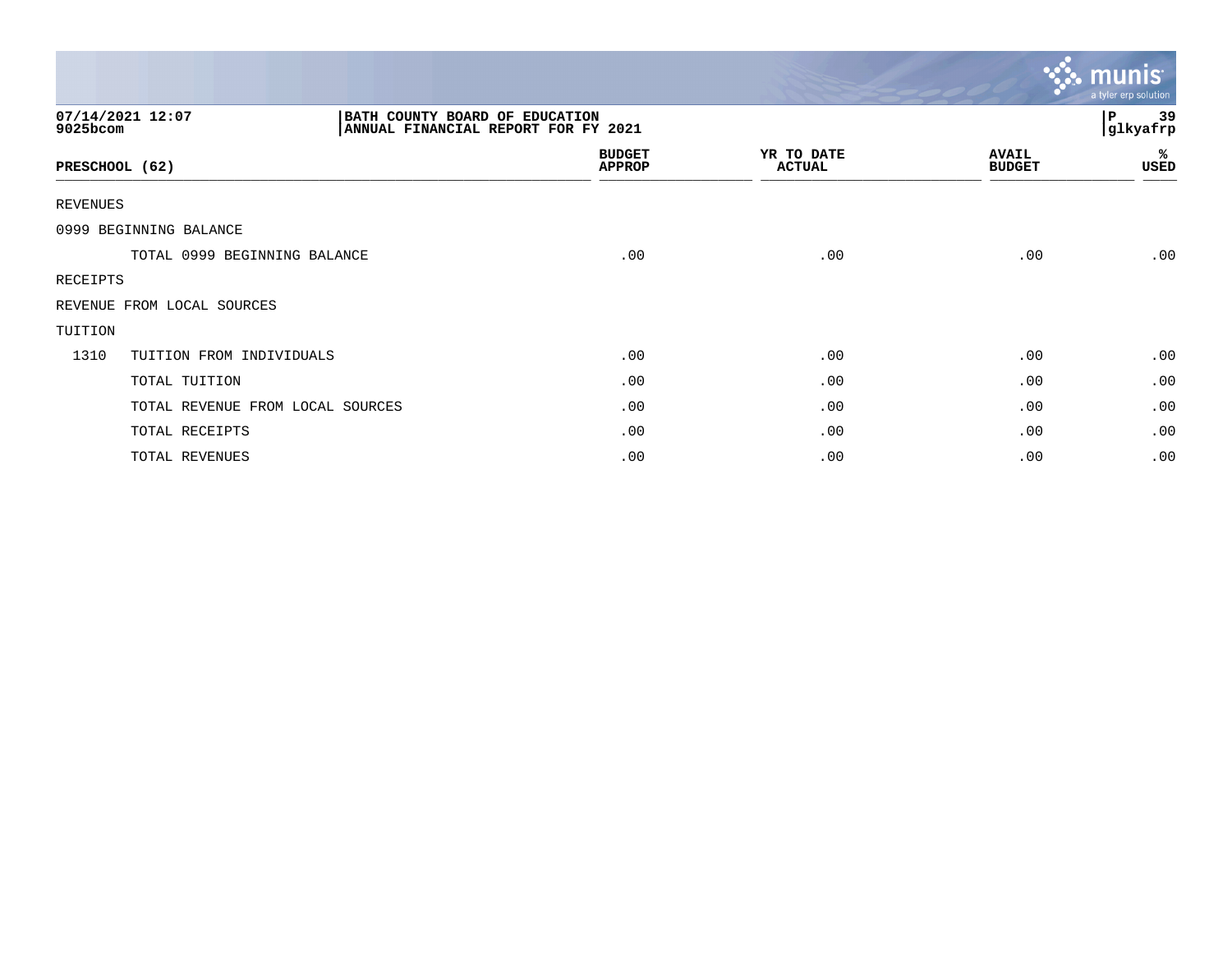07/14/2021 12:07
9025bcom

BATH COUNTY BOARD OF EDUCATION
ANNUAL FINANCIAL REPORT FOR FY 2021

P 39
glkyafrp

| PRESCHOOL (62) | | BUDGET APPROP | YR TO DATE ACTUAL | AVAIL BUDGET | % USED |
|---|---|---|---|---|---|
| REVENUES | | | | | |
| 0999 BEGINNING BALANCE | | | | | |
| | TOTAL 0999 BEGINNING BALANCE | .00 | .00 | .00 | .00 |
| RECEIPTS | | | | | |
| REVENUE FROM LOCAL SOURCES | | | | | |
| TUITION | | | | | |
| 1310 | TUITION FROM INDIVIDUALS | .00 | .00 | .00 | .00 |
| | TOTAL TUITION | .00 | .00 | .00 | .00 |
| | TOTAL REVENUE FROM LOCAL SOURCES | .00 | .00 | .00 | .00 |
| | TOTAL RECEIPTS | .00 | .00 | .00 | .00 |
| | TOTAL REVENUES | .00 | .00 | .00 | .00 |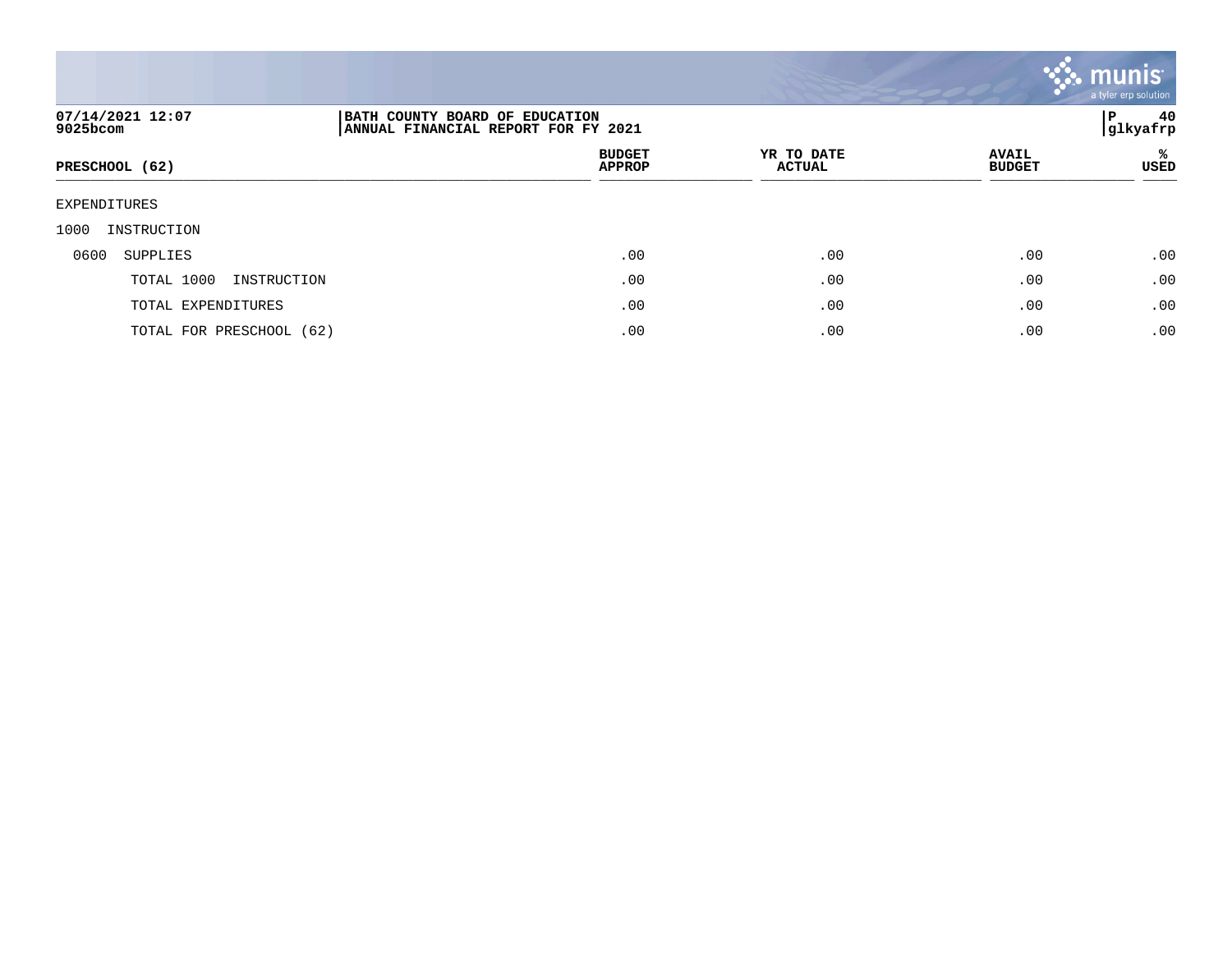07/14/2021 12:07
9025bcom

**BATH COUNTY BOARD OF EDUCATION**
**ANNUAL FINANCIAL REPORT FOR FY 2021**

glkyafrp

| PRESCHOOL (62) | BUDGET APPROP | YR TO DATE ACTUAL | AVAIL BUDGET | % USED |
|---|---|---|---|---|
| EXPENDITURES | | | | |
| 1000 INSTRUCTION | | | | |
| 0600 SUPPLIES | .00 | .00 | .00 | .00 |
| TOTAL 1000 INSTRUCTION | .00 | .00 | .00 | .00 |
| TOTAL EXPENDITURES | .00 | .00 | .00 | .00 |
| TOTAL FOR PRESCHOOL (62) | .00 | .00 | .00 | .00 |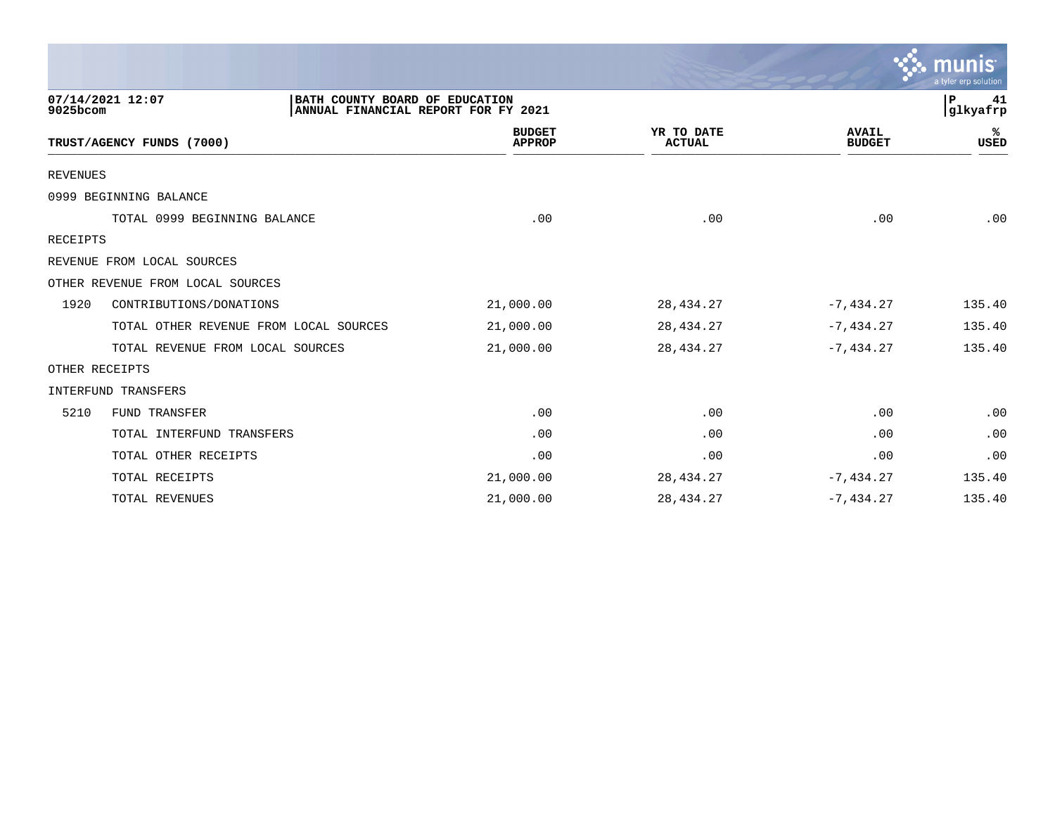07/14/2021 12:07
9025bcom

BATH COUNTY BOARD OF EDUCATION
ANNUAL FINANCIAL REPORT FOR FY 2021

| TRUST/AGENCY FUNDS (7000) | | BUDGET APPROP | YR TO DATE ACTUAL | AVAIL BUDGET | % USED |
|---|---|---|---|---|---|
| REVENUES | | | | | |
| 0999 BEGINNING BALANCE | | | | | |
| | TOTAL 0999 BEGINNING BALANCE | .00 | .00 | .00 | .00 |
| RECEIPTS | | | | | |
| REVENUE FROM LOCAL SOURCES | | | | | |
| OTHER REVENUE FROM LOCAL SOURCES | | | | | |
| 1920 | CONTRIBUTIONS/DONATIONS | 21,000.00 | 28,434.27 | -7,434.27 | 135.40 |
| | TOTAL OTHER REVENUE FROM LOCAL SOURCES | 21,000.00 | 28,434.27 | -7,434.27 | 135.40 |
| | TOTAL REVENUE FROM LOCAL SOURCES | 21,000.00 | 28,434.27 | -7,434.27 | 135.40 |
| OTHER RECEIPTS | | | | | |
| INTERFUND TRANSFERS | | | | | |
| 5210 | FUND TRANSFER | .00 | .00 | .00 | .00 |
| | TOTAL INTERFUND TRANSFERS | .00 | .00 | .00 | .00 |
| | TOTAL OTHER RECEIPTS | .00 | .00 | .00 | .00 |
| | TOTAL RECEIPTS | 21,000.00 | 28,434.27 | -7,434.27 | 135.40 |
| | TOTAL REVENUES | 21,000.00 | 28,434.27 | -7,434.27 | 135.40 |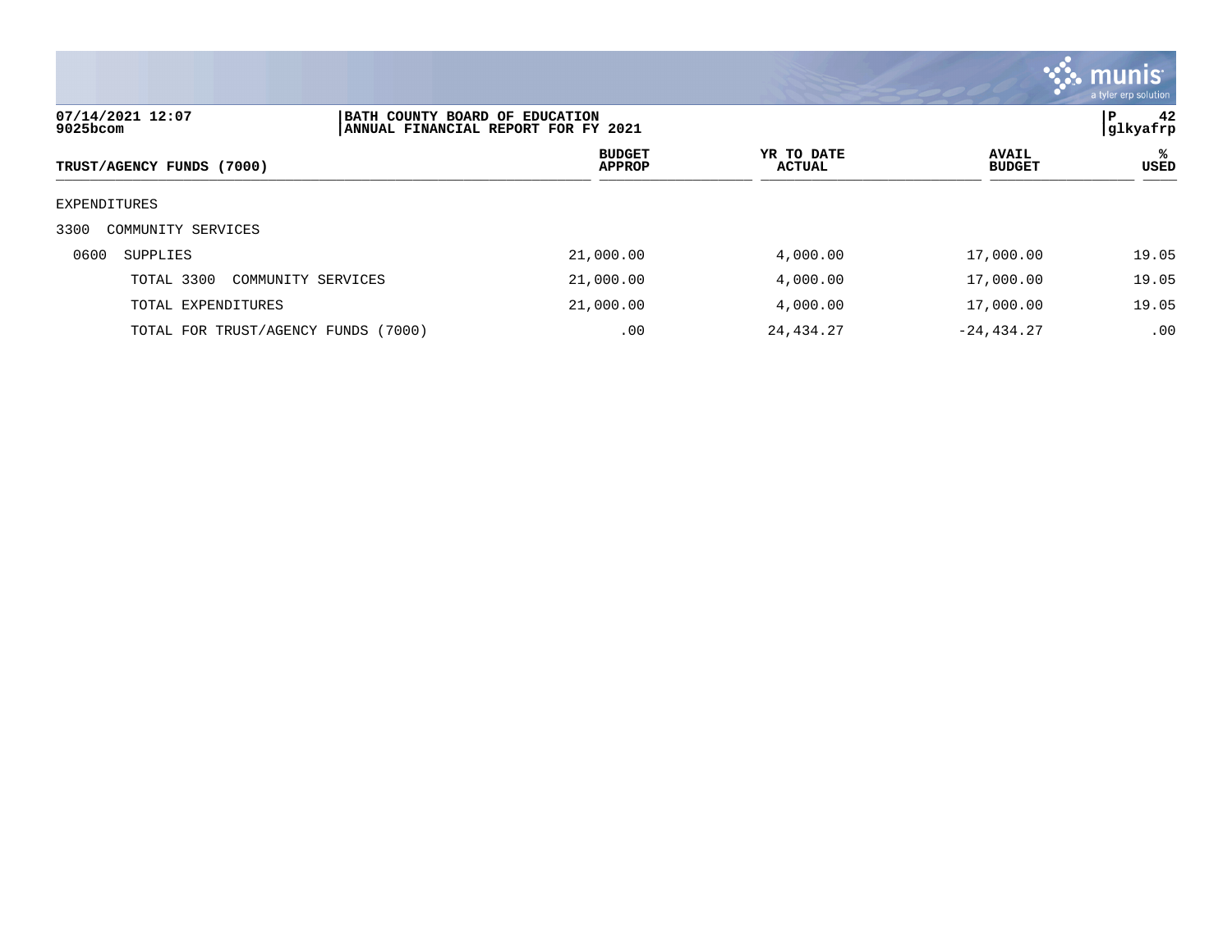BATH COUNTY BOARD OF EDUCATION
ANNUAL FINANCIAL REPORT FOR FY 2021

07/14/2021 12:07
9025bcom

| TRUST/AGENCY FUNDS (7000) | BUDGET APPROP | YR TO DATE ACTUAL | AVAIL BUDGET | % USED |
|---|---|---|---|---|
| EXPENDITURES | | | | |
| 3300 COMMUNITY SERVICES | | | | |
| 0600 SUPPLIES | 21,000.00 | 4,000.00 | 17,000.00 | 19.05 |
| TOTAL 3300 COMMUNITY SERVICES | 21,000.00 | 4,000.00 | 17,000.00 | 19.05 |
| TOTAL EXPENDITURES | 21,000.00 | 4,000.00 | 17,000.00 | 19.05 |
| TOTAL FOR TRUST/AGENCY FUNDS (7000) | .00 | 24,434.27 | -24,434.27 | .00 |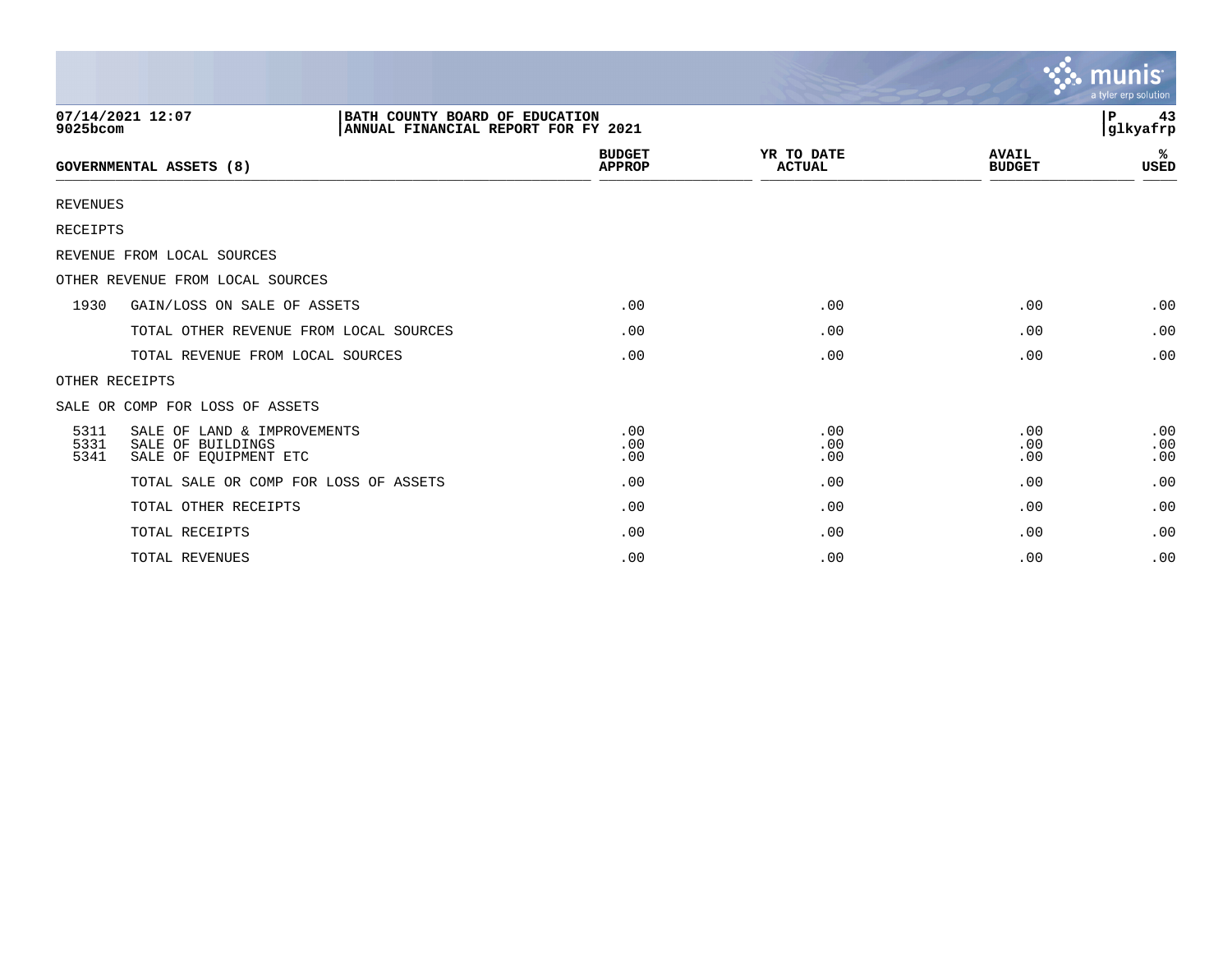BATH COUNTY BOARD OF EDUCATION
ANNUAL FINANCIAL REPORT FOR FY 2021

| GOVERNMENTAL ASSETS (8) | | BUDGET APPROP | YR TO DATE ACTUAL | AVAIL BUDGET | % USED |
|---|---|---|---|---|---|
| REVENUES | | | | | |
| RECEIPTS | | | | | |
| REVENUE FROM LOCAL SOURCES | | | | | |
| OTHER REVENUE FROM LOCAL SOURCES | | | | | |
| 1930 | GAIN/LOSS ON SALE OF ASSETS | .00 | .00 | .00 | .00 |
| | TOTAL OTHER REVENUE FROM LOCAL SOURCES | .00 | .00 | .00 | .00 |
| | TOTAL REVENUE FROM LOCAL SOURCES | .00 | .00 | .00 | .00 |
| OTHER RECEIPTS | | | | | |
| SALE OR COMP FOR LOSS OF ASSETS | | | | | |
| 5311 | SALE OF LAND & IMPROVEMENTS | .00 | .00 | .00 | .00 |
| 5331 | SALE OF BUILDINGS | .00 | .00 | .00 | .00 |
| 5341 | SALE OF EQUIPMENT ETC | .00 | .00 | .00 | .00 |
| | TOTAL SALE OR COMP FOR LOSS OF ASSETS | .00 | .00 | .00 | .00 |
| | TOTAL OTHER RECEIPTS | .00 | .00 | .00 | .00 |
| | TOTAL RECEIPTS | .00 | .00 | .00 | .00 |
| | TOTAL REVENUES | .00 | .00 | .00 | .00 |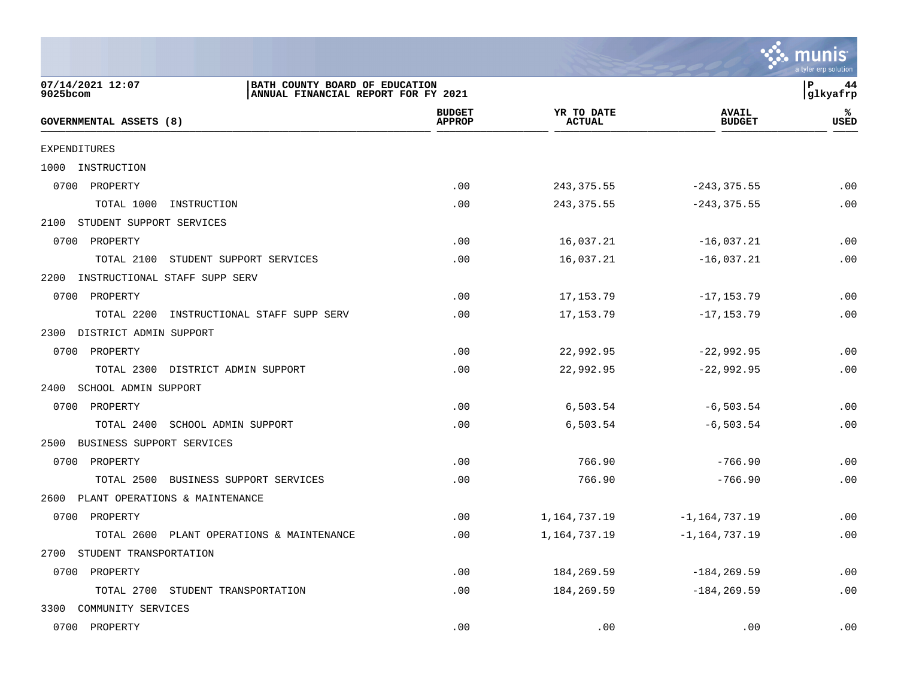| GOVERNMENTAL ASSETS (8) | BUDGET APPROP | YR TO DATE ACTUAL | AVAIL BUDGET | % USED |
|---|---|---|---|---|
| EXPENDITURES | | | | |
| 1000 INSTRUCTION | | | | |
| 0700 PROPERTY | .00 | 243,375.55 | -243,375.55 | .00 |
| TOTAL 1000 INSTRUCTION | .00 | 243,375.55 | -243,375.55 | .00 |
| 2100 STUDENT SUPPORT SERVICES | | | | |
| 0700 PROPERTY | .00 | 16,037.21 | -16,037.21 | .00 |
| TOTAL 2100 STUDENT SUPPORT SERVICES | .00 | 16,037.21 | -16,037.21 | .00 |
| 2200 INSTRUCTIONAL STAFF SUPP SERV | | | | |
| 0700 PROPERTY | .00 | 17,153.79 | -17,153.79 | .00 |
| TOTAL 2200 INSTRUCTIONAL STAFF SUPP SERV | .00 | 17,153.79 | -17,153.79 | .00 |
| 2300 DISTRICT ADMIN SUPPORT | | | | |
| 0700 PROPERTY | .00 | 22,992.95 | -22,992.95 | .00 |
| TOTAL 2300 DISTRICT ADMIN SUPPORT | .00 | 22,992.95 | -22,992.95 | .00 |
| 2400 SCHOOL ADMIN SUPPORT | | | | |
| 0700 PROPERTY | .00 | 6,503.54 | -6,503.54 | .00 |
| TOTAL 2400 SCHOOL ADMIN SUPPORT | .00 | 6,503.54 | -6,503.54 | .00 |
| 2500 BUSINESS SUPPORT SERVICES | | | | |
| 0700 PROPERTY | .00 | 766.90 | -766.90 | .00 |
| TOTAL 2500 BUSINESS SUPPORT SERVICES | .00 | 766.90 | -766.90 | .00 |
| 2600 PLANT OPERATIONS & MAINTENANCE | | | | |
| 0700 PROPERTY | .00 | 1,164,737.19 | -1,164,737.19 | .00 |
| TOTAL 2600 PLANT OPERATIONS & MAINTENANCE | .00 | 1,164,737.19 | -1,164,737.19 | .00 |
| 2700 STUDENT TRANSPORTATION | | | | |
| 0700 PROPERTY | .00 | 184,269.59 | -184,269.59 | .00 |
| TOTAL 2700 STUDENT TRANSPORTATION | .00 | 184,269.59 | -184,269.59 | .00 |
| 3300 COMMUNITY SERVICES | | | | |
| 0700 PROPERTY | .00 | .00 | .00 | .00 |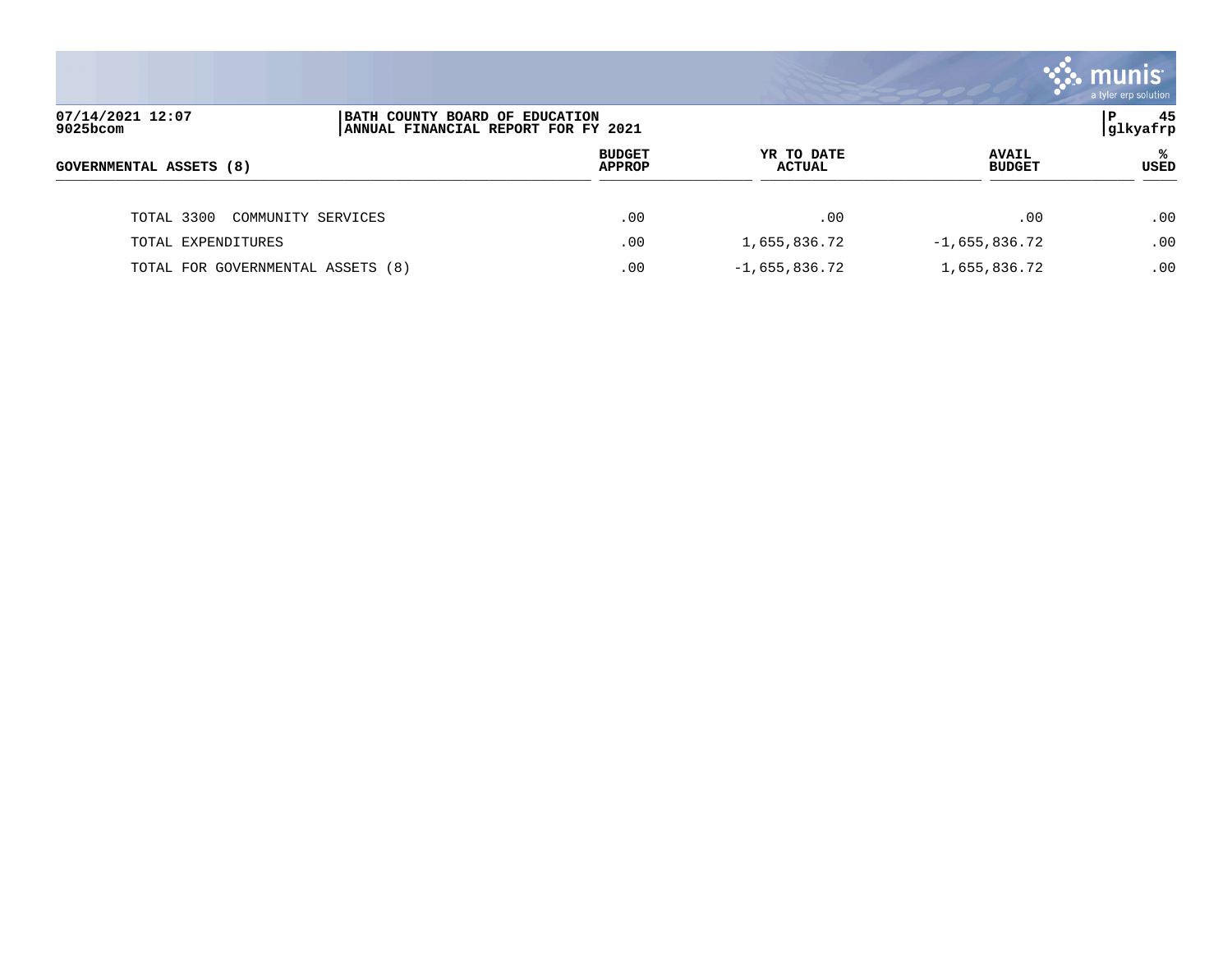| GOVERNMENTAL ASSETS (8) | BUDGET APPROP | YR TO DATE ACTUAL | AVAIL BUDGET | % USED |
|---|---|---|---|---|
| TOTAL 3300 COMMUNITY SERVICES | .00 | .00 | .00 | .00 |
| TOTAL EXPENDITURES | .00 | 1,655,836.72 | -1,655,836.72 | .00 |
| TOTAL FOR GOVERNMENTAL ASSETS (8) | .00 | -1,655,836.72 | 1,655,836.72 | .00 |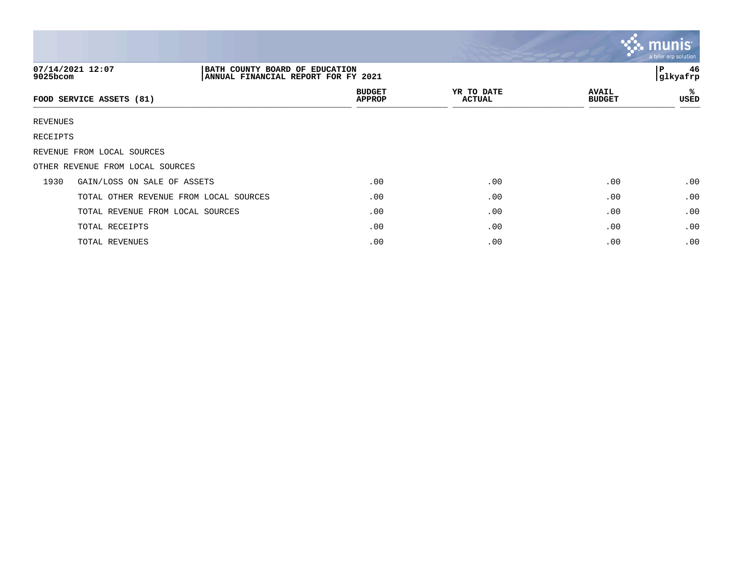**BATH COUNTY BOARD OF EDUCATION**
**ANNUAL FINANCIAL REPORT FOR FY 2021**

07/14/2021 12:07
9025bcom

| FOOD SERVICE ASSETS (81) | | BUDGET APPROP | YR TO DATE ACTUAL | AVAIL BUDGET | % USED |
|---|---|---|---|---|---|
| REVENUES | | | | | |
| RECEIPTS | | | | | |
| REVENUE FROM LOCAL SOURCES | | | | | |
| OTHER REVENUE FROM LOCAL SOURCES | | | | | |
| 1930 | GAIN/LOSS ON SALE OF ASSETS | .00 | .00 | .00 | .00 |
| | TOTAL OTHER REVENUE FROM LOCAL SOURCES | .00 | .00 | .00 | .00 |
| | TOTAL REVENUE FROM LOCAL SOURCES | .00 | .00 | .00 | .00 |
| | TOTAL RECEIPTS | .00 | .00 | .00 | .00 |
| | TOTAL REVENUES | .00 | .00 | .00 | .00 |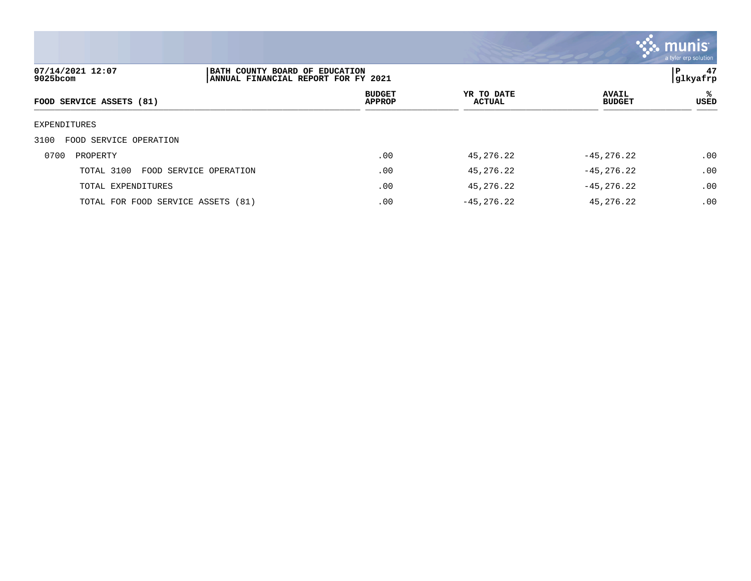07/14/2021 12:07
9025bcom

BATH COUNTY BOARD OF EDUCATION
ANNUAL FINANCIAL REPORT FOR FY 2021

| FOOD SERVICE ASSETS (81) | BUDGET APPROP | YR TO DATE ACTUAL | AVAIL BUDGET | % USED |
|---|---|---|---|---|
| EXPENDITURES | | | | |
| 3100 FOOD SERVICE OPERATION | | | | |
| 0700 PROPERTY | .00 | 45,276.22 | -45,276.22 | .00 |
| TOTAL 3100 FOOD SERVICE OPERATION | .00 | 45,276.22 | -45,276.22 | .00 |
| TOTAL EXPENDITURES | .00 | 45,276.22 | -45,276.22 | .00 |
| TOTAL FOR FOOD SERVICE ASSETS (81) | .00 | -45,276.22 | 45,276.22 | .00 |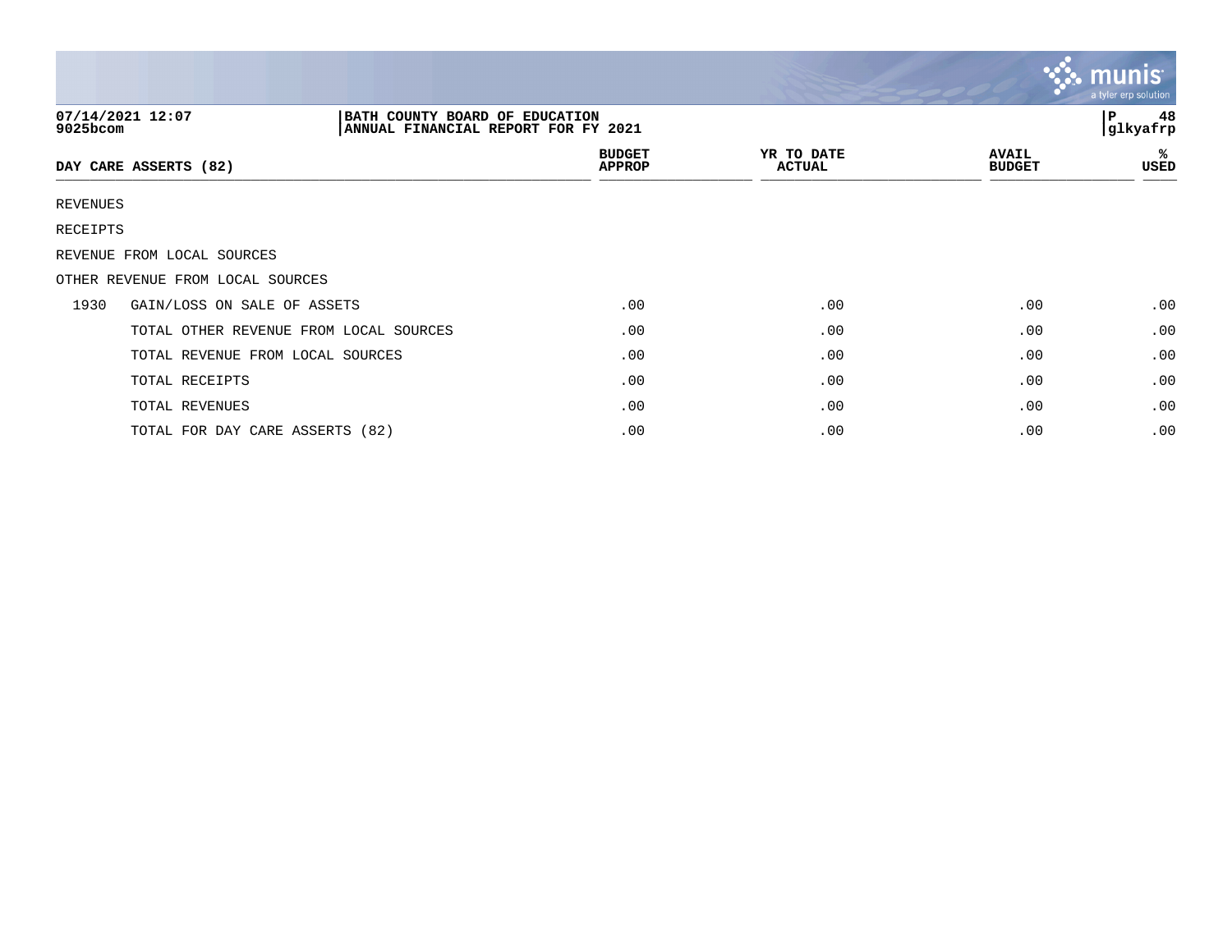07/14/2021 12:07
9025bcom

BATH COUNTY BOARD OF EDUCATION
ANNUAL FINANCIAL REPORT FOR FY 2021

P 48
glkyafrp

| DAY CARE ASSERTS (82) | | BUDGET APPROP | YR TO DATE ACTUAL | AVAIL BUDGET | % USED |
|---|---|---|---|---|---|
| REVENUES | | | | | |
| RECEIPTS | | | | | |
| REVENUE FROM LOCAL SOURCES | | | | | |
| OTHER REVENUE FROM LOCAL SOURCES | | | | | |
| 1930 | GAIN/LOSS ON SALE OF ASSETS | .00 | .00 | .00 | .00 |
| | TOTAL OTHER REVENUE FROM LOCAL SOURCES | .00 | .00 | .00 | .00 |
| | TOTAL REVENUE FROM LOCAL SOURCES | .00 | .00 | .00 | .00 |
| | TOTAL RECEIPTS | .00 | .00 | .00 | .00 |
| | TOTAL REVENUES | .00 | .00 | .00 | .00 |
| | TOTAL FOR DAY CARE ASSERTS (82) | .00 | .00 | .00 | .00 |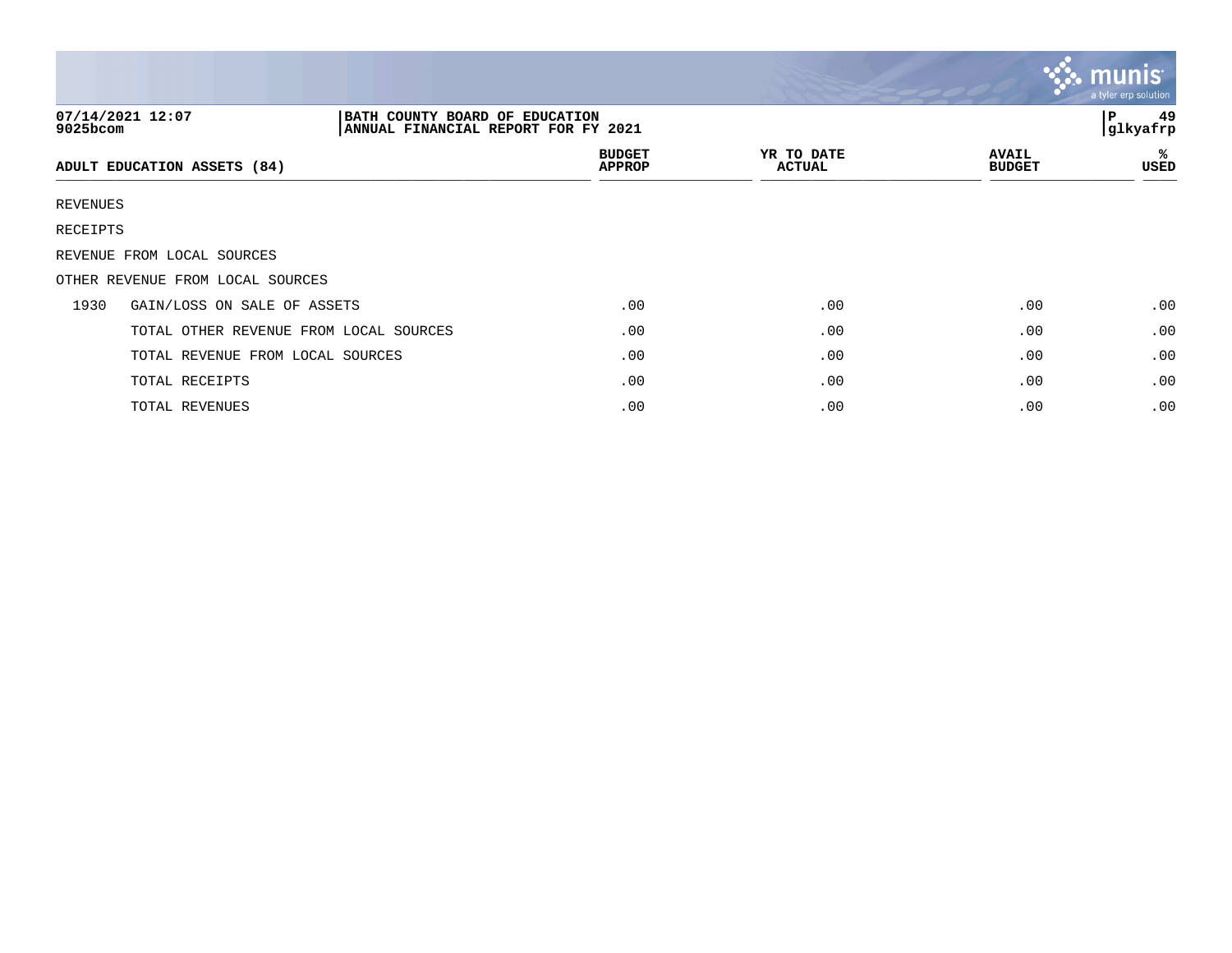07/14/2021 12:07
9025bcom

BATH COUNTY BOARD OF EDUCATION
ANNUAL FINANCIAL REPORT FOR FY 2021

P 49
glkyafrp

| ADULT EDUCATION ASSETS (84) | | BUDGET APPROP | YR TO DATE ACTUAL | AVAIL BUDGET | % USED |
|---|---|---|---|---|---|
| REVENUES | | | | | |
| RECEIPTS | | | | | |
| REVENUE FROM LOCAL SOURCES | | | | | |
| OTHER REVENUE FROM LOCAL SOURCES | | | | | |
| 1930 | GAIN/LOSS ON SALE OF ASSETS | .00 | .00 | .00 | .00 |
| | TOTAL OTHER REVENUE FROM LOCAL SOURCES | .00 | .00 | .00 | .00 |
| | TOTAL REVENUE FROM LOCAL SOURCES | .00 | .00 | .00 | .00 |
| | TOTAL RECEIPTS | .00 | .00 | .00 | .00 |
| | TOTAL REVENUES | .00 | .00 | .00 | .00 |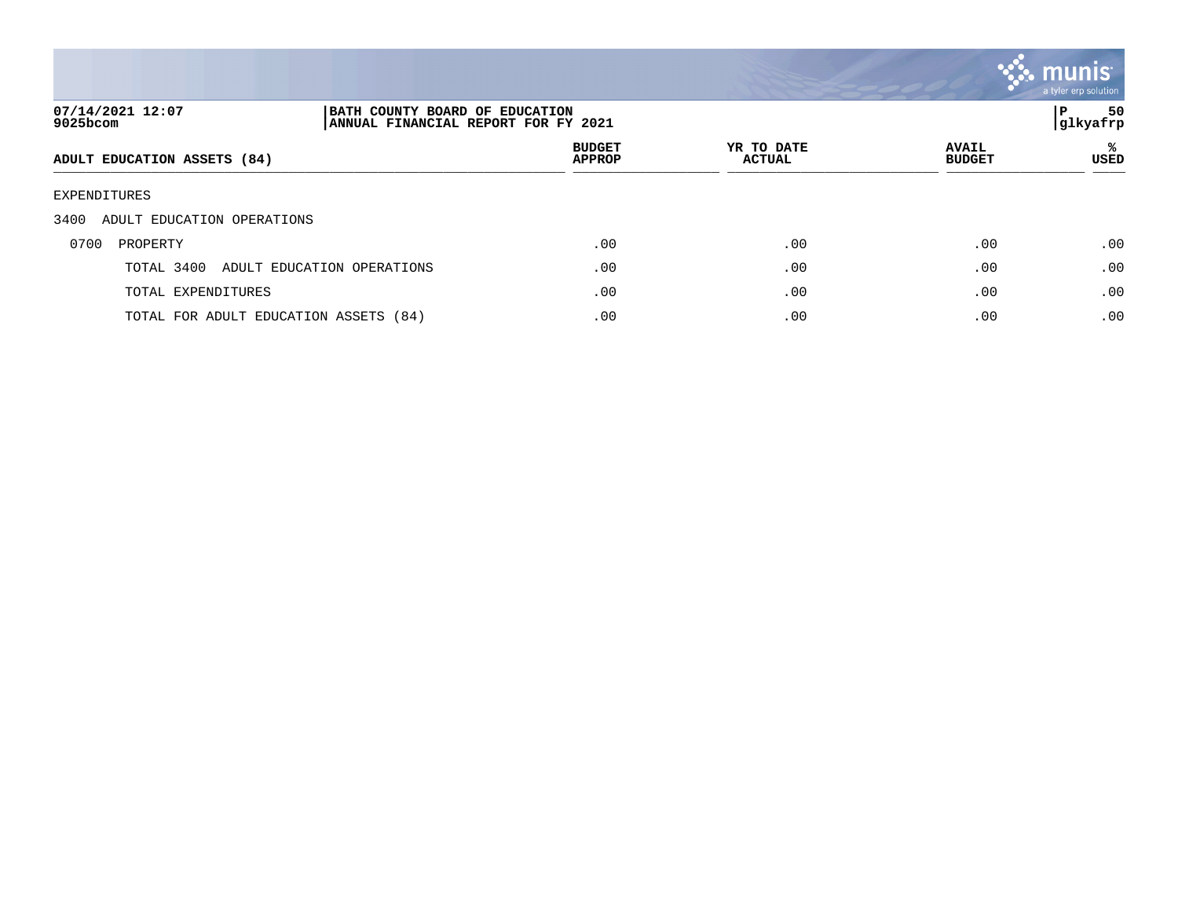07/14/2021 12:07
9025bcom

BATH COUNTY BOARD OF EDUCATION
ANNUAL FINANCIAL REPORT FOR FY 2021

glkyafrp

| ADULT EDUCATION ASSETS (84) | BUDGET APPROP | YR TO DATE ACTUAL | AVAIL BUDGET | % USED |
|---|---|---|---|---|
| EXPENDITURES | | | | |
| 3400 ADULT EDUCATION OPERATIONS | | | | |
| 0700 PROPERTY | .00 | .00 | .00 | .00 |
| TOTAL 3400 ADULT EDUCATION OPERATIONS | .00 | .00 | .00 | .00 |
| TOTAL EXPENDITURES | .00 | .00 | .00 | .00 |
| TOTAL FOR ADULT EDUCATION ASSETS (84) | .00 | .00 | .00 | .00 |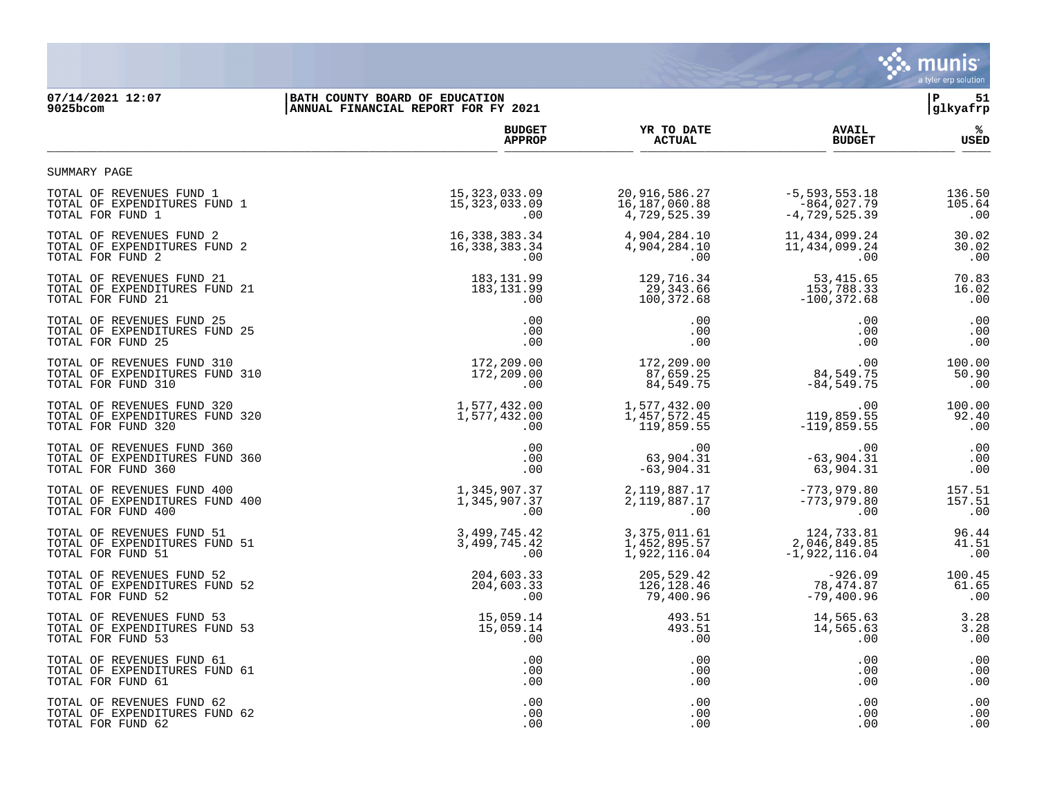07/14/2021 12:07 | BATH COUNTY BOARD OF EDUCATION
9025bcom | ANNUAL FINANCIAL REPORT FOR FY 2021

## SUMMARY PAGE

| | BUDGET APPROP | YR TO DATE ACTUAL | AVAIL BUDGET | % USED |
|---|---|---|---|---|
| TOTAL OF REVENUES FUND 1 | 15,323,033.09 | 20,916,586.27 | -5,593,553.18 | 136.50 |
| TOTAL OF EXPENDITURES FUND 1 | 15,323,033.09 | 16,187,060.88 | -864,027.79 | 105.64 |
| TOTAL FOR FUND 1 | .00 | 4,729,525.39 | -4,729,525.39 | .00 |
| TOTAL OF REVENUES FUND 2 | 16,338,383.34 | 4,904,284.10 | 11,434,099.24 | 30.02 |
| TOTAL OF EXPENDITURES FUND 2 | 16,338,383.34 | 4,904,284.10 | 11,434,099.24 | 30.02 |
| TOTAL FOR FUND 2 | .00 | .00 | .00 | .00 |
| TOTAL OF REVENUES FUND 21 | 183,131.99 | 129,716.34 | 53,415.65 | 70.83 |
| TOTAL OF EXPENDITURES FUND 21 | 183,131.99 | 29,343.66 | 153,788.33 | 16.02 |
| TOTAL FOR FUND 21 | .00 | 100,372.68 | -100,372.68 | .00 |
| TOTAL OF REVENUES FUND 25 | .00 | .00 | .00 | .00 |
| TOTAL OF EXPENDITURES FUND 25 | .00 | .00 | .00 | .00 |
| TOTAL FOR FUND 25 | .00 | .00 | .00 | .00 |
| TOTAL OF REVENUES FUND 310 | 172,209.00 | 172,209.00 | .00 | 100.00 |
| TOTAL OF EXPENDITURES FUND 310 | 172,209.00 | 87,659.25 | 84,549.75 | 50.90 |
| TOTAL FOR FUND 310 | .00 | 84,549.75 | -84,549.75 | .00 |
| TOTAL OF REVENUES FUND 320 | 1,577,432.00 | 1,577,432.00 | .00 | 100.00 |
| TOTAL OF EXPENDITURES FUND 320 | 1,577,432.00 | 1,457,572.45 | 119,859.55 | 92.40 |
| TOTAL FOR FUND 320 | .00 | 119,859.55 | -119,859.55 | .00 |
| TOTAL OF REVENUES FUND 360 | .00 | .00 | .00 | .00 |
| TOTAL OF EXPENDITURES FUND 360 | .00 | 63,904.31 | -63,904.31 | .00 |
| TOTAL FOR FUND 360 | .00 | -63,904.31 | 63,904.31 | .00 |
| TOTAL OF REVENUES FUND 400 | 1,345,907.37 | 2,119,887.17 | -773,979.80 | 157.51 |
| TOTAL OF EXPENDITURES FUND 400 | 1,345,907.37 | 2,119,887.17 | -773,979.80 | 157.51 |
| TOTAL FOR FUND 400 | .00 | .00 | .00 | .00 |
| TOTAL OF REVENUES FUND 51 | 3,499,745.42 | 3,375,011.61 | 124,733.81 | 96.44 |
| TOTAL OF EXPENDITURES FUND 51 | 3,499,745.42 | 1,452,895.57 | 2,046,849.85 | 41.51 |
| TOTAL FOR FUND 51 | .00 | 1,922,116.04 | -1,922,116.04 | .00 |
| TOTAL OF REVENUES FUND 52 | 204,603.33 | 205,529.42 | -926.09 | 100.45 |
| TOTAL OF EXPENDITURES FUND 52 | 204,603.33 | 126,128.46 | 78,474.87 | 61.65 |
| TOTAL FOR FUND 52 | .00 | 79,400.96 | -79,400.96 | .00 |
| TOTAL OF REVENUES FUND 53 | 15,059.14 | 493.51 | 14,565.63 | 3.28 |
| TOTAL OF EXPENDITURES FUND 53 | 15,059.14 | 493.51 | 14,565.63 | 3.28 |
| TOTAL FOR FUND 53 | .00 | .00 | .00 | .00 |
| TOTAL OF REVENUES FUND 61 | .00 | .00 | .00 | .00 |
| TOTAL OF EXPENDITURES FUND 61 | .00 | .00 | .00 | .00 |
| TOTAL FOR FUND 61 | .00 | .00 | .00 | .00 |
| TOTAL OF REVENUES FUND 62 | .00 | .00 | .00 | .00 |
| TOTAL OF EXPENDITURES FUND 62 | .00 | .00 | .00 | .00 |
| TOTAL FOR FUND 62 | .00 | .00 | .00 | .00 |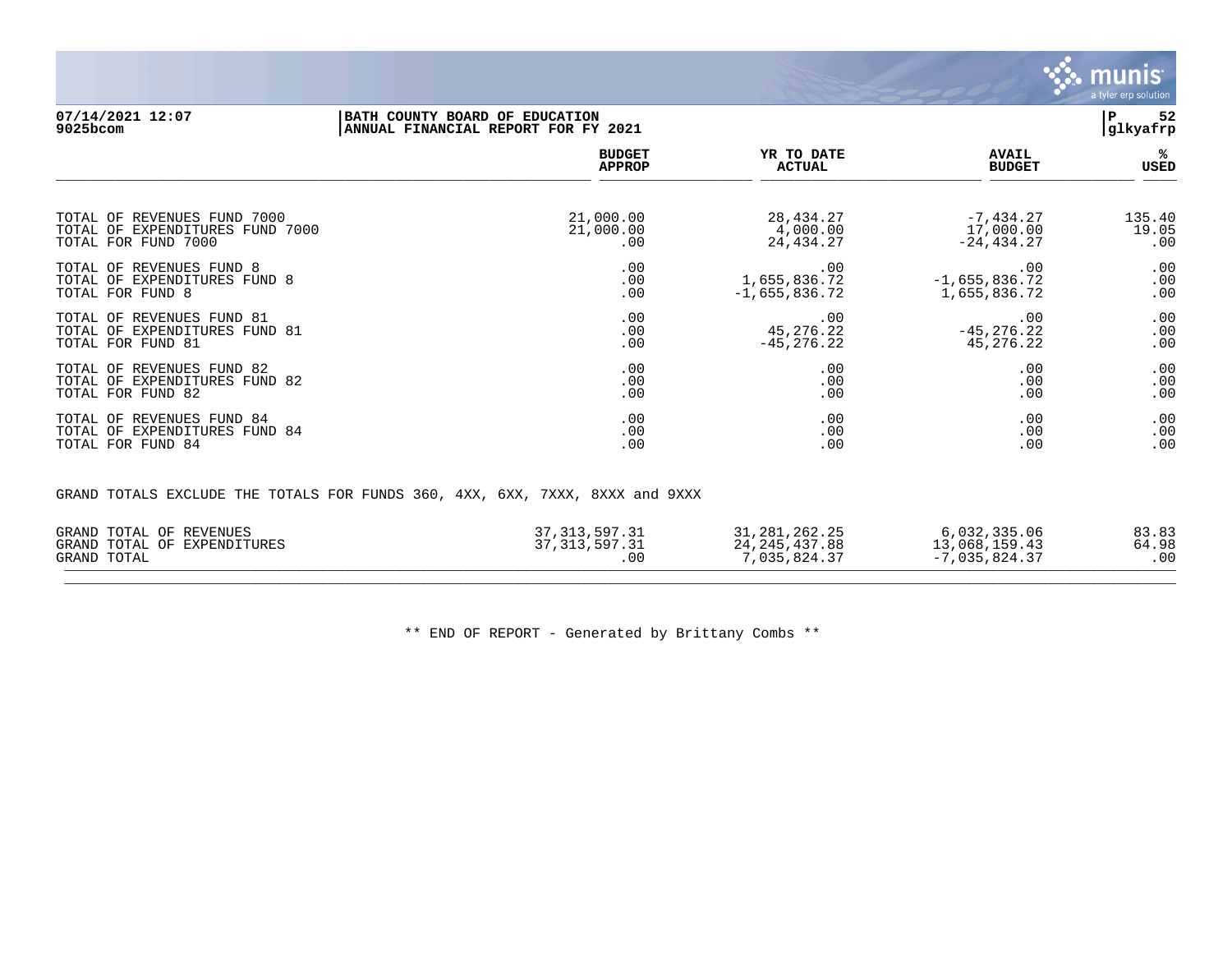07/14/2021 12:07 | BATH COUNTY BOARD OF EDUCATION
9025bcom | ANNUAL FINANCIAL REPORT FOR FY 2021 | glkyafrp

| | BUDGET APPROP | YR TO DATE ACTUAL | AVAIL BUDGET | % USED |
|---|---|---|---|---|
| TOTAL OF REVENUES FUND 7000 | 21,000.00 | 28,434.27 | -7,434.27 | 135.40 |
| TOTAL OF EXPENDITURES FUND 7000 | 21,000.00 | 4,000.00 | 17,000.00 | 19.05 |
| TOTAL FOR FUND 7000 | .00 | 24,434.27 | -24,434.27 | .00 |
| TOTAL OF REVENUES FUND 8 | .00 | .00 | .00 | .00 |
| TOTAL OF EXPENDITURES FUND 8 | .00 | 1,655,836.72 | -1,655,836.72 | .00 |
| TOTAL FOR FUND 8 | .00 | -1,655,836.72 | 1,655,836.72 | .00 |
| TOTAL OF REVENUES FUND 81 | .00 | .00 | .00 | .00 |
| TOTAL OF EXPENDITURES FUND 81 | .00 | 45,276.22 | -45,276.22 | .00 |
| TOTAL FOR FUND 81 | .00 | -45,276.22 | 45,276.22 | .00 |
| TOTAL OF REVENUES FUND 82 | .00 | .00 | .00 | .00 |
| TOTAL OF EXPENDITURES FUND 82 | .00 | .00 | .00 | .00 |
| TOTAL FOR FUND 82 | .00 | .00 | .00 | .00 |
| TOTAL OF REVENUES FUND 84 | .00 | .00 | .00 | .00 |
| TOTAL OF EXPENDITURES FUND 84 | .00 | .00 | .00 | .00 |
| TOTAL FOR FUND 84 | .00 | .00 | .00 | .00 |

GRAND TOTALS EXCLUDE THE TOTALS FOR FUNDS 360, 4XX, 6XX, 7XXX, 8XXX and 9XXX

| | BUDGET APPROP | YR TO DATE ACTUAL | AVAIL BUDGET | % USED |
|---|---|---|---|---|
| GRAND TOTAL OF REVENUES | 37,313,597.31 | 31,281,262.25 | 6,032,335.06 | 83.83 |
| GRAND TOTAL OF EXPENDITURES | 37,313,597.31 | 24,245,437.88 | 13,068,159.43 | 64.98 |
| GRAND TOTAL | .00 | 7,035,824.37 | -7,035,824.37 | .00 |

** END OF REPORT - Generated by Brittany Combs **